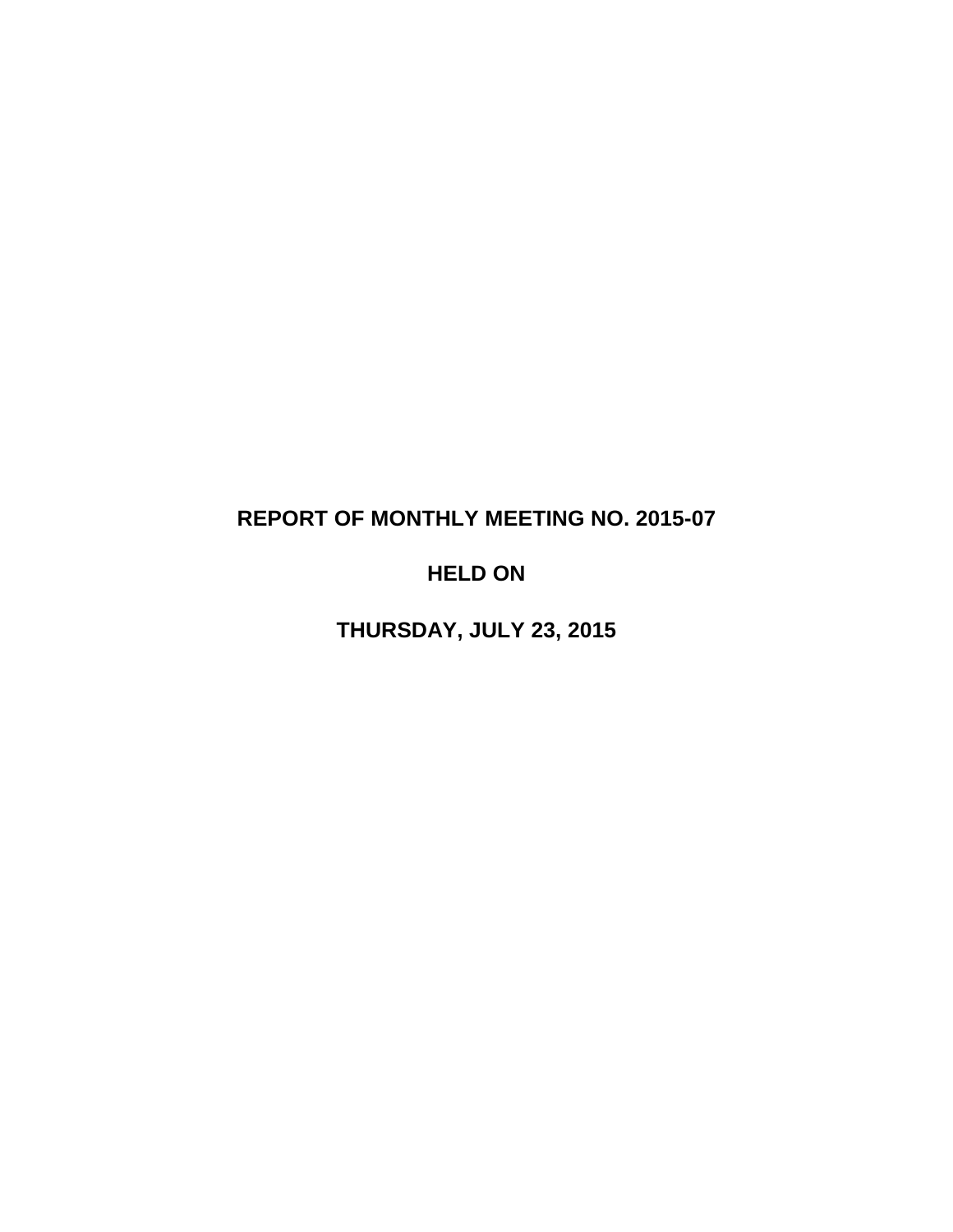# REPORT OF MONTHLY MEETING NO. 2015-07

## HELD ON

## THURSDAY, JULY 23, 2015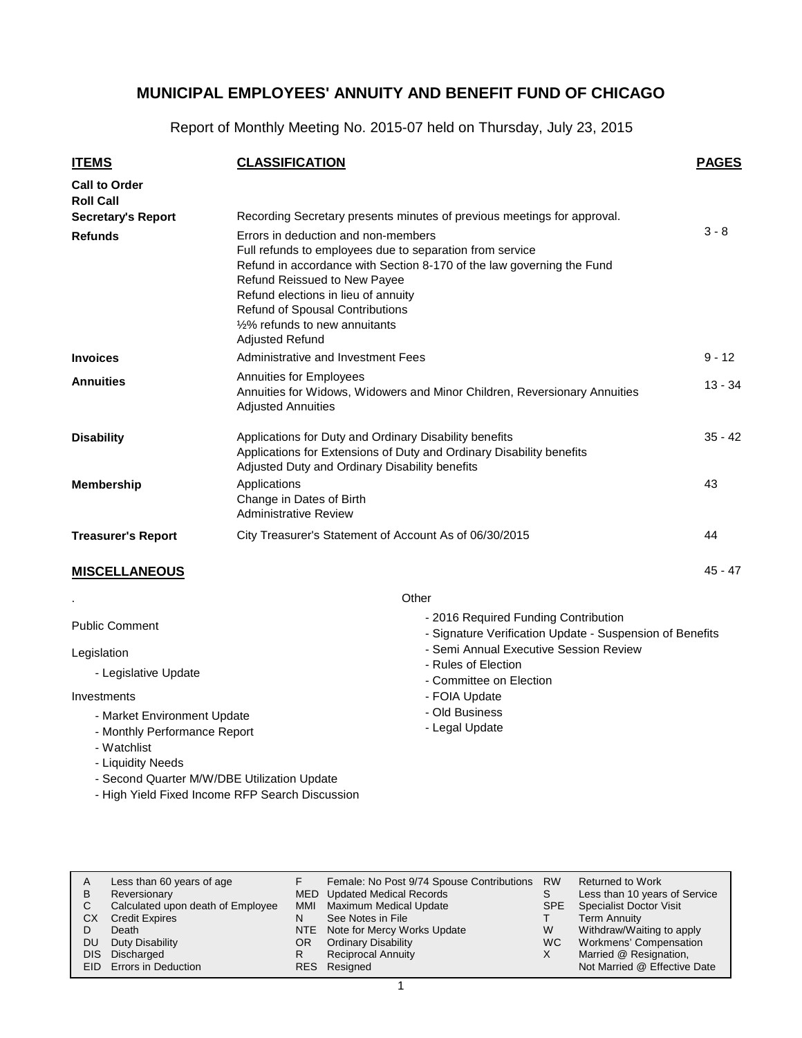# MUNICIPAL EMPLOYEES' ANNUITY AND BENEFIT FUND OF CHICAGO

Report of Monthly Meeting No. 2015-07 held on Thursday, July 23, 2015

| ITEMS | CLASSIFICATION | PAGES |
|---|---|---|
| **Call to Order** | | |
| **Roll Call** | | |
| **Secretary's Report** | Recording Secretary presents minutes of previous meetings for approval. | |
| **Refunds** | Errors in deduction and non-members<br>Full refunds to employees due to separation from service<br>Refund in accordance with Section 8-170 of the law governing the Fund<br>Refund Reissued to New Payee<br>Refund elections in lieu of annuity<br>Refund of Spousal Contributions<br>½% refunds to new annuitants<br>Adjusted Refund | 3 - 8 |
| **Invoices** | Administrative and Investment Fees | 9 - 12 |
| **Annuities** | Annuities for Employees<br>Annuities for Widows, Widowers and Minor Children, Reversionary Annuities<br>Adjusted Annuities | 13 - 34 |
| **Disability** | Applications for Duty and Ordinary Disability benefits<br>Applications for Extensions of Duty and Ordinary Disability benefits<br>Adjusted Duty and Ordinary Disability benefits | 35 - 42 |
| **Membership** | Applications<br>Change in Dates of Birth<br>Administrative Review | 43 |
| **Treasurer's Report** | City Treasurer's Statement of Account As of 06/30/2015 | 44 |

## MISCELLANEOUS

45 - 47

Public Comment

Legislation

- Legislative Update

Investments

- Market Environment Update
- Monthly Performance Report
- Watchlist
- Liquidity Needs
- Second Quarter M/W/DBE Utilization Update
- High Yield Fixed Income RFP Search Discussion

Other

- 2016 Required Funding Contribution
- Signature Verification Update - Suspension of Benefits
- Semi Annual Executive Session Review
- Rules of Election
- Committee on Election
- FOIA Update
- Old Business
- Legal Update

| | | | | | |
|---|---|---|---|---|---|
| A | Less than 60 years of age | F | Female: No Post 9/74 Spouse Contributions | RW | Returned to Work |
| B | Reversionary | MED | Updated Medical Records | S | Less than 10 years of Service |
| C | Calculated upon death of Employee | MMI | Maximum Medical Update | SPE | Specialist Doctor Visit |
| CX | Credit Expires | N | See Notes in File | T | Term Annuity |
| D | Death | NTE | Note for Mercy Works Update | W | Withdraw/Waiting to apply |
| DU | Duty Disability | OR | Ordinary Disability | WC | Workmens' Compensation |
| DIS | Discharged | R | Reciprocal Annuity | X | Married @ Resignation, Not Married @ Effective Date |
| EID | Errors in Deduction | RES | Resigned | | |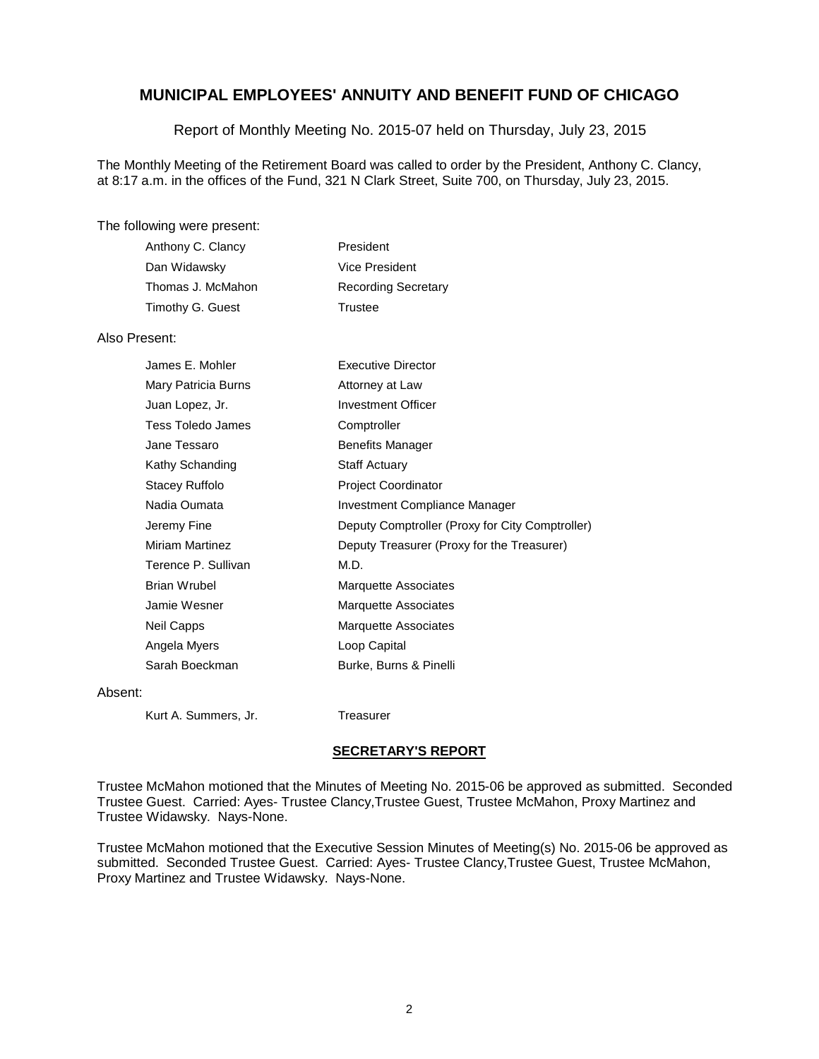# MUNICIPAL EMPLOYEES' ANNUITY AND BENEFIT FUND OF CHICAGO

Report of Monthly Meeting No. 2015-07 held on Thursday, July 23, 2015

The Monthly Meeting of the Retirement Board was called to order by the President, Anthony C. Clancy, at 8:17 a.m. in the offices of the Fund, 321 N Clark Street, Suite 700, on Thursday, July 23, 2015.

The following were present:

| | |
|---|---|
| Anthony C. Clancy | President |
| Dan Widawsky | Vice President |
| Thomas J. McMahon | Recording Secretary |
| Timothy G. Guest | Trustee |

Also Present:

| | |
|---|---|
| James E. Mohler | Executive Director |
| Mary Patricia Burns | Attorney at Law |
| Juan Lopez, Jr. | Investment Officer |
| Tess Toledo James | Comptroller |
| Jane Tessaro | Benefits Manager |
| Kathy Schanding | Staff Actuary |
| Stacey Ruffolo | Project Coordinator |
| Nadia Oumata | Investment Compliance Manager |
| Jeremy Fine | Deputy Comptroller (Proxy for City Comptroller) |
| Miriam Martinez | Deputy Treasurer (Proxy for the Treasurer) |
| Terence P. Sullivan | M.D. |
| Brian Wrubel | Marquette Associates |
| Jamie Wesner | Marquette Associates |
| Neil Capps | Marquette Associates |
| Angela Myers | Loop Capital |
| Sarah Boeckman | Burke, Burns & Pinelli |

Absent:

| | |
|---|---|
| Kurt A. Summers, Jr. | Treasurer |

## SECRETARY'S REPORT

Trustee McMahon motioned that the Minutes of Meeting No. 2015-06 be approved as submitted. Seconded Trustee Guest. Carried: Ayes- Trustee Clancy,Trustee Guest, Trustee McMahon, Proxy Martinez and Trustee Widawsky. Nays-None.

Trustee McMahon motioned that the Executive Session Minutes of Meeting(s) No. 2015-06 be approved as submitted. Seconded Trustee Guest. Carried: Ayes- Trustee Clancy,Trustee Guest, Trustee McMahon, Proxy Martinez and Trustee Widawsky. Nays-None.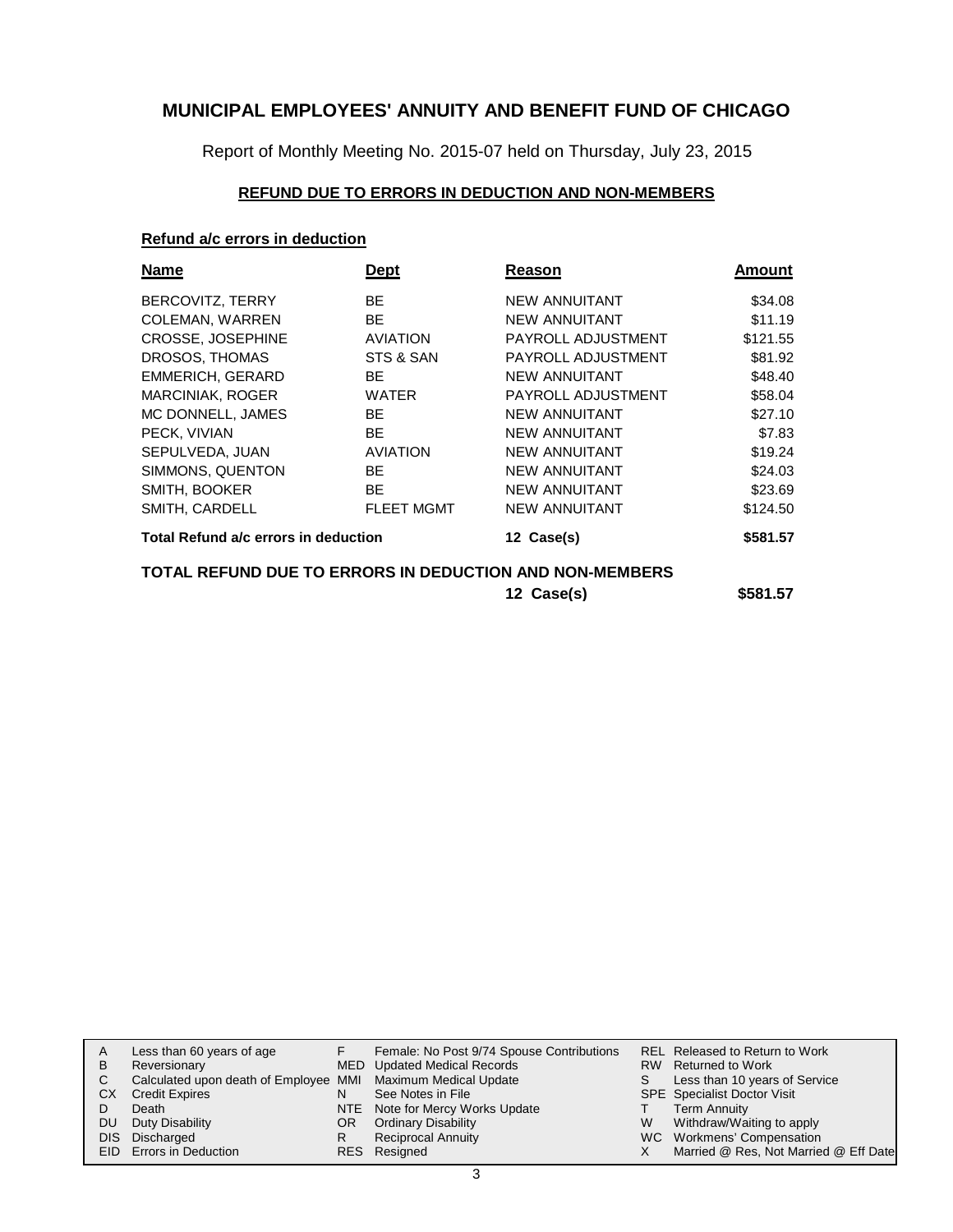# MUNICIPAL EMPLOYEES' ANNUITY AND BENEFIT FUND OF CHICAGO

Report of Monthly Meeting No. 2015-07 held on Thursday, July 23, 2015

## REFUND DUE TO ERRORS IN DEDUCTION AND NON-MEMBERS

### Refund a/c errors in deduction

| Name | Dept | Reason | Amount |
|---|---|---|---|
| BERCOVITZ, TERRY | BE | NEW ANNUITANT | $34.08 |
| COLEMAN, WARREN | BE | NEW ANNUITANT | $11.19 |
| CROSSE, JOSEPHINE | AVIATION | PAYROLL ADJUSTMENT | $121.55 |
| DROSOS, THOMAS | STS & SAN | PAYROLL ADJUSTMENT | $81.92 |
| EMMERICH, GERARD | BE | NEW ANNUITANT | $48.40 |
| MARCINIAK, ROGER | WATER | PAYROLL ADJUSTMENT | $58.04 |
| MC DONNELL, JAMES | BE | NEW ANNUITANT | $27.10 |
| PECK, VIVIAN | BE | NEW ANNUITANT | $7.83 |
| SEPULVEDA, JUAN | AVIATION | NEW ANNUITANT | $19.24 |
| SIMMONS, QUENTON | BE | NEW ANNUITANT | $24.03 |
| SMITH, BOOKER | BE | NEW ANNUITANT | $23.69 |
| SMITH, CARDELL | FLEET MGMT | NEW ANNUITANT | $124.50 |
| **Total Refund a/c errors in deduction** | | **12 Case(s)** | **$581.57** |

**TOTAL REFUND DUE TO ERRORS IN DEDUCTION AND NON-MEMBERS** **12 Case(s)** **$581.57**

| | | | | | |
|---|---|---|---|---|---|
| A | Less than 60 years of age | F | Female: No Post 9/74 Spouse Contributions | REL | Released to Return to Work |
| B | Reversionary | MED | Updated Medical Records | RW | Returned to Work |
| C | Calculated upon death of Employee | MMI | Maximum Medical Update | S | Less than 10 years of Service |
| CX | Credit Expires | N | See Notes in File | SPE | Specialist Doctor Visit |
| D | Death | NTE | Note for Mercy Works Update | T | Term Annuity |
| DU | Duty Disability | OR | Ordinary Disability | W | Withdraw/Waiting to apply |
| DIS | Discharged | R | Reciprocal Annuity | WC | Workmens' Compensation |
| EID | Errors in Deduction | RES | Resigned | X | Married @ Res, Not Married @ Eff Date |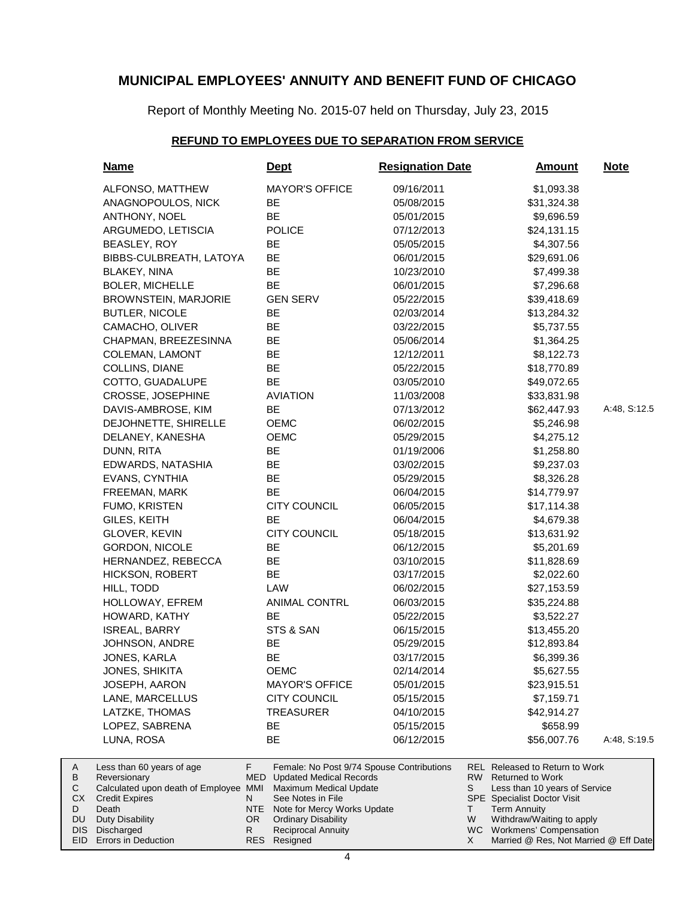# MUNICIPAL EMPLOYEES' ANNUITY AND BENEFIT FUND OF CHICAGO

Report of Monthly Meeting No. 2015-07 held on Thursday, July 23, 2015

## REFUND TO EMPLOYEES DUE TO SEPARATION FROM SERVICE

| Name | Dept | Resignation Date | Amount | Note |
|---|---|---|---|---|
| ALFONSO, MATTHEW | MAYOR'S OFFICE | 09/16/2011 | $1,093.38 | |
| ANAGNOPOULOS, NICK | BE | 05/08/2015 | $31,324.38 | |
| ANTHONY, NOEL | BE | 05/01/2015 | $9,696.59 | |
| ARGUMEDO, LETISCIA | POLICE | 07/12/2013 | $24,131.15 | |
| BEASLEY, ROY | BE | 05/05/2015 | $4,307.56 | |
| BIBBS-CULBREATH, LATOYA | BE | 06/01/2015 | $29,691.06 | |
| BLAKEY, NINA | BE | 10/23/2010 | $7,499.38 | |
| BOLER, MICHELLE | BE | 06/01/2015 | $7,296.68 | |
| BROWNSTEIN, MARJORIE | GEN SERV | 05/22/2015 | $39,418.69 | |
| BUTLER, NICOLE | BE | 02/03/2014 | $13,284.32 | |
| CAMACHO, OLIVER | BE | 03/22/2015 | $5,737.55 | |
| CHAPMAN, BREEZESINNA | BE | 05/06/2014 | $1,364.25 | |
| COLEMAN, LAMONT | BE | 12/12/2011 | $8,122.73 | |
| COLLINS, DIANE | BE | 05/22/2015 | $18,770.89 | |
| COTTO, GUADALUPE | BE | 03/05/2010 | $49,072.65 | |
| CROSSE, JOSEPHINE | AVIATION | 11/03/2008 | $33,831.98 | |
| DAVIS-AMBROSE, KIM | BE | 07/13/2012 | $62,447.93 | A:48, S:12.5 |
| DEJOHNETTE, SHIRELLE | OEMC | 06/02/2015 | $5,246.98 | |
| DELANEY, KANESHA | OEMC | 05/29/2015 | $4,275.12 | |
| DUNN, RITA | BE | 01/19/2006 | $1,258.80 | |
| EDWARDS, NATASHIA | BE | 03/02/2015 | $9,237.03 | |
| EVANS, CYNTHIA | BE | 05/29/2015 | $8,326.28 | |
| FREEMAN, MARK | BE | 06/04/2015 | $14,779.97 | |
| FUMO, KRISTEN | CITY COUNCIL | 06/05/2015 | $17,114.38 | |
| GILES, KEITH | BE | 06/04/2015 | $4,679.38 | |
| GLOVER, KEVIN | CITY COUNCIL | 05/18/2015 | $13,631.92 | |
| GORDON, NICOLE | BE | 06/12/2015 | $5,201.69 | |
| HERNANDEZ, REBECCA | BE | 03/10/2015 | $11,828.69 | |
| HICKSON, ROBERT | BE | 03/17/2015 | $2,022.60 | |
| HILL, TODD | LAW | 06/02/2015 | $27,153.59 | |
| HOLLOWAY, EFREM | ANIMAL CONTRL | 06/03/2015 | $35,224.88 | |
| HOWARD, KATHY | BE | 05/22/2015 | $3,522.27 | |
| ISREAL, BARRY | STS & SAN | 06/15/2015 | $13,455.20 | |
| JOHNSON, ANDRE | BE | 05/29/2015 | $12,893.84 | |
| JONES, KARLA | BE | 03/17/2015 | $6,399.36 | |
| JONES, SHIKITA | OEMC | 02/14/2014 | $5,627.55 | |
| JOSEPH, AARON | MAYOR'S OFFICE | 05/01/2015 | $23,915.51 | |
| LANE, MARCELLUS | CITY COUNCIL | 05/15/2015 | $7,159.71 | |
| LATZKE, THOMAS | TREASURER | 04/10/2015 | $42,914.27 | |
| LOPEZ, SABRENA | BE | 05/15/2015 | $658.99 | |
| LUNA, ROSA | BE | 06/12/2015 | $56,007.76 | A:48, S:19.5 |

| | | | | | |
|---|---|---|---|---|---|
| A | Less than 60 years of age | F | Female: No Post 9/74 Spouse Contributions | REL | Released to Return to Work |
| B | Reversionary | MED | Updated Medical Records | RW | Returned to Work |
| C | Calculated upon death of Employee | MMI | Maximum Medical Update | S | Less than 10 years of Service |
| CX | Credit Expires | N | See Notes in File | SPE | Specialist Doctor Visit |
| D | Death | NTE | Note for Mercy Works Update | T | Term Annuity |
| DU | Duty Disability | OR | Ordinary Disability | W | Withdraw/Waiting to apply |
| DIS | Discharged | R | Reciprocal Annuity | WC | Workmens' Compensation |
| EID | Errors in Deduction | RES | Resigned | X | Married @ Res, Not Married @ Eff Date |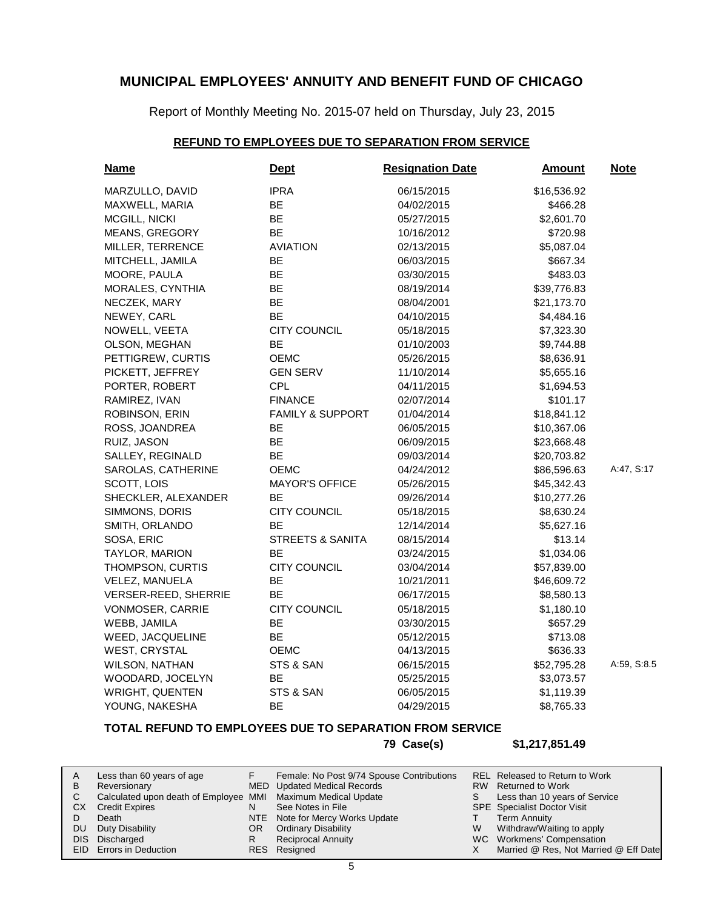# MUNICIPAL EMPLOYEES' ANNUITY AND BENEFIT FUND OF CHICAGO

Report of Monthly Meeting No. 2015-07 held on Thursday, July 23, 2015

## REFUND TO EMPLOYEES DUE TO SEPARATION FROM SERVICE

| Name | Dept | Resignation Date | Amount | Note |
|---|---|---|---|---|
| MARZULLO, DAVID | IPRA | 06/15/2015 | $16,536.92 | |
| MAXWELL, MARIA | BE | 04/02/2015 | $466.28 | |
| MCGILL, NICKI | BE | 05/27/2015 | $2,601.70 | |
| MEANS, GREGORY | BE | 10/16/2012 | $720.98 | |
| MILLER, TERRENCE | AVIATION | 02/13/2015 | $5,087.04 | |
| MITCHELL, JAMILA | BE | 06/03/2015 | $667.34 | |
| MOORE, PAULA | BE | 03/30/2015 | $483.03 | |
| MORALES, CYNTHIA | BE | 08/19/2014 | $39,776.83 | |
| NECZEK, MARY | BE | 08/04/2001 | $21,173.70 | |
| NEWEY, CARL | BE | 04/10/2015 | $4,484.16 | |
| NOWELL, VEETA | CITY COUNCIL | 05/18/2015 | $7,323.30 | |
| OLSON, MEGHAN | BE | 01/10/2003 | $9,744.88 | |
| PETTIGREW, CURTIS | OEMC | 05/26/2015 | $8,636.91 | |
| PICKETT, JEFFREY | GEN SERV | 11/10/2014 | $5,655.16 | |
| PORTER, ROBERT | CPL | 04/11/2015 | $1,694.53 | |
| RAMIREZ, IVAN | FINANCE | 02/07/2014 | $101.17 | |
| ROBINSON, ERIN | FAMILY & SUPPORT | 01/04/2014 | $18,841.12 | |
| ROSS, JOANDREA | BE | 06/05/2015 | $10,367.06 | |
| RUIZ, JASON | BE | 06/09/2015 | $23,668.48 | |
| SALLEY, REGINALD | BE | 09/03/2014 | $20,703.82 | |
| SAROLAS, CATHERINE | OEMC | 04/24/2012 | $86,596.63 | A:47, S:17 |
| SCOTT, LOIS | MAYOR'S OFFICE | 05/26/2015 | $45,342.43 | |
| SHECKLER, ALEXANDER | BE | 09/26/2014 | $10,277.26 | |
| SIMMONS, DORIS | CITY COUNCIL | 05/18/2015 | $8,630.24 | |
| SMITH, ORLANDO | BE | 12/14/2014 | $5,627.16 | |
| SOSA, ERIC | STREETS & SANITA | 08/15/2014 | $13.14 | |
| TAYLOR, MARION | BE | 03/24/2015 | $1,034.06 | |
| THOMPSON, CURTIS | CITY COUNCIL | 03/04/2014 | $57,839.00 | |
| VELEZ, MANUELA | BE | 10/21/2011 | $46,609.72 | |
| VERSER-REED, SHERRIE | BE | 06/17/2015 | $8,580.13 | |
| VONMOSER, CARRIE | CITY COUNCIL | 05/18/2015 | $1,180.10 | |
| WEBB, JAMILA | BE | 03/30/2015 | $657.29 | |
| WEED, JACQUELINE | BE | 05/12/2015 | $713.08 | |
| WEST, CRYSTAL | OEMC | 04/13/2015 | $636.33 | |
| WILSON, NATHAN | STS & SAN | 06/15/2015 | $52,795.28 | A:59, S:8.5 |
| WOODARD, JOCELYN | BE | 05/25/2015 | $3,073.57 | |
| WRIGHT, QUENTEN | STS & SAN | 06/05/2015 | $1,119.39 | |
| YOUNG, NAKESHA | BE | 04/29/2015 | $8,765.33 | |

**TOTAL REFUND TO EMPLOYEES DUE TO SEPARATION FROM SERVICE**

**79 Case(s) $1,217,851.49**

| | | | | | |
|---|---|---|---|---|---|
| A | Less than 60 years of age | F | Female: No Post 9/74 Spouse Contributions | REL | Released to Return to Work |
| B | Reversionary | MED | Updated Medical Records | RW | Returned to Work |
| C | Calculated upon death of Employee | MMI | Maximum Medical Update | S | Less than 10 years of Service |
| CX | Credit Expires | N | See Notes in File | SPE | Specialist Doctor Visit |
| D | Death | NTE | Note for Mercy Works Update | T | Term Annuity |
| DU | Duty Disability | OR | Ordinary Disability | W | Withdraw/Waiting to apply |
| DIS | Discharged | R | Reciprocal Annuity | WC | Workmens' Compensation |
| EID | Errors in Deduction | RES | Resigned | X | Married @ Res, Not Married @ Eff Date |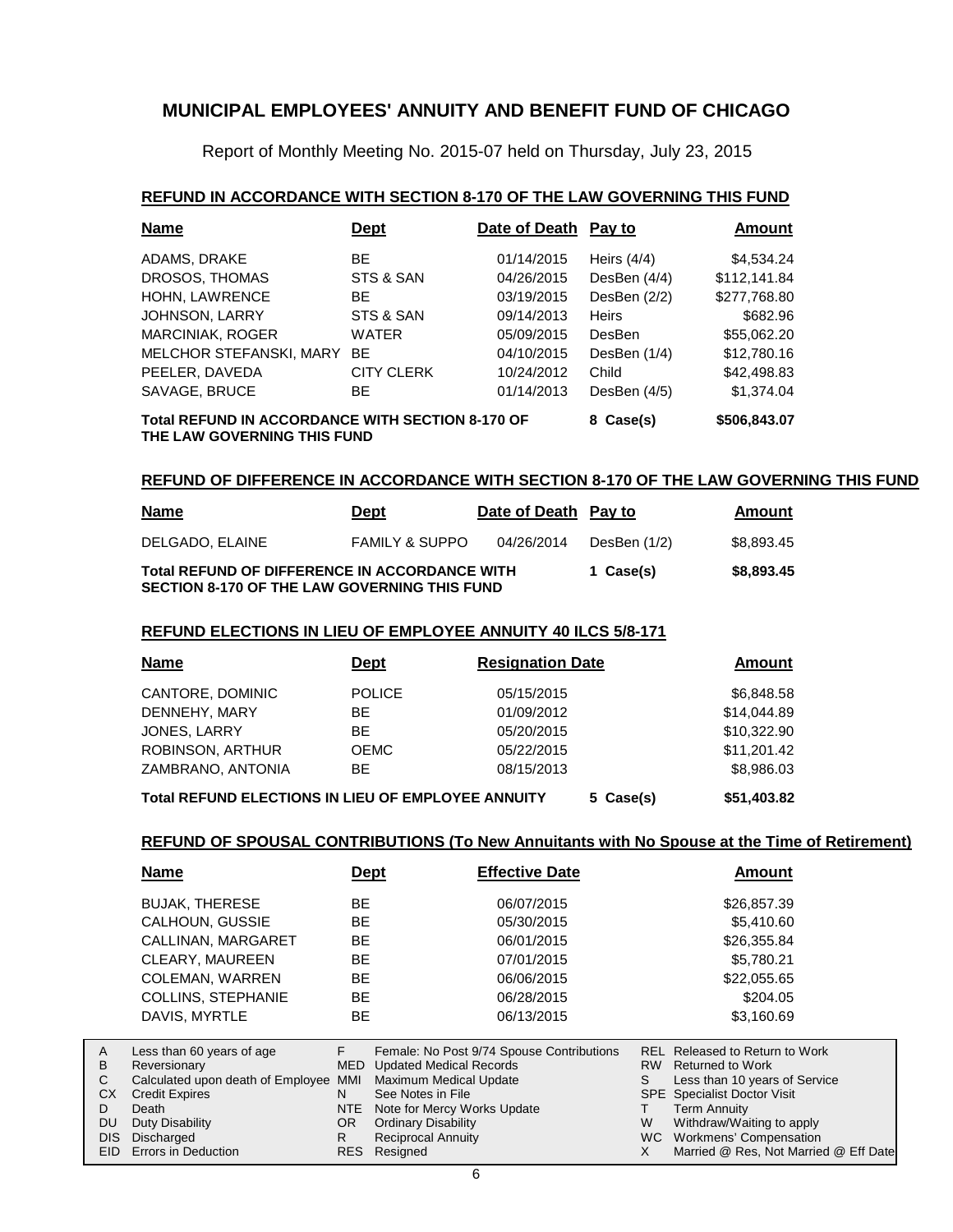# MUNICIPAL EMPLOYEES' ANNUITY AND BENEFIT FUND OF CHICAGO

Report of Monthly Meeting No. 2015-07 held on Thursday, July 23, 2015

## REFUND IN ACCORDANCE WITH SECTION 8-170 OF THE LAW GOVERNING THIS FUND

| Name | Dept | Date of Death | Pay to | Amount |
|---|---|---|---|---|
| ADAMS, DRAKE | BE | 01/14/2015 | Heirs (4/4) | $4,534.24 |
| DROSOS, THOMAS | STS & SAN | 04/26/2015 | DesBen (4/4) | $112,141.84 |
| HOHN, LAWRENCE | BE | 03/19/2015 | DesBen (2/2) | $277,768.80 |
| JOHNSON, LARRY | STS & SAN | 09/14/2013 | Heirs | $682.96 |
| MARCINIAK, ROGER | WATER | 05/09/2015 | DesBen | $55,062.20 |
| MELCHOR STEFANSKI, MARY | BE | 04/10/2015 | DesBen (1/4) | $12,780.16 |
| PEELER, DAVEDA | CITY CLERK | 10/24/2012 | Child | $42,498.83 |
| SAVAGE, BRUCE | BE | 01/14/2013 | DesBen (4/5) | $1,374.04 |
| **Total REFUND IN ACCORDANCE WITH SECTION 8-170 OF THE LAW GOVERNING THIS FUND** | | | **8 Case(s)** | **$506,843.07** |

## REFUND OF DIFFERENCE IN ACCORDANCE WITH SECTION 8-170 OF THE LAW GOVERNING THIS FUND

| Name | Dept | Date of Death | Pay to | Amount |
|---|---|---|---|---|
| DELGADO, ELAINE | FAMILY & SUPPO | 04/26/2014 | DesBen (1/2) | $8,893.45 |
| **Total REFUND OF DIFFERENCE IN ACCORDANCE WITH SECTION 8-170 OF THE LAW GOVERNING THIS FUND** | | | **1 Case(s)** | **$8,893.45** |

## REFUND ELECTIONS IN LIEU OF EMPLOYEE ANNUITY 40 ILCS 5/8-171

| Name | Dept | Resignation Date | | Amount |
|---|---|---|---|---|
| CANTORE, DOMINIC | POLICE | 05/15/2015 | | $6,848.58 |
| DENNEHY, MARY | BE | 01/09/2012 | | $14,044.89 |
| JONES, LARRY | BE | 05/20/2015 | | $10,322.90 |
| ROBINSON, ARTHUR | OEMC | 05/22/2015 | | $11,201.42 |
| ZAMBRANO, ANTONIA | BE | 08/15/2013 | | $8,986.03 |
| **Total REFUND ELECTIONS IN LIEU OF EMPLOYEE ANNUITY** | | | **5 Case(s)** | **$51,403.82** |

## REFUND OF SPOUSAL CONTRIBUTIONS (To New Annuitants with No Spouse at the Time of Retirement)

| Name | Dept | Effective Date | Amount |
|---|---|---|---|
| BUJAK, THERESE | BE | 06/07/2015 | $26,857.39 |
| CALHOUN, GUSSIE | BE | 05/30/2015 | $5,410.60 |
| CALLINAN, MARGARET | BE | 06/01/2015 | $26,355.84 |
| CLEARY, MAUREEN | BE | 07/01/2015 | $5,780.21 |
| COLEMAN, WARREN | BE | 06/06/2015 | $22,055.65 |
| COLLINS, STEPHANIE | BE | 06/28/2015 | $204.05 |
| DAVIS, MYRTLE | BE | 06/13/2015 | $3,160.69 |

| | | | | | |
|---|---|---|---|---|---|
| A | Less than 60 years of age | F | Female: No Post 9/74 Spouse Contributions | REL | Released to Return to Work |
| B | Reversionary | MED | Updated Medical Records | RW | Returned to Work |
| C | Calculated upon death of Employee | MMI | Maximum Medical Update | S | Less than 10 years of Service |
| CX | Credit Expires | N | See Notes in File | SPE | Specialist Doctor Visit |
| D | Death | NTE | Note for Mercy Works Update | T | Term Annuity |
| DU | Duty Disability | OR | Ordinary Disability | W | Withdraw/Waiting to apply |
| DIS | Discharged | R | Reciprocal Annuity | WC | Workmens' Compensation |
| EID | Errors in Deduction | RES | Resigned | X | Married @ Res, Not Married @ Eff Date |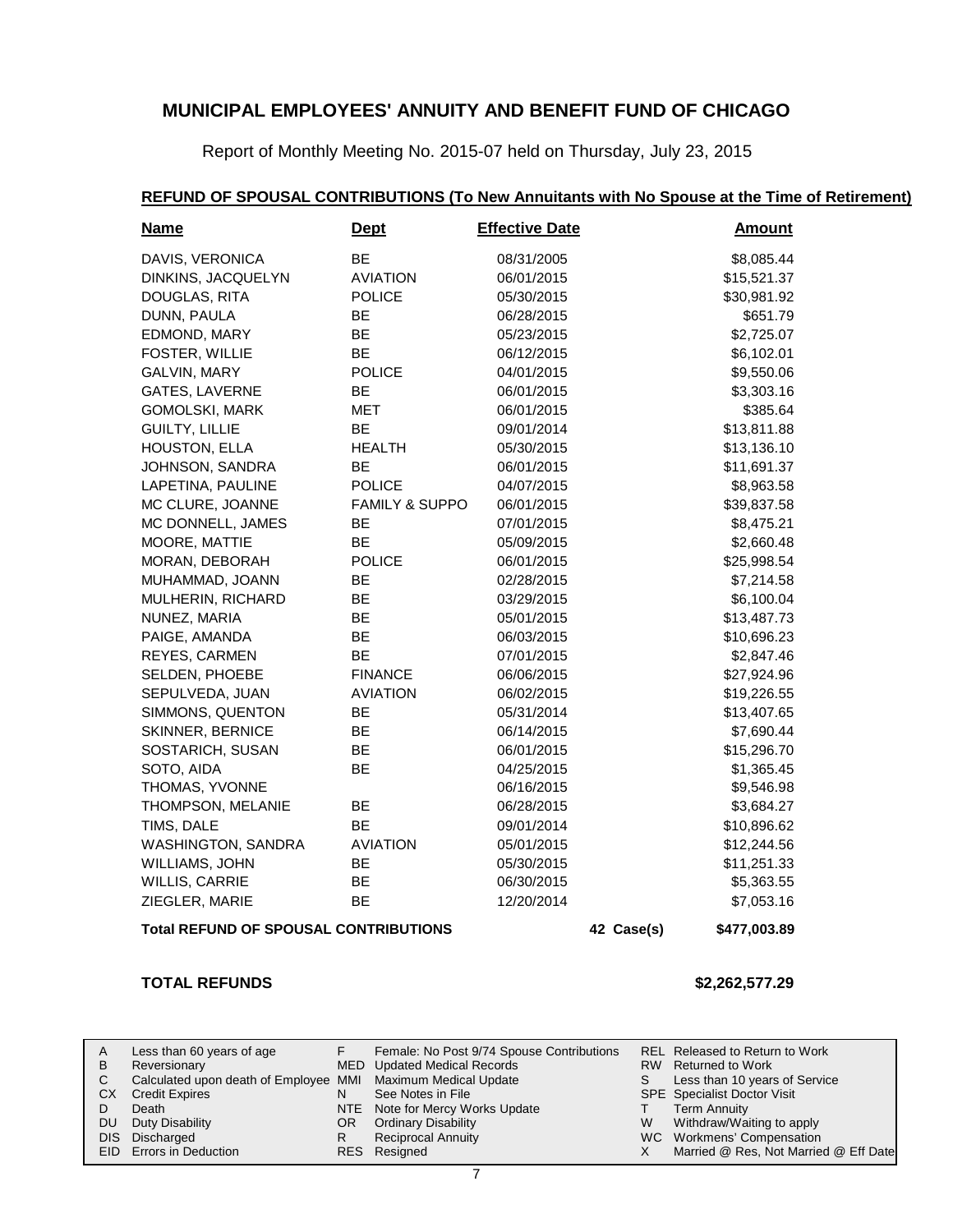# MUNICIPAL EMPLOYEES' ANNUITY AND BENEFIT FUND OF CHICAGO

Report of Monthly Meeting No. 2015-07 held on Thursday, July 23, 2015

## REFUND OF SPOUSAL CONTRIBUTIONS (To New Annuitants with No Spouse at the Time of Retirement)

| Name | Dept | Effective Date | | Amount |
|---|---|---|---|---|
| DAVIS, VERONICA | BE | 08/31/2005 | | $8,085.44 |
| DINKINS, JACQUELYN | AVIATION | 06/01/2015 | | $15,521.37 |
| DOUGLAS, RITA | POLICE | 05/30/2015 | | $30,981.92 |
| DUNN, PAULA | BE | 06/28/2015 | | $651.79 |
| EDMOND, MARY | BE | 05/23/2015 | | $2,725.07 |
| FOSTER, WILLIE | BE | 06/12/2015 | | $6,102.01 |
| GALVIN, MARY | POLICE | 04/01/2015 | | $9,550.06 |
| GATES, LAVERNE | BE | 06/01/2015 | | $3,303.16 |
| GOMOLSKI, MARK | MET | 06/01/2015 | | $385.64 |
| GUILTY, LILLIE | BE | 09/01/2014 | | $13,811.88 |
| HOUSTON, ELLA | HEALTH | 05/30/2015 | | $13,136.10 |
| JOHNSON, SANDRA | BE | 06/01/2015 | | $11,691.37 |
| LAPETINA, PAULINE | POLICE | 04/07/2015 | | $8,963.58 |
| MC CLURE, JOANNE | FAMILY & SUPPO | 06/01/2015 | | $39,837.58 |
| MC DONNELL, JAMES | BE | 07/01/2015 | | $8,475.21 |
| MOORE, MATTIE | BE | 05/09/2015 | | $2,660.48 |
| MORAN, DEBORAH | POLICE | 06/01/2015 | | $25,998.54 |
| MUHAMMAD, JOANN | BE | 02/28/2015 | | $7,214.58 |
| MULHERIN, RICHARD | BE | 03/29/2015 | | $6,100.04 |
| NUNEZ, MARIA | BE | 05/01/2015 | | $13,487.73 |
| PAIGE, AMANDA | BE | 06/03/2015 | | $10,696.23 |
| REYES, CARMEN | BE | 07/01/2015 | | $2,847.46 |
| SELDEN, PHOEBE | FINANCE | 06/06/2015 | | $27,924.96 |
| SEPULVEDA, JUAN | AVIATION | 06/02/2015 | | $19,226.55 |
| SIMMONS, QUENTON | BE | 05/31/2014 | | $13,407.65 |
| SKINNER, BERNICE | BE | 06/14/2015 | | $7,690.44 |
| SOSTARICH, SUSAN | BE | 06/01/2015 | | $15,296.70 |
| SOTO, AIDA | BE | 04/25/2015 | | $1,365.45 |
| THOMAS, YVONNE | | 06/16/2015 | | $9,546.98 |
| THOMPSON, MELANIE | BE | 06/28/2015 | | $3,684.27 |
| TIMS, DALE | BE | 09/01/2014 | | $10,896.62 |
| WASHINGTON, SANDRA | AVIATION | 05/01/2015 | | $12,244.56 |
| WILLIAMS, JOHN | BE | 05/30/2015 | | $11,251.33 |
| WILLIS, CARRIE | BE | 06/30/2015 | | $5,363.55 |
| ZIEGLER, MARIE | BE | 12/20/2014 | | $7,053.16 |
| **Total REFUND OF SPOUSAL CONTRIBUTIONS** | | | **42 Case(s)** | **$477,003.89** |

**TOTAL REFUNDS** **$2,262,577.29**

| | | | | | |
|---|---|---|---|---|---|
| A | Less than 60 years of age | F | Female: No Post 9/74 Spouse Contributions | REL | Released to Return to Work |
| B | Reversionary | MED | Updated Medical Records | RW | Returned to Work |
| C | Calculated upon death of Employee | MMI | Maximum Medical Update | S | Less than 10 years of Service |
| CX | Credit Expires | N | See Notes in File | SPE | Specialist Doctor Visit |
| D | Death | NTE | Note for Mercy Works Update | T | Term Annuity |
| DU | Duty Disability | OR | Ordinary Disability | W | Withdraw/Waiting to apply |
| DIS | Discharged | R | Reciprocal Annuity | WC | Workmens' Compensation |
| EID | Errors in Deduction | RES | Resigned | X | Married @ Res, Not Married @ Eff Date |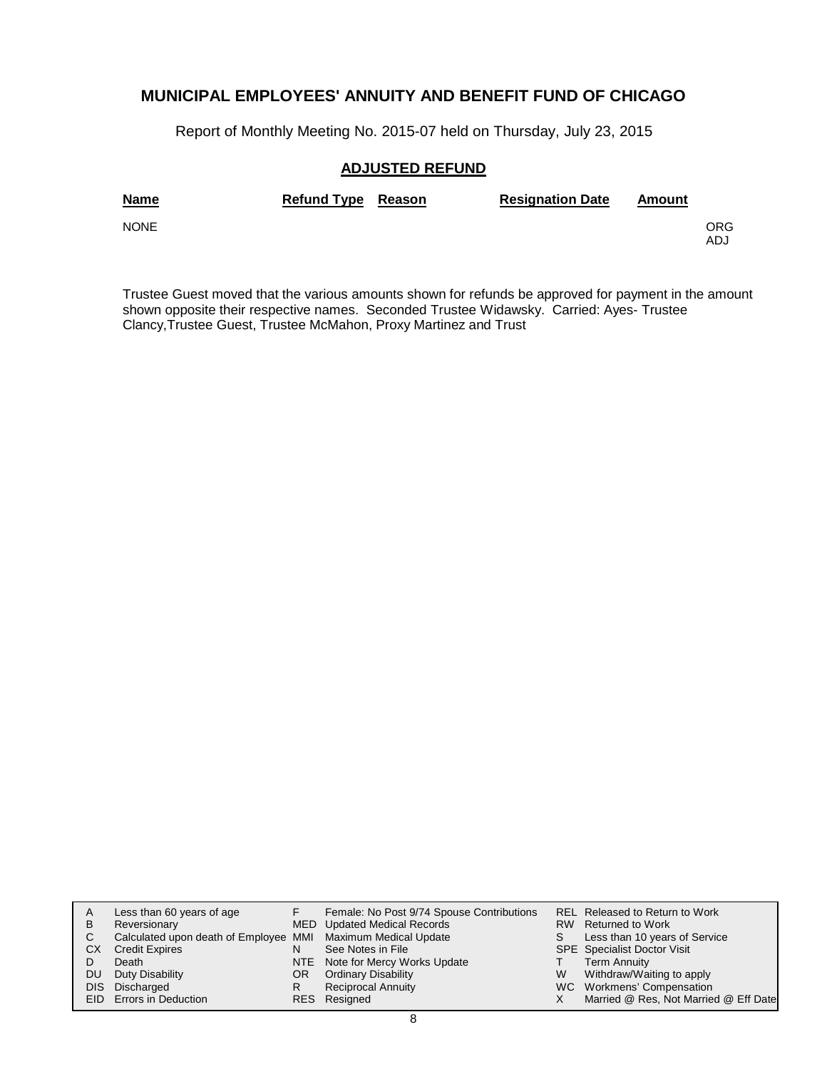## MUNICIPAL EMPLOYEES' ANNUITY AND BENEFIT FUND OF CHICAGO

Report of Monthly Meeting No. 2015-07 held on Thursday, July 23, 2015

### ADJUSTED REFUND

| Name | Refund Type | Reason | Resignation Date | Amount | |
|---|---|---|---|---|---|
| NONE | | | | | ORG ADJ |

Trustee Guest moved that the various amounts shown for refunds be approved for payment in the amount shown opposite their respective names. Seconded Trustee Widawsky. Carried: Ayes- Trustee Clancy,Trustee Guest, Trustee McMahon, Proxy Martinez and Trust

| | | | | | |
|---|---|---|---|---|---|
| A | Less than 60 years of age | F | Female: No Post 9/74 Spouse Contributions | REL | Released to Return to Work |
| B | Reversionary | MED | Updated Medical Records | RW | Returned to Work |
| C | Calculated upon death of Employee | MMI | Maximum Medical Update | S | Less than 10 years of Service |
| CX | Credit Expires | N | See Notes in File | SPE | Specialist Doctor Visit |
| D | Death | NTE | Note for Mercy Works Update | T | Term Annuity |
| DU | Duty Disability | OR | Ordinary Disability | W | Withdraw/Waiting to apply |
| DIS | Discharged | R | Reciprocal Annuity | WC | Workmens' Compensation |
| EID | Errors in Deduction | RES | Resigned | X | Married @ Res, Not Married @ Eff Date |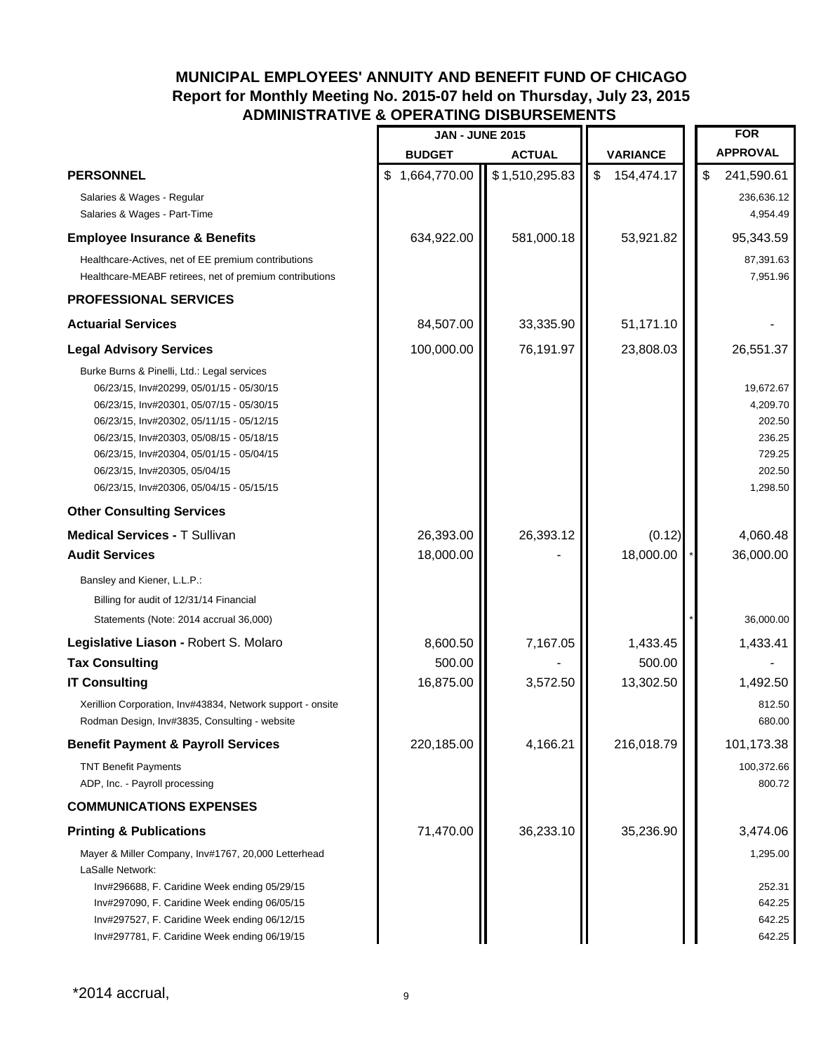# MUNICIPAL EMPLOYEES' ANNUITY AND BENEFIT FUND OF CHICAGO
## Report for Monthly Meeting No. 2015-07 held on Thursday, July 23, 2015
## ADMINISTRATIVE & OPERATING DISBURSEMENTS

| | JAN - JUNE 2015 | | | | FOR |
|---|---|---|---|---|---|
| | BUDGET | ACTUAL | VARIANCE | | APPROVAL |
| **PERSONNEL** | $ 1,664,770.00 | $ 1,510,295.83 | $ 154,474.17 | | $ 241,590.61 |
| Salaries & Wages - Regular | | | | | 236,636.12 |
| Salaries & Wages - Part-Time | | | | | 4,954.49 |
| **Employee Insurance & Benefits** | 634,922.00 | 581,000.18 | 53,921.82 | | 95,343.59 |
| Healthcare-Actives, net of EE premium contributions | | | | | 87,391.63 |
| Healthcare-MEABF retirees, net of premium contributions | | | | | 7,951.96 |
| **PROFESSIONAL SERVICES** | | | | | |
| **Actuarial Services** | 84,507.00 | 33,335.90 | 51,171.10 | | - |
| **Legal Advisory Services** | 100,000.00 | 76,191.97 | 23,808.03 | | 26,551.37 |
| Burke Burns & Pinelli, Ltd.: Legal services | | | | | |
| 06/23/15, Inv#20299, 05/01/15 - 05/30/15 | | | | | 19,672.67 |
| 06/23/15, Inv#20301, 05/07/15 - 05/30/15 | | | | | 4,209.70 |
| 06/23/15, Inv#20302, 05/11/15 - 05/12/15 | | | | | 202.50 |
| 06/23/15, Inv#20303, 05/08/15 - 05/18/15 | | | | | 236.25 |
| 06/23/15, Inv#20304, 05/01/15 - 05/04/15 | | | | | 729.25 |
| 06/23/15, Inv#20305, 05/04/15 | | | | | 202.50 |
| 06/23/15, Inv#20306, 05/04/15 - 05/15/15 | | | | | 1,298.50 |
| **Other Consulting Services** | | | | | |
| **Medical Services -** T Sullivan | 26,393.00 | 26,393.12 | (0.12) | | 4,060.48 |
| **Audit Services** | 18,000.00 | - | 18,000.00 | * | 36,000.00 |
| Bansley and Kiener, L.L.P.: | | | | | |
| Billing for audit of 12/31/14 Financial | | | | | |
| Statements (Note: 2014 accrual 36,000) | | | | * | 36,000.00 |
| **Legislative Liason -** Robert S. Molaro | 8,600.50 | 7,167.05 | 1,433.45 | | 1,433.41 |
| **Tax Consulting** | 500.00 | - | 500.00 | | - |
| **IT Consulting** | 16,875.00 | 3,572.50 | 13,302.50 | | 1,492.50 |
| Xerillion Corporation, Inv#43834, Network support - onsite | | | | | 812.50 |
| Rodman Design, Inv#3835, Consulting - website | | | | | 680.00 |
| **Benefit Payment & Payroll Services** | 220,185.00 | 4,166.21 | 216,018.79 | | 101,173.38 |
| TNT Benefit Payments | | | | | 100,372.66 |
| ADP, Inc. - Payroll processing | | | | | 800.72 |
| **COMMUNICATIONS EXPENSES** | | | | | |
| **Printing & Publications** | 71,470.00 | 36,233.10 | 35,236.90 | | 3,474.06 |
| Mayer & Miller Company, Inv#1767, 20,000 Letterhead | | | | | 1,295.00 |
| LaSalle Network: | | | | | |
| Inv#296688, F. Caridine Week ending 05/29/15 | | | | | 252.31 |
| Inv#297090, F. Caridine Week ending 06/05/15 | | | | | 642.25 |
| Inv#297527, F. Caridine Week ending 06/12/15 | | | | | 642.25 |
| Inv#297781, F. Caridine Week ending 06/19/15 | | | | | 642.25 |

*2014 accrual,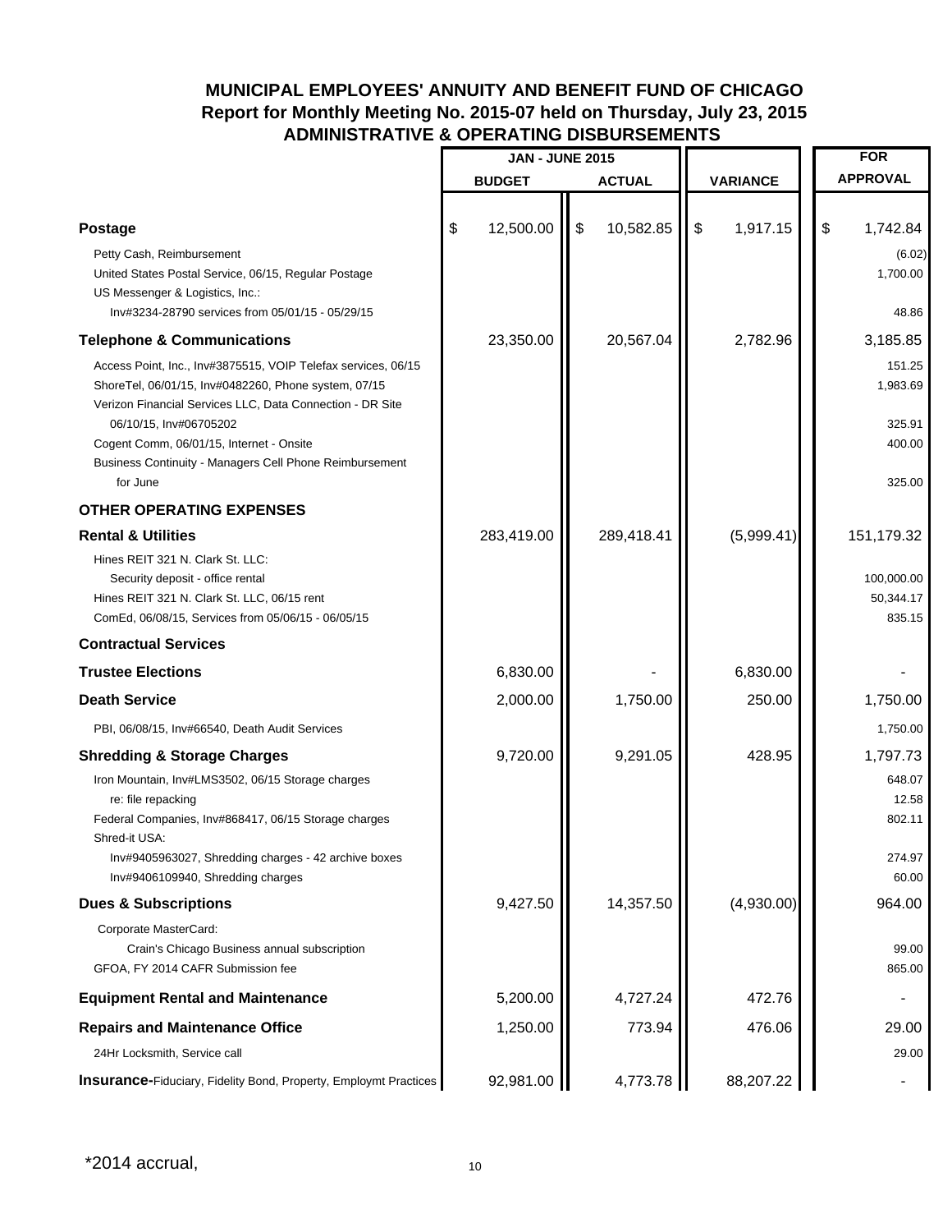# MUNICIPAL EMPLOYEES' ANNUITY AND BENEFIT FUND OF CHICAGO

## Report for Monthly Meeting No. 2015-07 held on Thursday, July 23, 2015

## ADMINISTRATIVE & OPERATING DISBURSEMENTS

| | JAN - JUNE 2015 BUDGET | JAN - JUNE 2015 ACTUAL | VARIANCE | FOR APPROVAL |
|---|---|---|---|---|
| **Postage** | $ 12,500.00 | $ 10,582.85 | $ 1,917.15 | $ 1,742.84 |
| Petty Cash, Reimbursement | | | | (6.02) |
| United States Postal Service, 06/15, Regular Postage | | | | 1,700.00 |
| US Messenger & Logistics, Inc.: Inv#3234-28790 services from 05/01/15 - 05/29/15 | | | | 48.86 |
| **Telephone & Communications** | 23,350.00 | 20,567.04 | 2,782.96 | 3,185.85 |
| Access Point, Inc., Inv#3875515, VOIP Telefax services, 06/15 | | | | 151.25 |
| ShoreTel, 06/01/15, Inv#0482260, Phone system, 07/15 | | | | 1,983.69 |
| Verizon Financial Services LLC, Data Connection - DR Site 06/10/15, Inv#06705202 | | | | 325.91 |
| Cogent Comm, 06/01/15, Internet - Onsite | | | | 400.00 |
| Business Continuity - Managers Cell Phone Reimbursement for June | | | | 325.00 |
| **OTHER OPERATING EXPENSES** | | | | |
| **Rental & Utilities** | 283,419.00 | 289,418.41 | (5,999.41) | 151,179.32 |
| Hines REIT 321 N. Clark St. LLC: Security deposit - office rental | | | | 100,000.00 |
| Hines REIT 321 N. Clark St. LLC, 06/15 rent | | | | 50,344.17 |
| ComEd, 06/08/15, Services from 05/06/15 - 06/05/15 | | | | 835.15 |
| **Contractual Services** | | | | |
| **Trustee Elections** | 6,830.00 | - | 6,830.00 | - |
| **Death Service** | 2,000.00 | 1,750.00 | 250.00 | 1,750.00 |
| PBI, 06/08/15, Inv#66540, Death Audit Services | | | | 1,750.00 |
| **Shredding & Storage Charges** | 9,720.00 | 9,291.05 | 428.95 | 1,797.73 |
| Iron Mountain, Inv#LMS3502, 06/15 Storage charges | | | | 648.07 |
| re: file repacking | | | | 12.58 |
| Federal Companies, Inv#868417, 06/15 Storage charges | | | | 802.11 |
| Shred-it USA: Inv#9405963027, Shredding charges - 42 archive boxes | | | | 274.97 |
| Inv#9406109940, Shredding charges | | | | 60.00 |
| **Dues & Subscriptions** | 9,427.50 | 14,357.50 | (4,930.00) | 964.00 |
| Corporate MasterCard: Crain's Chicago Business annual subscription | | | | 99.00 |
| GFOA, FY 2014 CAFR Submission fee | | | | 865.00 |
| **Equipment Rental and Maintenance** | 5,200.00 | 4,727.24 | 472.76 | - |
| **Repairs and Maintenance Office** | 1,250.00 | 773.94 | 476.06 | 29.00 |
| 24Hr Locksmith, Service call | | | | 29.00 |
| **Insurance**-Fiduciary, Fidelity Bond, Property, Employmt Practices | 92,981.00 | 4,773.78 | 88,207.22 | - |

*2014 accrual,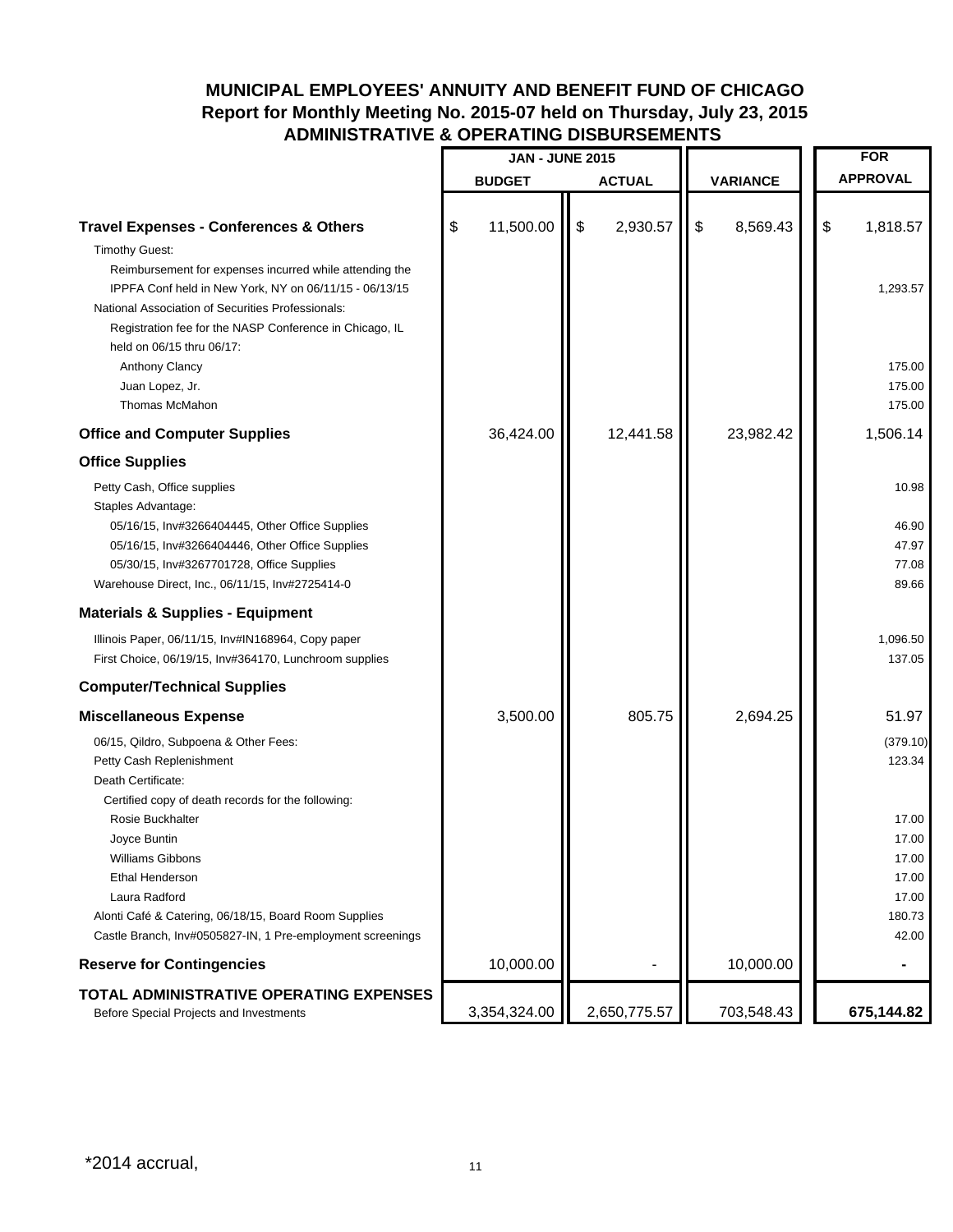# MUNICIPAL EMPLOYEES' ANNUITY AND BENEFIT FUND OF CHICAGO
## Report for Monthly Meeting No. 2015-07 held on Thursday, July 23, 2015
## ADMINISTRATIVE & OPERATING DISBURSEMENTS

| | JAN - JUNE 2015 | | | FOR |
|---|---|---|---|---|
| | BUDGET | ACTUAL | VARIANCE | APPROVAL |
| **Travel Expenses - Conferences & Others** | $ 11,500.00 | $ 2,930.57 | $ 8,569.43 | $ 1,818.57 |
| Timothy Guest: | | | | |
| Reimbursement for expenses incurred while attending the IPPFA Conf held in New York, NY on 06/11/15 - 06/13/15 | | | | 1,293.57 |
| National Association of Securities Professionals: | | | | |
| Registration fee for the NASP Conference in Chicago, IL held on 06/15 thru 06/17: | | | | |
| Anthony Clancy | | | | 175.00 |
| Juan Lopez, Jr. | | | | 175.00 |
| Thomas McMahon | | | | 175.00 |
| **Office and Computer Supplies** | 36,424.00 | 12,441.58 | 23,982.42 | 1,506.14 |
| **Office Supplies** | | | | |
| Petty Cash, Office supplies | | | | 10.98 |
| Staples Advantage: | | | | |
| 05/16/15, Inv#3266404445, Other Office Supplies | | | | 46.90 |
| 05/16/15, Inv#3266404446, Other Office Supplies | | | | 47.97 |
| 05/30/15, Inv#3267701728, Office Supplies | | | | 77.08 |
| Warehouse Direct, Inc., 06/11/15, Inv#2725414-0 | | | | 89.66 |
| **Materials & Supplies - Equipment** | | | | |
| Illinois Paper, 06/11/15, Inv#IN168964, Copy paper | | | | 1,096.50 |
| First Choice, 06/19/15, Inv#364170, Lunchroom supplies | | | | 137.05 |
| **Computer/Technical Supplies** | | | | |
| **Miscellaneous Expense** | 3,500.00 | 805.75 | 2,694.25 | 51.97 |
| 06/15, Qildro, Subpoena & Other Fees: | | | | (379.10) |
| Petty Cash Replenishment | | | | 123.34 |
| Death Certificate: | | | | |
| Certified copy of death records for the following: | | | | |
| Rosie Buckhalter | | | | 17.00 |
| Joyce Buntin | | | | 17.00 |
| Williams Gibbons | | | | 17.00 |
| Ethal Henderson | | | | 17.00 |
| Laura Radford | | | | 17.00 |
| Alonti Café & Catering, 06/18/15, Board Room Supplies | | | | 180.73 |
| Castle Branch, Inv#0505827-IN, 1 Pre-employment screenings | | | | 42.00 |
| **Reserve for Contingencies** | 10,000.00 | - | 10,000.00 | - |
| **TOTAL ADMINISTRATIVE OPERATING EXPENSES** Before Special Projects and Investments | 3,354,324.00 | 2,650,775.57 | 703,548.43 | **675,144.82** |

*2014 accrual,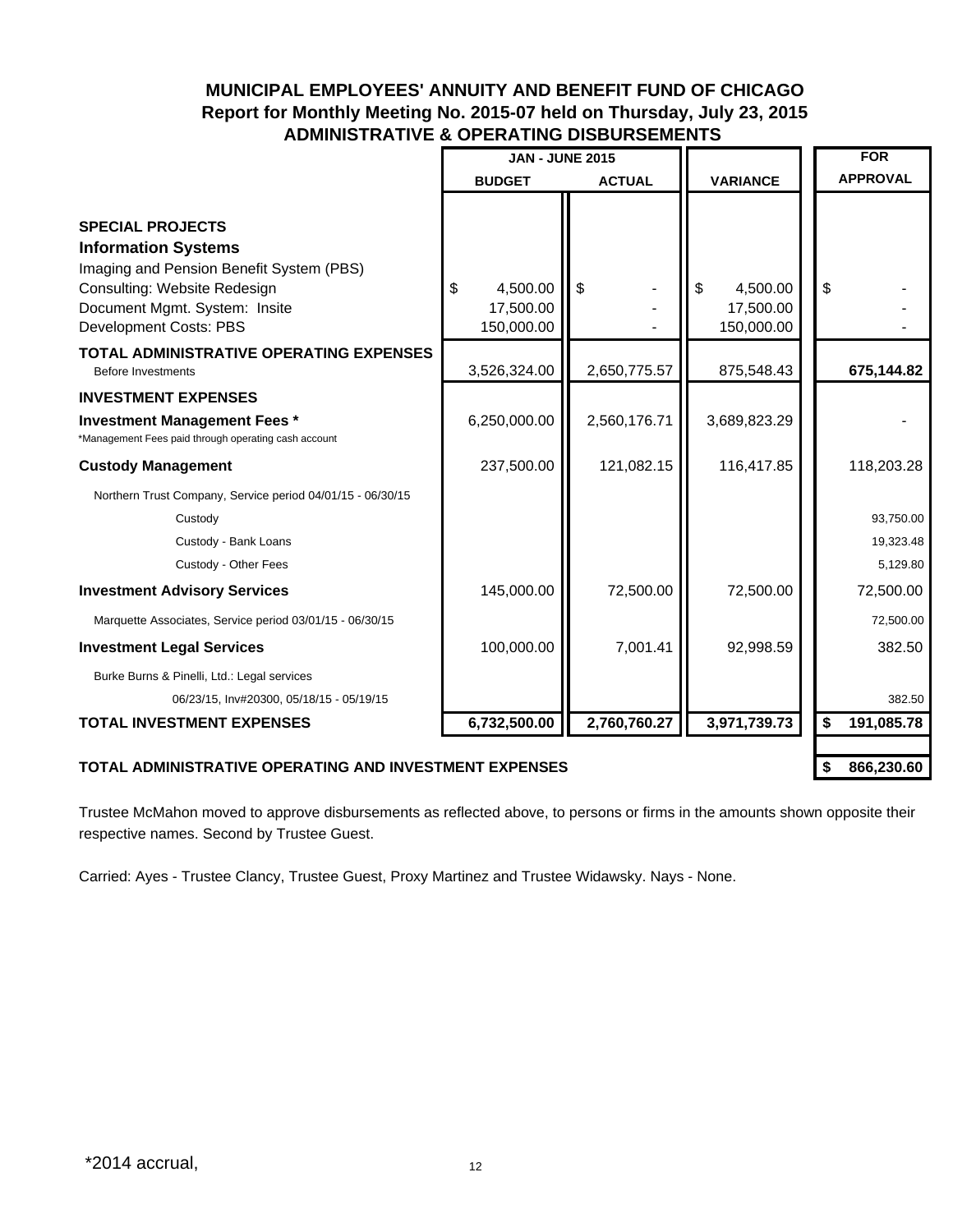## MUNICIPAL EMPLOYEES' ANNUITY AND BENEFIT FUND OF CHICAGO
## Report for Monthly Meeting No. 2015-07 held on Thursday, July 23, 2015
## ADMINISTRATIVE & OPERATING DISBURSEMENTS

| | JAN - JUNE 2015 | | | FOR |
|---|---|---|---|---|
| | BUDGET | ACTUAL | VARIANCE | APPROVAL |
| **SPECIAL PROJECTS** | | | | |
| **Information Systems** | | | | |
| Imaging and Pension Benefit System (PBS) | | | | |
| Consulting: Website Redesign | $ 4,500.00 | $ - | $ 4,500.00 | $ - |
| Document Mgmt. System: Insite | 17,500.00 | - | 17,500.00 | - |
| Development Costs: PBS | 150,000.00 | - | 150,000.00 | - |
| **TOTAL ADMINISTRATIVE OPERATING EXPENSES** Before Investments | 3,526,324.00 | 2,650,775.57 | 875,548.43 | **675,144.82** |
| **INVESTMENT EXPENSES** | | | | |
| **Investment Management Fees *** *Management Fees paid through operating cash account | 6,250,000.00 | 2,560,176.71 | 3,689,823.29 | - |
| **Custody Management** | 237,500.00 | 121,082.15 | 116,417.85 | 118,203.28 |
| Northern Trust Company, Service period 04/01/15 - 06/30/15 | | | | |
| Custody | | | | 93,750.00 |
| Custody - Bank Loans | | | | 19,323.48 |
| Custody - Other Fees | | | | 5,129.80 |
| **Investment Advisory Services** | 145,000.00 | 72,500.00 | 72,500.00 | 72,500.00 |
| Marquette Associates, Service period 03/01/15 - 06/30/15 | | | | 72,500.00 |
| **Investment Legal Services** | 100,000.00 | 7,001.41 | 92,998.59 | 382.50 |
| Burke Burns & Pinelli, Ltd.: Legal services | | | | |
| 06/23/15, Inv#20300, 05/18/15 - 05/19/15 | | | | 382.50 |
| **TOTAL INVESTMENT EXPENSES** | **6,732,500.00** | **2,760,760.27** | **3,971,739.73** | **$ 191,085.78** |
| **TOTAL ADMINISTRATIVE OPERATING AND INVESTMENT EXPENSES** | | | | **$ 866,230.60** |

Trustee McMahon moved to approve disbursements as reflected above, to persons or firms in the amounts shown opposite their respective names. Second by Trustee Guest.

Carried: Ayes - Trustee Clancy, Trustee Guest, Proxy Martinez and Trustee Widawsky. Nays - None.

*2014 accrual,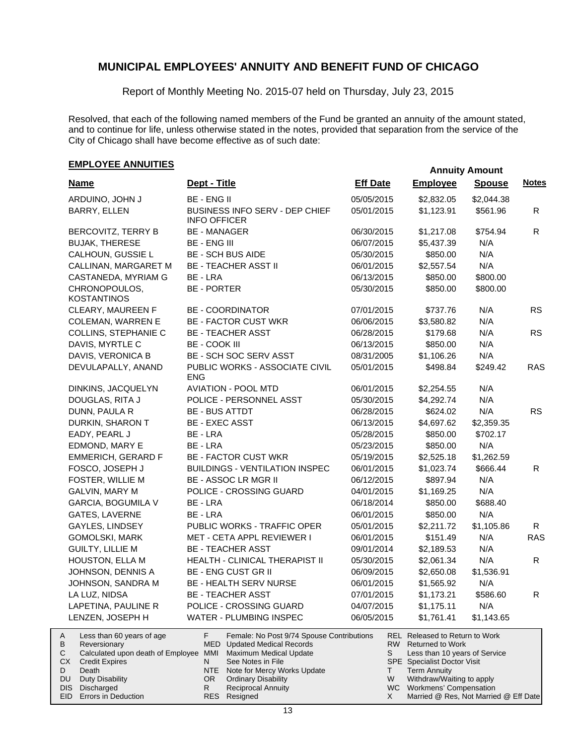# MUNICIPAL EMPLOYEES' ANNUITY AND BENEFIT FUND OF CHICAGO

Report of Monthly Meeting No. 2015-07 held on Thursday, July 23, 2015

Resolved, that each of the following named members of the Fund be granted an annuity of the amount stated, and to continue for life, unless otherwise stated in the notes, provided that separation from the service of the City of Chicago shall have become effective as of such date:

## EMPLOYEE ANNUITIES

| Name | Dept - Title | Eff Date | Annuity Amount Employee | Annuity Amount Spouse | Notes |
|---|---|---|---|---|---|
| ARDUINO, JOHN J | BE - ENG II | 05/05/2015 | $2,832.05 | $2,044.38 | |
| BARRY, ELLEN | BUSINESS INFO SERV - DEP CHIEF INFO OFFICER | 05/01/2015 | $1,123.91 | $561.96 | R |
| BERCOVITZ, TERRY B | BE - MANAGER | 06/30/2015 | $1,217.08 | $754.94 | R |
| BUJAK, THERESE | BE - ENG III | 06/07/2015 | $5,437.39 | N/A | |
| CALHOUN, GUSSIE L | BE - SCH BUS AIDE | 05/30/2015 | $850.00 | N/A | |
| CALLINAN, MARGARET M | BE - TEACHER ASST II | 06/01/2015 | $2,557.54 | N/A | |
| CASTANEDA, MYRIAM G | BE - LRA | 06/13/2015 | $850.00 | $800.00 | |
| CHRONOPOULOS, KOSTANTINOS | BE - PORTER | 05/30/2015 | $850.00 | $800.00 | |
| CLEARY, MAUREEN F | BE - COORDINATOR | 07/01/2015 | $737.76 | N/A | RS |
| COLEMAN, WARREN E | BE - FACTOR CUST WKR | 06/06/2015 | $3,580.82 | N/A | |
| COLLINS, STEPHANIE C | BE - TEACHER ASST | 06/28/2015 | $179.68 | N/A | RS |
| DAVIS, MYRTLE C | BE - COOK III | 06/13/2015 | $850.00 | N/A | |
| DAVIS, VERONICA B | BE - SCH SOC SERV ASST | 08/31/2005 | $1,106.26 | N/A | |
| DEVULAPALLY, ANAND | PUBLIC WORKS - ASSOCIATE CIVIL ENG | 05/01/2015 | $498.84 | $249.42 | RAS |
| DINKINS, JACQUELYN | AVIATION - POOL MTD | 06/01/2015 | $2,254.55 | N/A | |
| DOUGLAS, RITA J | POLICE - PERSONNEL ASST | 05/30/2015 | $4,292.74 | N/A | |
| DUNN, PAULA R | BE - BUS ATTDT | 06/28/2015 | $624.02 | N/A | RS |
| DURKIN, SHARON T | BE - EXEC ASST | 06/13/2015 | $4,697.62 | $2,359.35 | |
| EADY, PEARL J | BE - LRA | 05/28/2015 | $850.00 | $702.17 | |
| EDMOND, MARY E | BE - LRA | 05/23/2015 | $850.00 | N/A | |
| EMMERICH, GERARD F | BE - FACTOR CUST WKR | 05/19/2015 | $2,525.18 | $1,262.59 | |
| FOSCO, JOSEPH J | BUILDINGS - VENTILATION INSPEC | 06/01/2015 | $1,023.74 | $666.44 | R |
| FOSTER, WILLIE M | BE - ASSOC LR MGR II | 06/12/2015 | $897.94 | N/A | |
| GALVIN, MARY M | POLICE - CROSSING GUARD | 04/01/2015 | $1,169.25 | N/A | |
| GARCIA, BOGUMILA V | BE - LRA | 06/18/2014 | $850.00 | $688.40 | |
| GATES, LAVERNE | BE - LRA | 06/01/2015 | $850.00 | N/A | |
| GAYLES, LINDSEY | PUBLIC WORKS - TRAFFIC OPER | 05/01/2015 | $2,211.72 | $1,105.86 | R |
| GOMOLSKI, MARK | MET - CETA APPL REVIEWER I | 06/01/2015 | $151.49 | N/A | RAS |
| GUILTY, LILLIE M | BE - TEACHER ASST | 09/01/2014 | $2,189.53 | N/A | |
| HOUSTON, ELLA M | HEALTH - CLINICAL THERAPIST II | 05/30/2015 | $2,061.34 | N/A | R |
| JOHNSON, DENNIS A | BE - ENG CUST GR II | 06/09/2015 | $2,650.08 | $1,536.91 | |
| JOHNSON, SANDRA M | BE - HEALTH SERV NURSE | 06/01/2015 | $1,565.92 | N/A | |
| LA LUZ, NIDSA | BE - TEACHER ASST | 07/01/2015 | $1,173.21 | $586.60 | R |
| LAPETINA, PAULINE R | POLICE - CROSSING GUARD | 04/07/2015 | $1,175.11 | N/A | |
| LENZEN, JOSEPH H | WATER - PLUMBING INSPEC | 06/05/2015 | $1,761.41 | $1,143.65 | |

| | | | | | |
|---|---|---|---|---|---|
| A | Less than 60 years of age | F | Female: No Post 9/74 Spouse Contributions | REL | Released to Return to Work |
| B | Reversionary | MED | Updated Medical Records | RW | Returned to Work |
| C | Calculated upon death of Employee | MMI | Maximum Medical Update | S | Less than 10 years of Service |
| CX | Credit Expires | N | See Notes in File | SPE | Specialist Doctor Visit |
| D | Death | NTE | Note for Mercy Works Update | T | Term Annuity |
| DU | Duty Disability | OR | Ordinary Disability | W | Withdraw/Waiting to apply |
| DIS | Discharged | R | Reciprocal Annuity | WC | Workmens' Compensation |
| EID | Errors in Deduction | RES | Resigned | X | Married @ Res, Not Married @ Eff Date |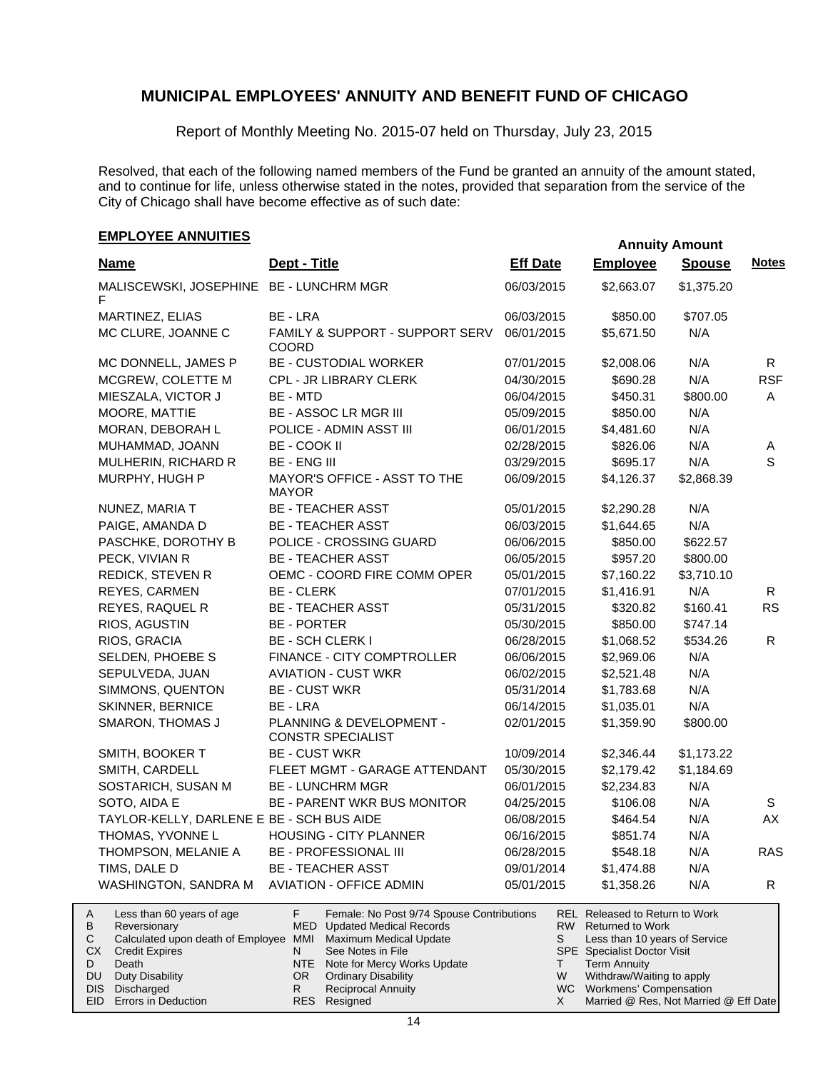# MUNICIPAL EMPLOYEES' ANNUITY AND BENEFIT FUND OF CHICAGO

Report of Monthly Meeting No. 2015-07 held on Thursday, July 23, 2015

Resolved, that each of the following named members of the Fund be granted an annuity of the amount stated, and to continue for life, unless otherwise stated in the notes, provided that separation from the service of the City of Chicago shall have become effective as of such date:

## EMPLOYEE ANNUITIES

| Name | Dept - Title | Eff Date | Annuity Amount Employee | Annuity Amount Spouse | Notes |
|---|---|---|---|---|---|
| MALISCEWSKI, JOSEPHINE F | BE - LUNCHRM MGR | 06/03/2015 | $2,663.07 | $1,375.20 | |
| MARTINEZ, ELIAS | BE - LRA | 06/03/2015 | $850.00 | $707.05 | |
| MC CLURE, JOANNE C | FAMILY & SUPPORT - SUPPORT SERV COORD | 06/01/2015 | $5,671.50 | N/A | |
| MC DONNELL, JAMES P | BE - CUSTODIAL WORKER | 07/01/2015 | $2,008.06 | N/A | R |
| MCGREW, COLETTE M | CPL - JR LIBRARY CLERK | 04/30/2015 | $690.28 | N/A | RSF |
| MIESZALA, VICTOR J | BE - MTD | 06/04/2015 | $450.31 | $800.00 | A |
| MOORE, MATTIE | BE - ASSOC LR MGR III | 05/09/2015 | $850.00 | N/A | |
| MORAN, DEBORAH L | POLICE - ADMIN ASST III | 06/01/2015 | $4,481.60 | N/A | |
| MUHAMMAD, JOANN | BE - COOK II | 02/28/2015 | $826.06 | N/A | A |
| MULHERIN, RICHARD R | BE - ENG III | 03/29/2015 | $695.17 | N/A | S |
| MURPHY, HUGH P | MAYOR'S OFFICE - ASST TO THE MAYOR | 06/09/2015 | $4,126.37 | $2,868.39 | |
| NUNEZ, MARIA T | BE - TEACHER ASST | 05/01/2015 | $2,290.28 | N/A | |
| PAIGE, AMANDA D | BE - TEACHER ASST | 06/03/2015 | $1,644.65 | N/A | |
| PASCHKE, DOROTHY B | POLICE - CROSSING GUARD | 06/06/2015 | $850.00 | $622.57 | |
| PECK, VIVIAN R | BE - TEACHER ASST | 06/05/2015 | $957.20 | $800.00 | |
| REDICK, STEVEN R | OEMC - COORD FIRE COMM OPER | 05/01/2015 | $7,160.22 | $3,710.10 | |
| REYES, CARMEN | BE - CLERK | 07/01/2015 | $1,416.91 | N/A | R |
| REYES, RAQUEL R | BE - TEACHER ASST | 05/31/2015 | $320.82 | $160.41 | RS |
| RIOS, AGUSTIN | BE - PORTER | 05/30/2015 | $850.00 | $747.14 | |
| RIOS, GRACIA | BE - SCH CLERK I | 06/28/2015 | $1,068.52 | $534.26 | R |
| SELDEN, PHOEBE S | FINANCE - CITY COMPTROLLER | 06/06/2015 | $2,969.06 | N/A | |
| SEPULVEDA, JUAN | AVIATION - CUST WKR | 06/02/2015 | $2,521.48 | N/A | |
| SIMMONS, QUENTON | BE - CUST WKR | 05/31/2014 | $1,783.68 | N/A | |
| SKINNER, BERNICE | BE - LRA | 06/14/2015 | $1,035.01 | N/A | |
| SMARON, THOMAS J | PLANNING & DEVELOPMENT - CONSTR SPECIALIST | 02/01/2015 | $1,359.90 | $800.00 | |
| SMITH, BOOKER T | BE - CUST WKR | 10/09/2014 | $2,346.44 | $1,173.22 | |
| SMITH, CARDELL | FLEET MGMT - GARAGE ATTENDANT | 05/30/2015 | $2,179.42 | $1,184.69 | |
| SOSTARICH, SUSAN M | BE - LUNCHRM MGR | 06/01/2015 | $2,234.83 | N/A | |
| SOTO, AIDA E | BE - PARENT WKR BUS MONITOR | 04/25/2015 | $106.08 | N/A | S |
| TAYLOR-KELLY, DARLENE E | BE - SCH BUS AIDE | 06/08/2015 | $464.54 | N/A | AX |
| THOMAS, YVONNE L | HOUSING - CITY PLANNER | 06/16/2015 | $851.74 | N/A | |
| THOMPSON, MELANIE A | BE - PROFESSIONAL III | 06/28/2015 | $548.18 | N/A | RAS |
| TIMS, DALE D | BE - TEACHER ASST | 09/01/2014 | $1,474.88 | N/A | |
| WASHINGTON, SANDRA M | AVIATION - OFFICE ADMIN | 05/01/2015 | $1,358.26 | N/A | R |

| Code | Description | Code | Description | Code | Description |
|---|---|---|---|---|---|
| A | Less than 60 years of age | F | Female: No Post 9/74 Spouse Contributions | REL | Released to Return to Work |
| B | Reversionary | MED | Updated Medical Records | RW | Returned to Work |
| C | Calculated upon death of Employee | MMI | Maximum Medical Update | S | Less than 10 years of Service |
| CX | Credit Expires | N | See Notes in File | SPE | Specialist Doctor Visit |
| D | Death | NTE | Note for Mercy Works Update | T | Term Annuity |
| DU | Duty Disability | OR | Ordinary Disability | W | Withdraw/Waiting to apply |
| DIS | Discharged | R | Reciprocal Annuity | WC | Workmens' Compensation |
| EID | Errors in Deduction | RES | Resigned | X | Married @ Res, Not Married @ Eff Date |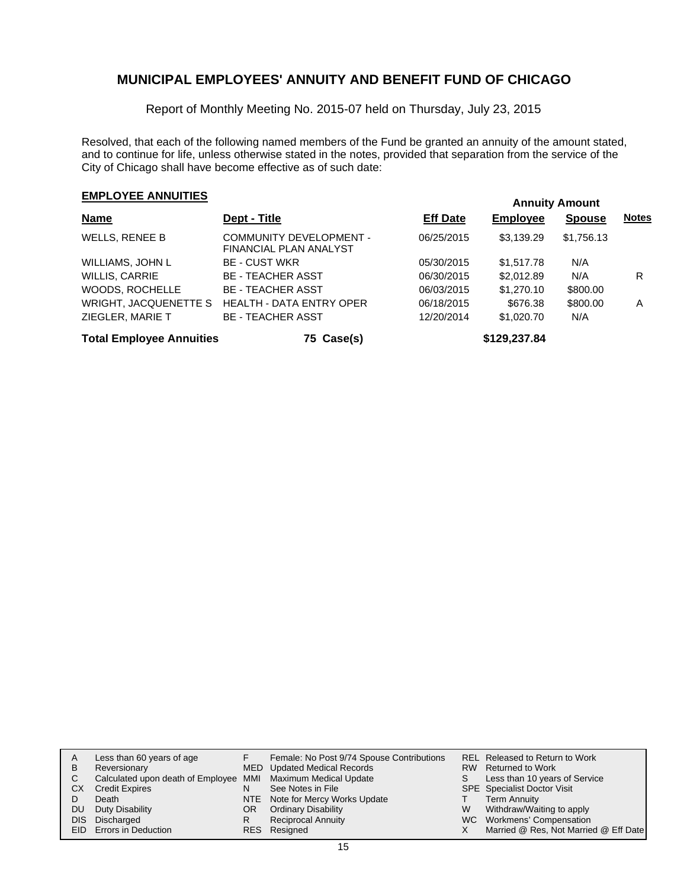# MUNICIPAL EMPLOYEES' ANNUITY AND BENEFIT FUND OF CHICAGO

Report of Monthly Meeting No. 2015-07 held on Thursday, July 23, 2015

Resolved, that each of the following named members of the Fund be granted an annuity of the amount stated, and to continue for life, unless otherwise stated in the notes, provided that separation from the service of the City of Chicago shall have become effective as of such date:

## EMPLOYEE ANNUITIES

| Name | Dept - Title | Eff Date | Annuity Amount Employee | Annuity Amount Spouse | Notes |
|---|---|---|---|---|---|
| WELLS, RENEE B | COMMUNITY DEVELOPMENT - FINANCIAL PLAN ANALYST | 06/25/2015 | $3,139.29 | $1,756.13 | |
| WILLIAMS, JOHN L | BE - CUST WKR | 05/30/2015 | $1,517.78 | N/A | |
| WILLIS, CARRIE | BE - TEACHER ASST | 06/30/2015 | $2,012.89 | N/A | R |
| WOODS, ROCHELLE | BE - TEACHER ASST | 06/03/2015 | $1,270.10 | $800.00 | |
| WRIGHT, JACQUENETTE S | HEALTH - DATA ENTRY OPER | 06/18/2015 | $676.38 | $800.00 | A |
| ZIEGLER, MARIE T | BE - TEACHER ASST | 12/20/2014 | $1,020.70 | N/A | |
| **Total Employee Annuities** | **75 Case(s)** | | **$129,237.84** | | |

| Code | Meaning | Code | Meaning | Code | Meaning |
|---|---|---|---|---|---|
| A | Less than 60 years of age | F | Female: No Post 9/74 Spouse Contributions | REL | Released to Return to Work |
| B | Reversionary | MED | Updated Medical Records | RW | Returned to Work |
| C | Calculated upon death of Employee | MMI | Maximum Medical Update | S | Less than 10 years of Service |
| CX | Credit Expires | N | See Notes in File | SPE | Specialist Doctor Visit |
| D | Death | NTE | Note for Mercy Works Update | T | Term Annuity |
| DU | Duty Disability | OR | Ordinary Disability | W | Withdraw/Waiting to apply |
| DIS | Discharged | R | Reciprocal Annuity | WC | Workmens' Compensation |
| EID | Errors in Deduction | RES | Resigned | X | Married @ Res, Not Married @ Eff Date |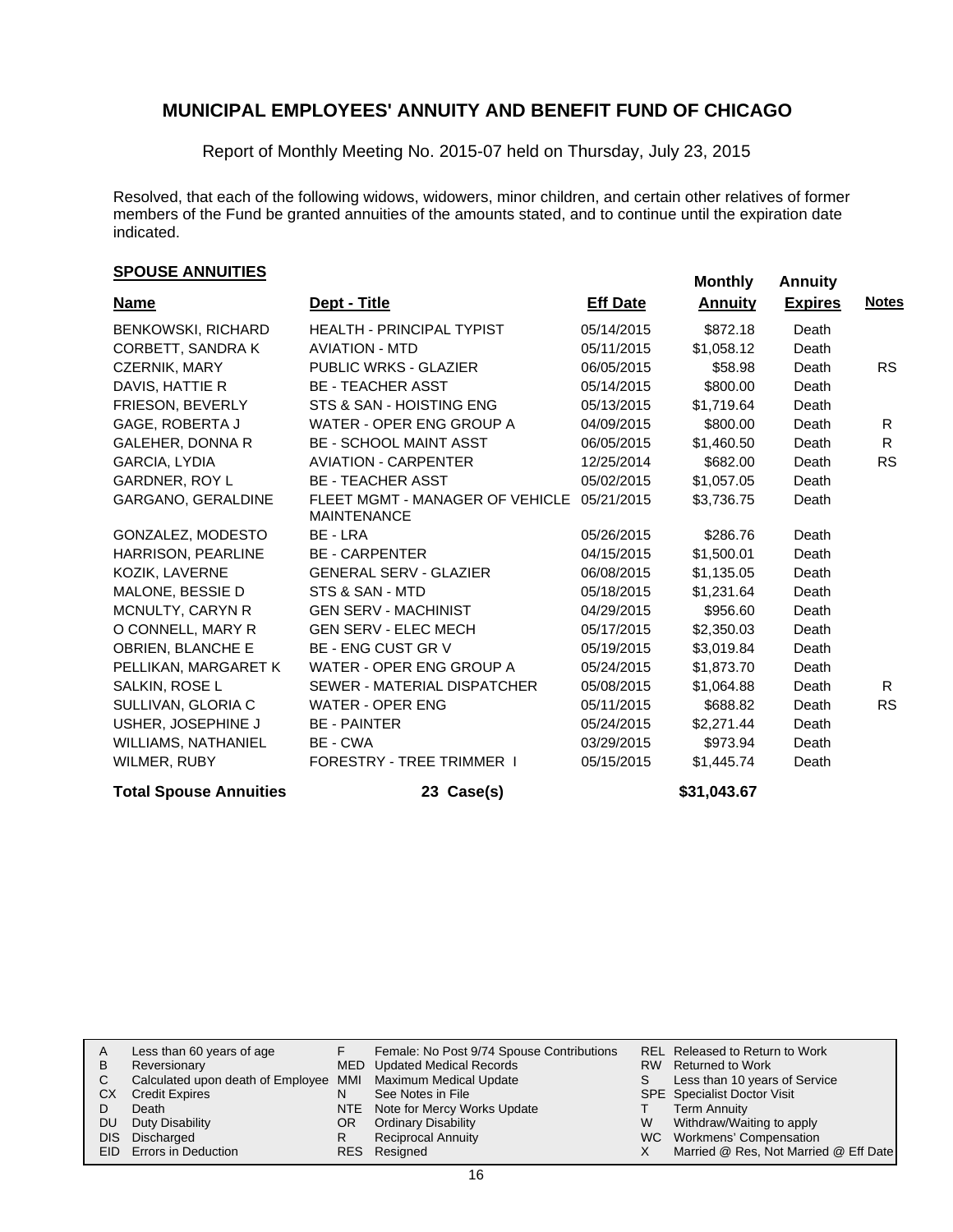# MUNICIPAL EMPLOYEES' ANNUITY AND BENEFIT FUND OF CHICAGO

Report of Monthly Meeting No. 2015-07 held on Thursday, July 23, 2015

Resolved, that each of the following widows, widowers, minor children, and certain other relatives of former members of the Fund be granted annuities of the amounts stated, and to continue until the expiration date indicated.

## SPOUSE ANNUITIES

| Name | Dept - Title | Eff Date | Monthly Annuity | Annuity Expires | Notes |
|---|---|---|---|---|---|
| BENKOWSKI, RICHARD | HEALTH - PRINCIPAL TYPIST | 05/14/2015 | $872.18 | Death | |
| CORBETT, SANDRA K | AVIATION - MTD | 05/11/2015 | $1,058.12 | Death | |
| CZERNIK, MARY | PUBLIC WRKS - GLAZIER | 06/05/2015 | $58.98 | Death | RS |
| DAVIS, HATTIE R | BE - TEACHER ASST | 05/14/2015 | $800.00 | Death | |
| FRIESON, BEVERLY | STS & SAN - HOISTING ENG | 05/13/2015 | $1,719.64 | Death | |
| GAGE, ROBERTA J | WATER - OPER ENG GROUP A | 04/09/2015 | $800.00 | Death | R |
| GALEHER, DONNA R | BE - SCHOOL MAINT ASST | 06/05/2015 | $1,460.50 | Death | R |
| GARCIA, LYDIA | AVIATION - CARPENTER | 12/25/2014 | $682.00 | Death | RS |
| GARDNER, ROY L | BE - TEACHER ASST | 05/02/2015 | $1,057.05 | Death | |
| GARGANO, GERALDINE | FLEET MGMT - MANAGER OF VEHICLE MAINTENANCE | 05/21/2015 | $3,736.75 | Death | |
| GONZALEZ, MODESTO | BE - LRA | 05/26/2015 | $286.76 | Death | |
| HARRISON, PEARLINE | BE - CARPENTER | 04/15/2015 | $1,500.01 | Death | |
| KOZIK, LAVERNE | GENERAL SERV - GLAZIER | 06/08/2015 | $1,135.05 | Death | |
| MALONE, BESSIE D | STS & SAN - MTD | 05/18/2015 | $1,231.64 | Death | |
| MCNULTY, CARYN R | GEN SERV - MACHINIST | 04/29/2015 | $956.60 | Death | |
| O CONNELL, MARY R | GEN SERV - ELEC MECH | 05/17/2015 | $2,350.03 | Death | |
| OBRIEN, BLANCHE E | BE - ENG CUST GR V | 05/19/2015 | $3,019.84 | Death | |
| PELLIKAN, MARGARET K | WATER - OPER ENG GROUP A | 05/24/2015 | $1,873.70 | Death | |
| SALKIN, ROSE L | SEWER - MATERIAL DISPATCHER | 05/08/2015 | $1,064.88 | Death | R |
| SULLIVAN, GLORIA C | WATER - OPER ENG | 05/11/2015 | $688.82 | Death | RS |
| USHER, JOSEPHINE J | BE - PAINTER | 05/24/2015 | $2,271.44 | Death | |
| WILLIAMS, NATHANIEL | BE - CWA | 03/29/2015 | $973.94 | Death | |
| WILMER, RUBY | FORESTRY - TREE TRIMMER I | 05/15/2015 | $1,445.74 | Death | |
| **Total Spouse Annuities** | **23 Case(s)** | | **$31,043.67** | | |

| | | | | | |
|---|---|---|---|---|---|
| A | Less than 60 years of age | F | Female: No Post 9/74 Spouse Contributions | REL | Released to Return to Work |
| B | Reversionary | MED | Updated Medical Records | RW | Returned to Work |
| C | Calculated upon death of Employee | MMI | Maximum Medical Update | S | Less than 10 years of Service |
| CX | Credit Expires | N | See Notes in File | SPE | Specialist Doctor Visit |
| D | Death | NTE | Note for Mercy Works Update | T | Term Annuity |
| DU | Duty Disability | OR | Ordinary Disability | W | Withdraw/Waiting to apply |
| DIS | Discharged | R | Reciprocal Annuity | WC | Workmens' Compensation |
| EID | Errors in Deduction | RES | Resigned | X | Married @ Res, Not Married @ Eff Date |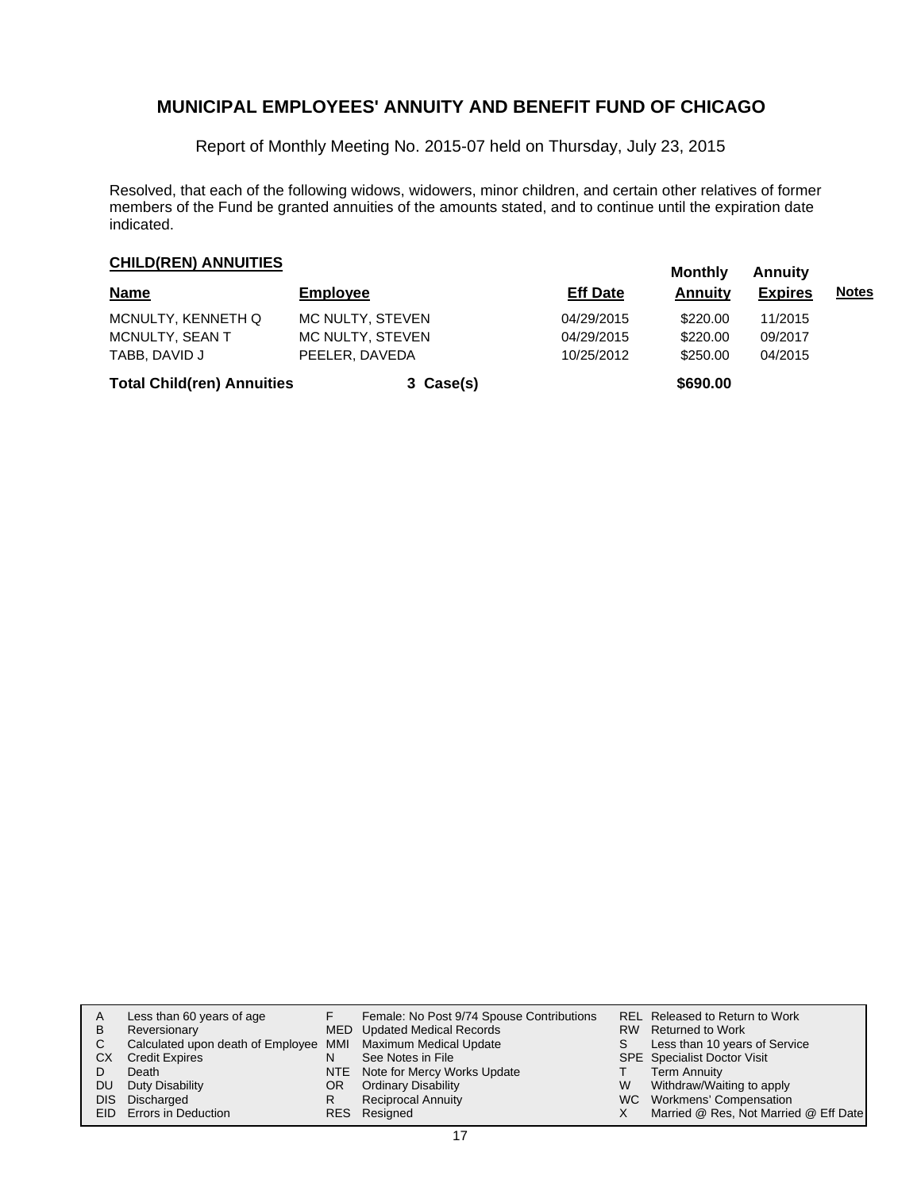# MUNICIPAL EMPLOYEES' ANNUITY AND BENEFIT FUND OF CHICAGO

Report of Monthly Meeting No. 2015-07 held on Thursday, July 23, 2015

Resolved, that each of the following widows, widowers, minor children, and certain other relatives of former members of the Fund be granted annuities of the amounts stated, and to continue until the expiration date indicated.

## CHILD(REN) ANNUITIES

| Name | Employee | Eff Date | Monthly Annuity | Annuity Expires | Notes |
|---|---|---|---|---|---|
| MCNULTY, KENNETH Q | MC NULTY, STEVEN | 04/29/2015 | $220.00 | 11/2015 | |
| MCNULTY, SEAN T | MC NULTY, STEVEN | 04/29/2015 | $220.00 | 09/2017 | |
| TABB, DAVID J | PEELER, DAVEDA | 10/25/2012 | $250.00 | 04/2015 | |
| **Total Child(ren) Annuities** | **3 Case(s)** | | **$690.00** | | |

| | | | | | |
|---|---|---|---|---|---|
| A | Less than 60 years of age | F | Female: No Post 9/74 Spouse Contributions | REL | Released to Return to Work |
| B | Reversionary | MED | Updated Medical Records | RW | Returned to Work |
| C | Calculated upon death of Employee | MMI | Maximum Medical Update | S | Less than 10 years of Service |
| CX | Credit Expires | N | See Notes in File | SPE | Specialist Doctor Visit |
| D | Death | NTE | Note for Mercy Works Update | T | Term Annuity |
| DU | Duty Disability | OR | Ordinary Disability | W | Withdraw/Waiting to apply |
| DIS | Discharged | R | Reciprocal Annuity | WC | Workmens' Compensation |
| EID | Errors in Deduction | RES | Resigned | X | Married @ Res, Not Married @ Eff Date |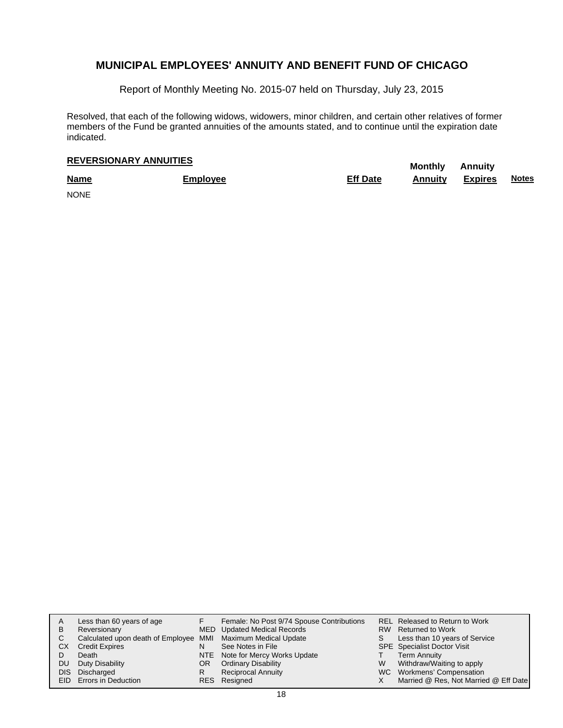# MUNICIPAL EMPLOYEES' ANNUITY AND BENEFIT FUND OF CHICAGO

Report of Monthly Meeting No. 2015-07 held on Thursday, July 23, 2015

Resolved, that each of the following widows, widowers, minor children, and certain other relatives of former members of the Fund be granted annuities of the amounts stated, and to continue until the expiration date indicated.

**REVERSIONARY ANNUITIES**

| Name | Employee | Eff Date | Monthly Annuity | Annuity Expires | Notes |
|---|---|---|---|---|---|
| NONE | | | | | |

| | | | | | |
|---|---|---|---|---|---|
| A | Less than 60 years of age | F | Female: No Post 9/74 Spouse Contributions | REL | Released to Return to Work |
| B | Reversionary | MED | Updated Medical Records | RW | Returned to Work |
| C | Calculated upon death of Employee | MMI | Maximum Medical Update | S | Less than 10 years of Service |
| CX | Credit Expires | N | See Notes in File | SPE | Specialist Doctor Visit |
| D | Death | NTE | Note for Mercy Works Update | T | Term Annuity |
| DU | Duty Disability | OR | Ordinary Disability | W | Withdraw/Waiting to apply |
| DIS | Discharged | R | Reciprocal Annuity | WC | Workmens' Compensation |
| EID | Errors in Deduction | RES | Resigned | X | Married @ Res, Not Married @ Eff Date |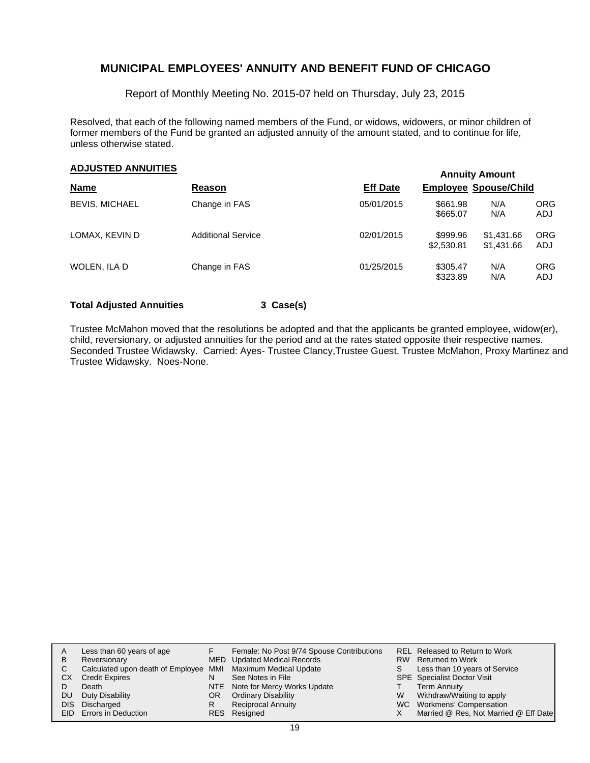# MUNICIPAL EMPLOYEES' ANNUITY AND BENEFIT FUND OF CHICAGO

Report of Monthly Meeting No. 2015-07 held on Thursday, July 23, 2015

Resolved, that each of the following named members of the Fund, or widows, widowers, or minor children of former members of the Fund be granted an adjusted annuity of the amount stated, and to continue for life, unless otherwise stated.

## ADJUSTED ANNUITIES

| Name | Reason | Eff Date | Annuity Amount Employee | Spouse/Child | |
|---|---|---|---|---|---|
| BEVIS, MICHAEL | Change in FAS | 05/01/2015 | $661.98 | N/A | ORG |
| | | | $665.07 | N/A | ADJ |
| LOMAX, KEVIN D | Additional Service | 02/01/2015 | $999.96 | $1,431.66 | ORG |
| | | | $2,530.81 | $1,431.66 | ADJ |
| WOLEN, ILA D | Change in FAS | 01/25/2015 | $305.47 | N/A | ORG |
| | | | $323.89 | N/A | ADJ |

**Total Adjusted Annuities** **3 Case(s)**

Trustee McMahon moved that the resolutions be adopted and that the applicants be granted employee, widow(er), child, reversionary, or adjusted annuities for the period and at the rates stated opposite their respective names. Seconded Trustee Widawsky. Carried: Ayes- Trustee Clancy,Trustee Guest, Trustee McMahon, Proxy Martinez and Trustee Widawsky. Noes-None.

| | | | | | |
|---|---|---|---|---|---|
| A | Less than 60 years of age | F | Female: No Post 9/74 Spouse Contributions | REL | Released to Return to Work |
| B | Reversionary | MED | Updated Medical Records | RW | Returned to Work |
| C | Calculated upon death of Employee | MMI | Maximum Medical Update | S | Less than 10 years of Service |
| CX | Credit Expires | N | See Notes in File | SPE | Specialist Doctor Visit |
| D | Death | NTE | Note for Mercy Works Update | T | Term Annuity |
| DU | Duty Disability | OR | Ordinary Disability | W | Withdraw/Waiting to apply |
| DIS | Discharged | R | Reciprocal Annuity | WC | Workmens' Compensation |
| EID | Errors in Deduction | RES | Resigned | X | Married @ Res, Not Married @ Eff Date |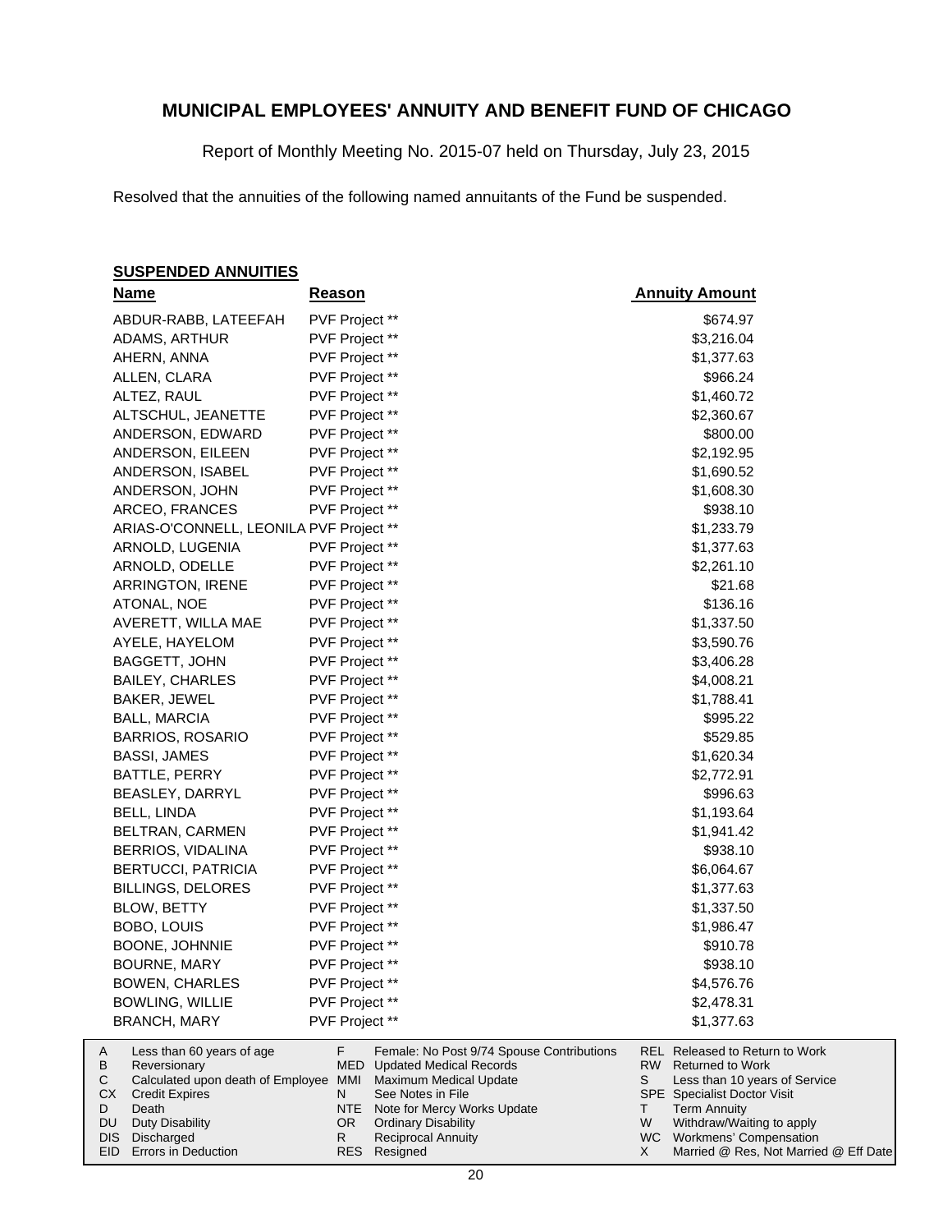# MUNICIPAL EMPLOYEES' ANNUITY AND BENEFIT FUND OF CHICAGO

Report of Monthly Meeting No. 2015-07 held on Thursday, July 23, 2015

Resolved that the annuities of the following named annuitants of the Fund be suspended.

**SUSPENDED ANNUITIES**

| Name | Reason | Annuity Amount |
|---|---|---|
| ABDUR-RABB, LATEEFAH | PVF Project ** | $674.97 |
| ADAMS, ARTHUR | PVF Project ** | $3,216.04 |
| AHERN, ANNA | PVF Project ** | $1,377.63 |
| ALLEN, CLARA | PVF Project ** | $966.24 |
| ALTEZ, RAUL | PVF Project ** | $1,460.72 |
| ALTSCHUL, JEANETTE | PVF Project ** | $2,360.67 |
| ANDERSON, EDWARD | PVF Project ** | $800.00 |
| ANDERSON, EILEEN | PVF Project ** | $2,192.95 |
| ANDERSON, ISABEL | PVF Project ** | $1,690.52 |
| ANDERSON, JOHN | PVF Project ** | $1,608.30 |
| ARCEO, FRANCES | PVF Project ** | $938.10 |
| ARIAS-O'CONNELL, LEONILA | PVF Project ** | $1,233.79 |
| ARNOLD, LUGENIA | PVF Project ** | $1,377.63 |
| ARNOLD, ODELLE | PVF Project ** | $2,261.10 |
| ARRINGTON, IRENE | PVF Project ** | $21.68 |
| ATONAL, NOE | PVF Project ** | $136.16 |
| AVERETT, WILLA MAE | PVF Project ** | $1,337.50 |
| AYELE, HAYELOM | PVF Project ** | $3,590.76 |
| BAGGETT, JOHN | PVF Project ** | $3,406.28 |
| BAILEY, CHARLES | PVF Project ** | $4,008.21 |
| BAKER, JEWEL | PVF Project ** | $1,788.41 |
| BALL, MARCIA | PVF Project ** | $995.22 |
| BARRIOS, ROSARIO | PVF Project ** | $529.85 |
| BASSI, JAMES | PVF Project ** | $1,620.34 |
| BATTLE, PERRY | PVF Project ** | $2,772.91 |
| BEASLEY, DARRYL | PVF Project ** | $996.63 |
| BELL, LINDA | PVF Project ** | $1,193.64 |
| BELTRAN, CARMEN | PVF Project ** | $1,941.42 |
| BERRIOS, VIDALINA | PVF Project ** | $938.10 |
| BERTUCCI, PATRICIA | PVF Project ** | $6,064.67 |
| BILLINGS, DELORES | PVF Project ** | $1,377.63 |
| BLOW, BETTY | PVF Project ** | $1,337.50 |
| BOBO, LOUIS | PVF Project ** | $1,986.47 |
| BOONE, JOHNNIE | PVF Project ** | $910.78 |
| BOURNE, MARY | PVF Project ** | $938.10 |
| BOWEN, CHARLES | PVF Project ** | $4,576.76 |
| BOWLING, WILLIE | PVF Project ** | $2,478.31 |
| BRANCH, MARY | PVF Project ** | $1,377.63 |

| Code | Description | Code | Description | Code | Description |
|---|---|---|---|---|---|
| A | Less than 60 years of age | F | Female: No Post 9/74 Spouse Contributions | REL | Released to Return to Work |
| B | Reversionary | MED | Updated Medical Records | RW | Returned to Work |
| C | Calculated upon death of Employee | MMI | Maximum Medical Update | S | Less than 10 years of Service |
| CX | Credit Expires | N | See Notes in File | SPE | Specialist Doctor Visit |
| D | Death | NTE | Note for Mercy Works Update | T | Term Annuity |
| DU | Duty Disability | OR | Ordinary Disability | W | Withdraw/Waiting to apply |
| DIS | Discharged | R | Reciprocal Annuity | WC | Workmens' Compensation |
| EID | Errors in Deduction | RES | Resigned | X | Married @ Res, Not Married @ Eff Date |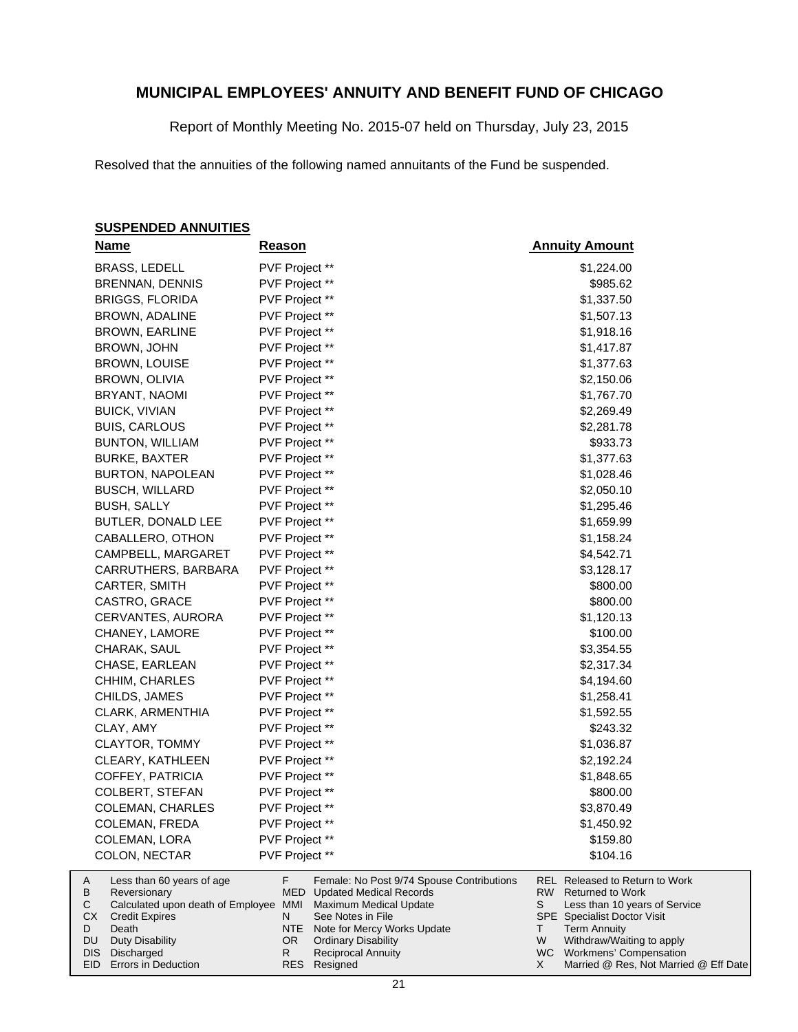# MUNICIPAL EMPLOYEES' ANNUITY AND BENEFIT FUND OF CHICAGO

Report of Monthly Meeting No. 2015-07 held on Thursday, July 23, 2015

Resolved that the annuities of the following named annuitants of the Fund be suspended.

## SUSPENDED ANNUITIES

| Name | Reason | Annuity Amount |
|---|---|---|
| BRASS, LEDELL | PVF Project ** | $1,224.00 |
| BRENNAN, DENNIS | PVF Project ** | $985.62 |
| BRIGGS, FLORIDA | PVF Project ** | $1,337.50 |
| BROWN, ADALINE | PVF Project ** | $1,507.13 |
| BROWN, EARLINE | PVF Project ** | $1,918.16 |
| BROWN, JOHN | PVF Project ** | $1,417.87 |
| BROWN, LOUISE | PVF Project ** | $1,377.63 |
| BROWN, OLIVIA | PVF Project ** | $2,150.06 |
| BRYANT, NAOMI | PVF Project ** | $1,767.70 |
| BUICK, VIVIAN | PVF Project ** | $2,269.49 |
| BUIS, CARLOUS | PVF Project ** | $2,281.78 |
| BUNTON, WILLIAM | PVF Project ** | $933.73 |
| BURKE, BAXTER | PVF Project ** | $1,377.63 |
| BURTON, NAPOLEAN | PVF Project ** | $1,028.46 |
| BUSCH, WILLARD | PVF Project ** | $2,050.10 |
| BUSH, SALLY | PVF Project ** | $1,295.46 |
| BUTLER, DONALD LEE | PVF Project ** | $1,659.99 |
| CABALLERO, OTHON | PVF Project ** | $1,158.24 |
| CAMPBELL, MARGARET | PVF Project ** | $4,542.71 |
| CARRUTHERS, BARBARA | PVF Project ** | $3,128.17 |
| CARTER, SMITH | PVF Project ** | $800.00 |
| CASTRO, GRACE | PVF Project ** | $800.00 |
| CERVANTES, AURORA | PVF Project ** | $1,120.13 |
| CHANEY, LAMORE | PVF Project ** | $100.00 |
| CHARAK, SAUL | PVF Project ** | $3,354.55 |
| CHASE, EARLEAN | PVF Project ** | $2,317.34 |
| CHHIM, CHARLES | PVF Project ** | $4,194.60 |
| CHILDS, JAMES | PVF Project ** | $1,258.41 |
| CLARK, ARMENTHIA | PVF Project ** | $1,592.55 |
| CLAY, AMY | PVF Project ** | $243.32 |
| CLAYTOR, TOMMY | PVF Project ** | $1,036.87 |
| CLEARY, KATHLEEN | PVF Project ** | $2,192.24 |
| COFFEY, PATRICIA | PVF Project ** | $1,848.65 |
| COLBERT, STEFAN | PVF Project ** | $800.00 |
| COLEMAN, CHARLES | PVF Project ** | $3,870.49 |
| COLEMAN, FREDA | PVF Project ** | $1,450.92 |
| COLEMAN, LORA | PVF Project ** | $159.80 |
| COLON, NECTAR | PVF Project ** | $104.16 |

| Code | Description | Code | Description | Code | Description |
|---|---|---|---|---|---|
| A | Less than 60 years of age | F | Female: No Post 9/74 Spouse Contributions | REL | Released to Return to Work |
| B | Reversionary | MED | Updated Medical Records | RW | Returned to Work |
| C | Calculated upon death of Employee | MMI | Maximum Medical Update | S | Less than 10 years of Service |
| CX | Credit Expires | N | See Notes in File | SPE | Specialist Doctor Visit |
| D | Death | NTE | Note for Mercy Works Update | T | Term Annuity |
| DU | Duty Disability | OR | Ordinary Disability | W | Withdraw/Waiting to apply |
| DIS | Discharged | R | Reciprocal Annuity | WC | Workmens' Compensation |
| EID | Errors in Deduction | RES | Resigned | X | Married @ Res, Not Married @ Eff Date |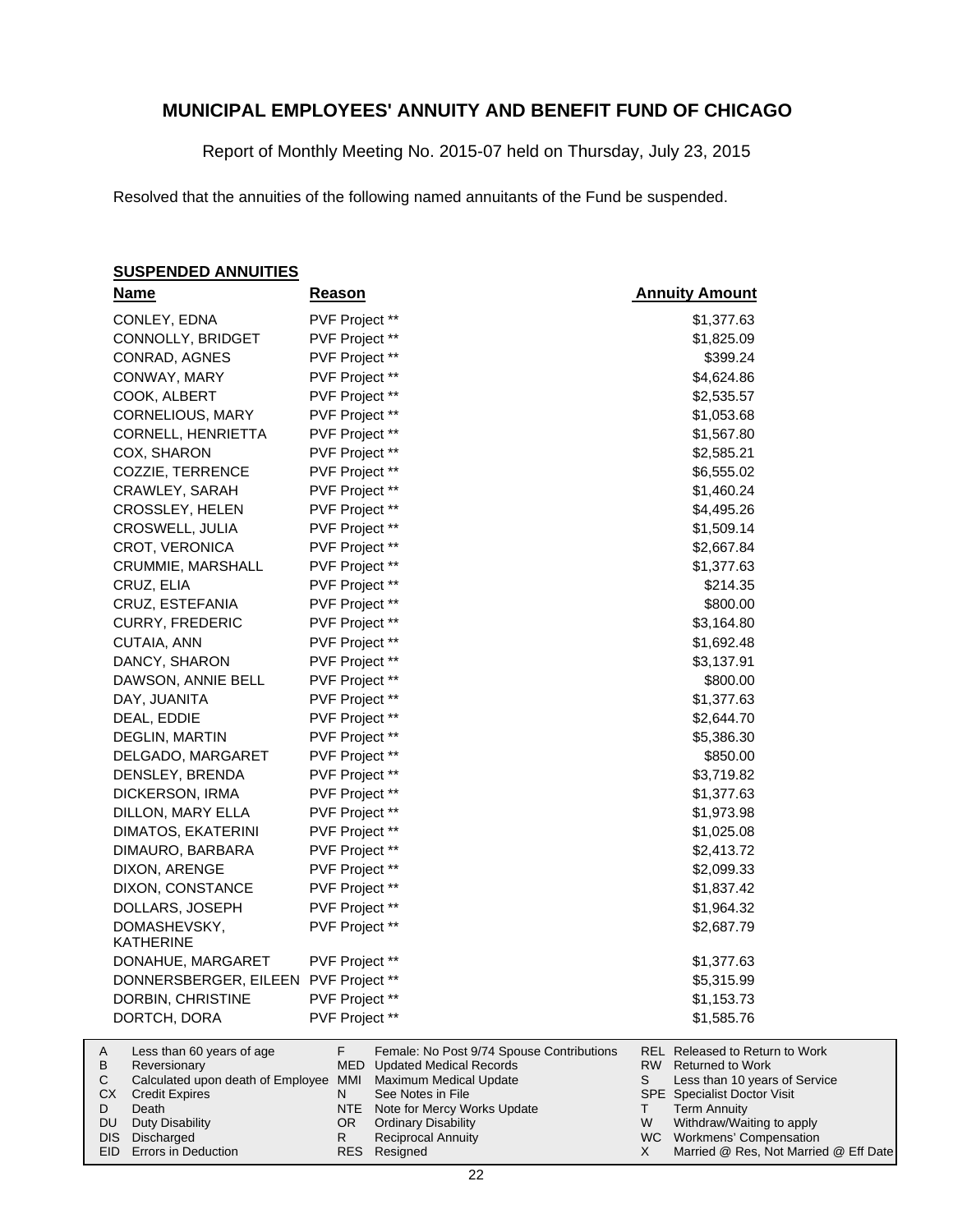# MUNICIPAL EMPLOYEES' ANNUITY AND BENEFIT FUND OF CHICAGO

Report of Monthly Meeting No. 2015-07 held on Thursday, July 23, 2015

Resolved that the annuities of the following named annuitants of the Fund be suspended.

**SUSPENDED ANNUITIES**

| Name | Reason | Annuity Amount |
|---|---|---|
| CONLEY, EDNA | PVF Project ** | $1,377.63 |
| CONNOLLY, BRIDGET | PVF Project ** | $1,825.09 |
| CONRAD, AGNES | PVF Project ** | $399.24 |
| CONWAY, MARY | PVF Project ** | $4,624.86 |
| COOK, ALBERT | PVF Project ** | $2,535.57 |
| CORNELIOUS, MARY | PVF Project ** | $1,053.68 |
| CORNELL, HENRIETTA | PVF Project ** | $1,567.80 |
| COX, SHARON | PVF Project ** | $2,585.21 |
| COZZIE, TERRENCE | PVF Project ** | $6,555.02 |
| CRAWLEY, SARAH | PVF Project ** | $1,460.24 |
| CROSSLEY, HELEN | PVF Project ** | $4,495.26 |
| CROSWELL, JULIA | PVF Project ** | $1,509.14 |
| CROT, VERONICA | PVF Project ** | $2,667.84 |
| CRUMMIE, MARSHALL | PVF Project ** | $1,377.63 |
| CRUZ, ELIA | PVF Project ** | $214.35 |
| CRUZ, ESTEFANIA | PVF Project ** | $800.00 |
| CURRY, FREDERIC | PVF Project ** | $3,164.80 |
| CUTAIA, ANN | PVF Project ** | $1,692.48 |
| DANCY, SHARON | PVF Project ** | $3,137.91 |
| DAWSON, ANNIE BELL | PVF Project ** | $800.00 |
| DAY, JUANITA | PVF Project ** | $1,377.63 |
| DEAL, EDDIE | PVF Project ** | $2,644.70 |
| DEGLIN, MARTIN | PVF Project ** | $5,386.30 |
| DELGADO, MARGARET | PVF Project ** | $850.00 |
| DENSLEY, BRENDA | PVF Project ** | $3,719.82 |
| DICKERSON, IRMA | PVF Project ** | $1,377.63 |
| DILLON, MARY ELLA | PVF Project ** | $1,973.98 |
| DIMATOS, EKATERINI | PVF Project ** | $1,025.08 |
| DIMAURO, BARBARA | PVF Project ** | $2,413.72 |
| DIXON, ARENGE | PVF Project ** | $2,099.33 |
| DIXON, CONSTANCE | PVF Project ** | $1,837.42 |
| DOLLARS, JOSEPH | PVF Project ** | $1,964.32 |
| DOMASHEVSKY, KATHERINE | PVF Project ** | $2,687.79 |
| DONAHUE, MARGARET | PVF Project ** | $1,377.63 |
| DONNERSBERGER, EILEEN | PVF Project ** | $5,315.99 |
| DORBIN, CHRISTINE | PVF Project ** | $1,153.73 |
| DORTCH, DORA | PVF Project ** | $1,585.76 |

| | | | | | |
|---|---|---|---|---|---|
| A | Less than 60 years of age | F | Female: No Post 9/74 Spouse Contributions | REL | Released to Return to Work |
| B | Reversionary | MED | Updated Medical Records | RW | Returned to Work |
| C | Calculated upon death of Employee | MMI | Maximum Medical Update | S | Less than 10 years of Service |
| CX | Credit Expires | N | See Notes in File | SPE | Specialist Doctor Visit |
| D | Death | NTE | Note for Mercy Works Update | T | Term Annuity |
| DU | Duty Disability | OR | Ordinary Disability | W | Withdraw/Waiting to apply |
| DIS | Discharged | R | Reciprocal Annuity | WC | Workmens' Compensation |
| EID | Errors in Deduction | RES | Resigned | X | Married @ Res, Not Married @ Eff Date |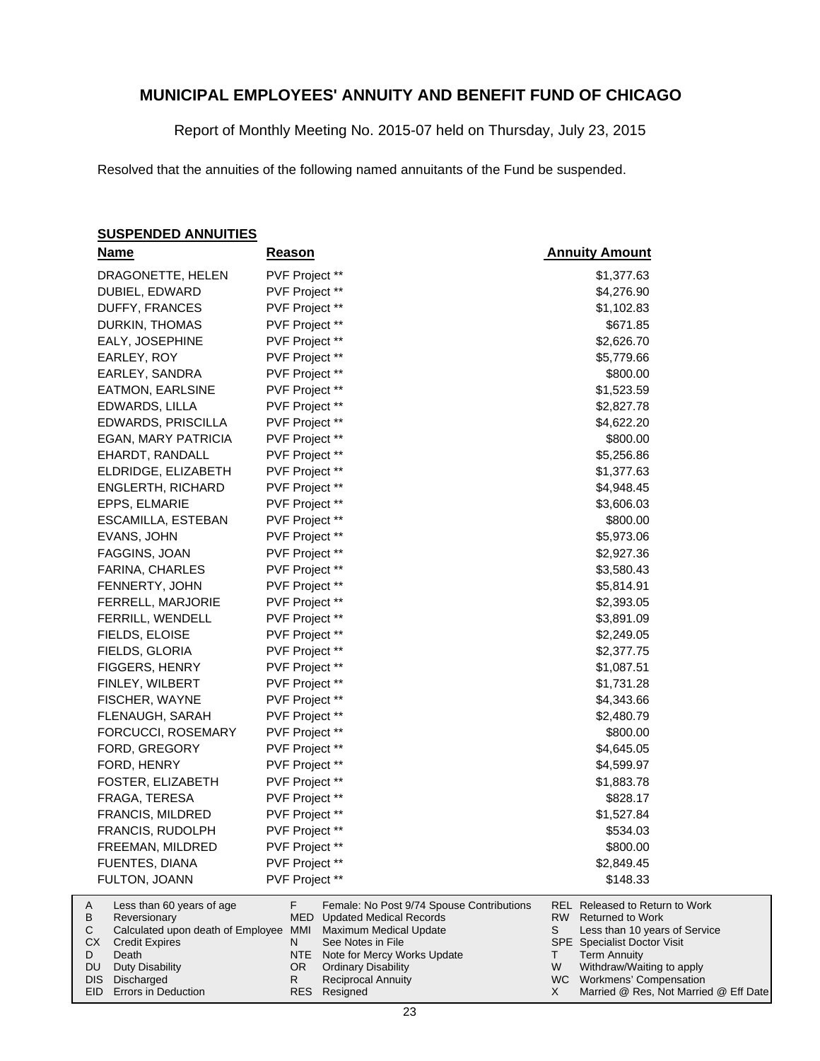# MUNICIPAL EMPLOYEES' ANNUITY AND BENEFIT FUND OF CHICAGO

Report of Monthly Meeting No. 2015-07 held on Thursday, July 23, 2015

Resolved that the annuities of the following named annuitants of the Fund be suspended.

**SUSPENDED ANNUITIES**

| Name | Reason | Annuity Amount |
|---|---|---|
| DRAGONETTE, HELEN | PVF Project ** | $1,377.63 |
| DUBIEL, EDWARD | PVF Project ** | $4,276.90 |
| DUFFY, FRANCES | PVF Project ** | $1,102.83 |
| DURKIN, THOMAS | PVF Project ** | $671.85 |
| EALY, JOSEPHINE | PVF Project ** | $2,626.70 |
| EARLEY, ROY | PVF Project ** | $5,779.66 |
| EARLEY, SANDRA | PVF Project ** | $800.00 |
| EATMON, EARLSINE | PVF Project ** | $1,523.59 |
| EDWARDS, LILLA | PVF Project ** | $2,827.78 |
| EDWARDS, PRISCILLA | PVF Project ** | $4,622.20 |
| EGAN, MARY PATRICIA | PVF Project ** | $800.00 |
| EHARDT, RANDALL | PVF Project ** | $5,256.86 |
| ELDRIDGE, ELIZABETH | PVF Project ** | $1,377.63 |
| ENGLERTH, RICHARD | PVF Project ** | $4,948.45 |
| EPPS, ELMARIE | PVF Project ** | $3,606.03 |
| ESCAMILLA, ESTEBAN | PVF Project ** | $800.00 |
| EVANS, JOHN | PVF Project ** | $5,973.06 |
| FAGGINS, JOAN | PVF Project ** | $2,927.36 |
| FARINA, CHARLES | PVF Project ** | $3,580.43 |
| FENNERTY, JOHN | PVF Project ** | $5,814.91 |
| FERRELL, MARJORIE | PVF Project ** | $2,393.05 |
| FERRILL, WENDELL | PVF Project ** | $3,891.09 |
| FIELDS, ELOISE | PVF Project ** | $2,249.05 |
| FIELDS, GLORIA | PVF Project ** | $2,377.75 |
| FIGGERS, HENRY | PVF Project ** | $1,087.51 |
| FINLEY, WILBERT | PVF Project ** | $1,731.28 |
| FISCHER, WAYNE | PVF Project ** | $4,343.66 |
| FLENAUGH, SARAH | PVF Project ** | $2,480.79 |
| FORCUCCI, ROSEMARY | PVF Project ** | $800.00 |
| FORD, GREGORY | PVF Project ** | $4,645.05 |
| FORD, HENRY | PVF Project ** | $4,599.97 |
| FOSTER, ELIZABETH | PVF Project ** | $1,883.78 |
| FRAGA, TERESA | PVF Project ** | $828.17 |
| FRANCIS, MILDRED | PVF Project ** | $1,527.84 |
| FRANCIS, RUDOLPH | PVF Project ** | $534.03 |
| FREEMAN, MILDRED | PVF Project ** | $800.00 |
| FUENTES, DIANA | PVF Project ** | $2,849.45 |
| FULTON, JOANN | PVF Project ** | $148.33 |

| | | | | | |
|---|---|---|---|---|---|
| A | Less than 60 years of age | F | Female: No Post 9/74 Spouse Contributions | REL | Released to Return to Work |
| B | Reversionary | MED | Updated Medical Records | RW | Returned to Work |
| C | Calculated upon death of Employee | MMI | Maximum Medical Update | S | Less than 10 years of Service |
| CX | Credit Expires | N | See Notes in File | SPE | Specialist Doctor Visit |
| D | Death | NTE | Note for Mercy Works Update | T | Term Annuity |
| DU | Duty Disability | OR | Ordinary Disability | W | Withdraw/Waiting to apply |
| DIS | Discharged | R | Reciprocal Annuity | WC | Workmens' Compensation |
| EID | Errors in Deduction | RES | Resigned | X | Married @ Res, Not Married @ Eff Date |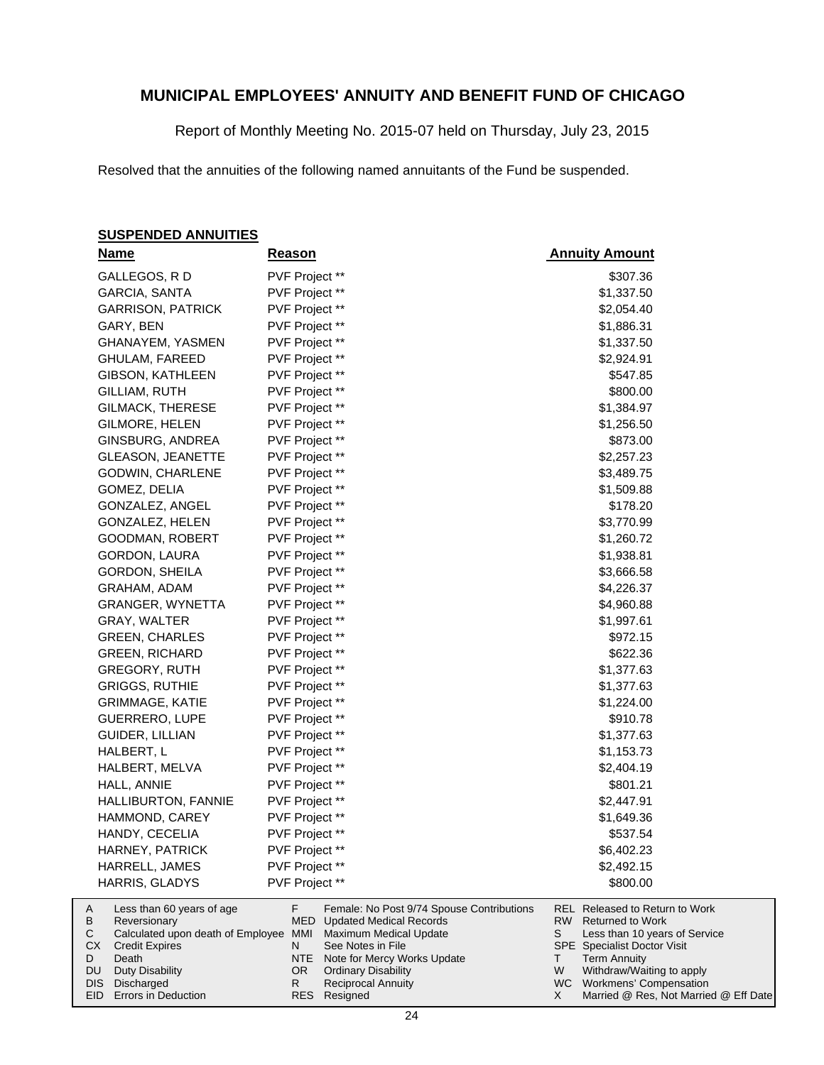# MUNICIPAL EMPLOYEES' ANNUITY AND BENEFIT FUND OF CHICAGO

Report of Monthly Meeting No. 2015-07 held on Thursday, July 23, 2015

Resolved that the annuities of the following named annuitants of the Fund be suspended.

**SUSPENDED ANNUITIES**

| Name | Reason | Annuity Amount |
|---|---|---|
| GALLEGOS, R D | PVF Project ** | $307.36 |
| GARCIA, SANTA | PVF Project ** | $1,337.50 |
| GARRISON, PATRICK | PVF Project ** | $2,054.40 |
| GARY, BEN | PVF Project ** | $1,886.31 |
| GHANAYEM, YASMEN | PVF Project ** | $1,337.50 |
| GHULAM, FAREED | PVF Project ** | $2,924.91 |
| GIBSON, KATHLEEN | PVF Project ** | $547.85 |
| GILLIAM, RUTH | PVF Project ** | $800.00 |
| GILMACK, THERESE | PVF Project ** | $1,384.97 |
| GILMORE, HELEN | PVF Project ** | $1,256.50 |
| GINSBURG, ANDREA | PVF Project ** | $873.00 |
| GLEASON, JEANETTE | PVF Project ** | $2,257.23 |
| GODWIN, CHARLENE | PVF Project ** | $3,489.75 |
| GOMEZ, DELIA | PVF Project ** | $1,509.88 |
| GONZALEZ, ANGEL | PVF Project ** | $178.20 |
| GONZALEZ, HELEN | PVF Project ** | $3,770.99 |
| GOODMAN, ROBERT | PVF Project ** | $1,260.72 |
| GORDON, LAURA | PVF Project ** | $1,938.81 |
| GORDON, SHEILA | PVF Project ** | $3,666.58 |
| GRAHAM, ADAM | PVF Project ** | $4,226.37 |
| GRANGER, WYNETTA | PVF Project ** | $4,960.88 |
| GRAY, WALTER | PVF Project ** | $1,997.61 |
| GREEN, CHARLES | PVF Project ** | $972.15 |
| GREEN, RICHARD | PVF Project ** | $622.36 |
| GREGORY, RUTH | PVF Project ** | $1,377.63 |
| GRIGGS, RUTHIE | PVF Project ** | $1,377.63 |
| GRIMMAGE, KATIE | PVF Project ** | $1,224.00 |
| GUERRERO, LUPE | PVF Project ** | $910.78 |
| GUIDER, LILLIAN | PVF Project ** | $1,377.63 |
| HALBERT, L | PVF Project ** | $1,153.73 |
| HALBERT, MELVA | PVF Project ** | $2,404.19 |
| HALL, ANNIE | PVF Project ** | $801.21 |
| HALLIBURTON, FANNIE | PVF Project ** | $2,447.91 |
| HAMMOND, CAREY | PVF Project ** | $1,649.36 |
| HANDY, CECELIA | PVF Project ** | $537.54 |
| HARNEY, PATRICK | PVF Project ** | $6,402.23 |
| HARRELL, JAMES | PVF Project ** | $2,492.15 |
| HARRIS, GLADYS | PVF Project ** | $800.00 |

| | | | | | |
|---|---|---|---|---|---|
| A | Less than 60 years of age | F | Female: No Post 9/74 Spouse Contributions | REL | Released to Return to Work |
| B | Reversionary | MED | Updated Medical Records | RW | Returned to Work |
| C | Calculated upon death of Employee | MMI | Maximum Medical Update | S | Less than 10 years of Service |
| CX | Credit Expires | N | See Notes in File | SPE | Specialist Doctor Visit |
| D | Death | NTE | Note for Mercy Works Update | T | Term Annuity |
| DU | Duty Disability | OR | Ordinary Disability | W | Withdraw/Waiting to apply |
| DIS | Discharged | R | Reciprocal Annuity | WC | Workmens' Compensation |
| EID | Errors in Deduction | RES | Resigned | X | Married @ Res, Not Married @ Eff Date |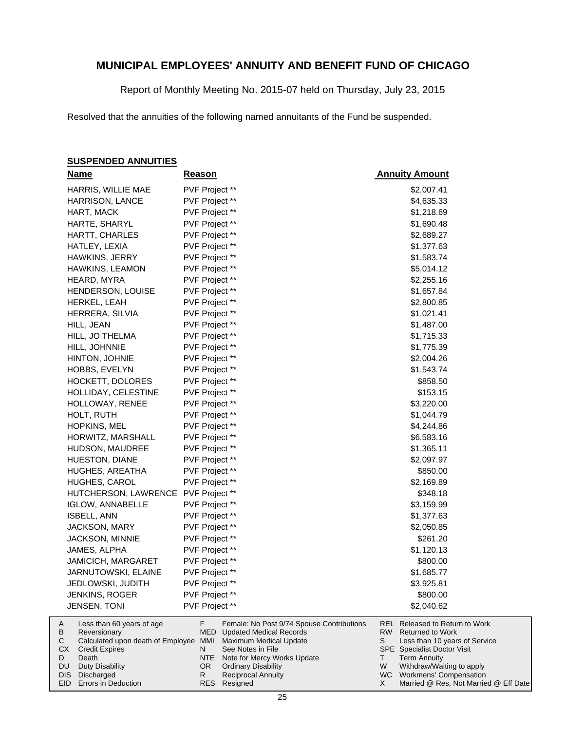# MUNICIPAL EMPLOYEES' ANNUITY AND BENEFIT FUND OF CHICAGO

Report of Monthly Meeting No. 2015-07 held on Thursday, July 23, 2015

Resolved that the annuities of the following named annuitants of the Fund be suspended.

**SUSPENDED ANNUITIES**

| Name | Reason | Annuity Amount |
|---|---|---|
| HARRIS, WILLIE MAE | PVF Project ** | $2,007.41 |
| HARRISON, LANCE | PVF Project ** | $4,635.33 |
| HART, MACK | PVF Project ** | $1,218.69 |
| HARTE, SHARYL | PVF Project ** | $1,690.48 |
| HARTT, CHARLES | PVF Project ** | $2,689.27 |
| HATLEY, LEXIA | PVF Project ** | $1,377.63 |
| HAWKINS, JERRY | PVF Project ** | $1,583.74 |
| HAWKINS, LEAMON | PVF Project ** | $5,014.12 |
| HEARD, MYRA | PVF Project ** | $2,255.16 |
| HENDERSON, LOUISE | PVF Project ** | $1,657.84 |
| HERKEL, LEAH | PVF Project ** | $2,800.85 |
| HERRERA, SILVIA | PVF Project ** | $1,021.41 |
| HILL, JEAN | PVF Project ** | $1,487.00 |
| HILL, JO THELMA | PVF Project ** | $1,715.33 |
| HILL, JOHNNIE | PVF Project ** | $1,775.39 |
| HINTON, JOHNIE | PVF Project ** | $2,004.26 |
| HOBBS, EVELYN | PVF Project ** | $1,543.74 |
| HOCKETT, DOLORES | PVF Project ** | $858.50 |
| HOLLIDAY, CELESTINE | PVF Project ** | $153.15 |
| HOLLOWAY, RENEE | PVF Project ** | $3,220.00 |
| HOLT, RUTH | PVF Project ** | $1,044.79 |
| HOPKINS, MEL | PVF Project ** | $4,244.86 |
| HORWITZ, MARSHALL | PVF Project ** | $6,583.16 |
| HUDSON, MAUDREE | PVF Project ** | $1,365.11 |
| HUESTON, DIANE | PVF Project ** | $2,097.97 |
| HUGHES, AREATHA | PVF Project ** | $850.00 |
| HUGHES, CAROL | PVF Project ** | $2,169.89 |
| HUTCHERSON, LAWRENCE | PVF Project ** | $348.18 |
| IGLOW, ANNABELLE | PVF Project ** | $3,159.99 |
| ISBELL, ANN | PVF Project ** | $1,377.63 |
| JACKSON, MARY | PVF Project ** | $2,050.85 |
| JACKSON, MINNIE | PVF Project ** | $261.20 |
| JAMES, ALPHA | PVF Project ** | $1,120.13 |
| JAMICICH, MARGARET | PVF Project ** | $800.00 |
| JARNUTOWSKI, ELAINE | PVF Project ** | $1,685.77 |
| JEDLOWSKI, JUDITH | PVF Project ** | $3,925.81 |
| JENKINS, ROGER | PVF Project ** | $800.00 |
| JENSEN, TONI | PVF Project ** | $2,040.62 |

| | | | | | |
|---|---|---|---|---|---|
| A | Less than 60 years of age | F | Female: No Post 9/74 Spouse Contributions | REL | Released to Return to Work |
| B | Reversionary | MED | Updated Medical Records | RW | Returned to Work |
| C | Calculated upon death of Employee | MMI | Maximum Medical Update | S | Less than 10 years of Service |
| CX | Credit Expires | N | See Notes in File | SPE | Specialist Doctor Visit |
| D | Death | NTE | Note for Mercy Works Update | T | Term Annuity |
| DU | Duty Disability | OR | Ordinary Disability | W | Withdraw/Waiting to apply |
| DIS | Discharged | R | Reciprocal Annuity | WC | Workmens' Compensation |
| EID | Errors in Deduction | RES | Resigned | X | Married @ Res, Not Married @ Eff Date |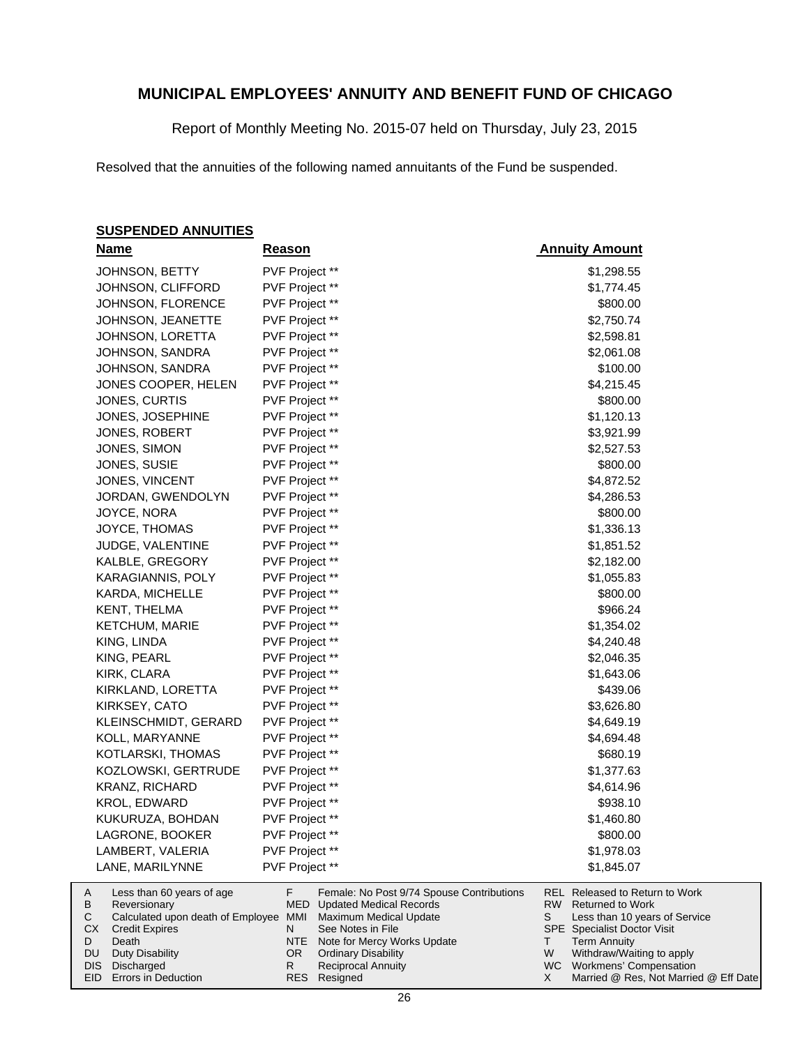# MUNICIPAL EMPLOYEES' ANNUITY AND BENEFIT FUND OF CHICAGO

Report of Monthly Meeting No. 2015-07 held on Thursday, July 23, 2015

Resolved that the annuities of the following named annuitants of the Fund be suspended.

## SUSPENDED ANNUITIES

| Name | Reason | Annuity Amount |
|---|---|---|
| JOHNSON, BETTY | PVF Project ** | $1,298.55 |
| JOHNSON, CLIFFORD | PVF Project ** | $1,774.45 |
| JOHNSON, FLORENCE | PVF Project ** | $800.00 |
| JOHNSON, JEANETTE | PVF Project ** | $2,750.74 |
| JOHNSON, LORETTA | PVF Project ** | $2,598.81 |
| JOHNSON, SANDRA | PVF Project ** | $2,061.08 |
| JOHNSON, SANDRA | PVF Project ** | $100.00 |
| JONES COOPER, HELEN | PVF Project ** | $4,215.45 |
| JONES, CURTIS | PVF Project ** | $800.00 |
| JONES, JOSEPHINE | PVF Project ** | $1,120.13 |
| JONES, ROBERT | PVF Project ** | $3,921.99 |
| JONES, SIMON | PVF Project ** | $2,527.53 |
| JONES, SUSIE | PVF Project ** | $800.00 |
| JONES, VINCENT | PVF Project ** | $4,872.52 |
| JORDAN, GWENDOLYN | PVF Project ** | $4,286.53 |
| JOYCE, NORA | PVF Project ** | $800.00 |
| JOYCE, THOMAS | PVF Project ** | $1,336.13 |
| JUDGE, VALENTINE | PVF Project ** | $1,851.52 |
| KALBLE, GREGORY | PVF Project ** | $2,182.00 |
| KARAGIANNIS, POLY | PVF Project ** | $1,055.83 |
| KARDA, MICHELLE | PVF Project ** | $800.00 |
| KENT, THELMA | PVF Project ** | $966.24 |
| KETCHUM, MARIE | PVF Project ** | $1,354.02 |
| KING, LINDA | PVF Project ** | $4,240.48 |
| KING, PEARL | PVF Project ** | $2,046.35 |
| KIRK, CLARA | PVF Project ** | $1,643.06 |
| KIRKLAND, LORETTA | PVF Project ** | $439.06 |
| KIRKSEY, CATO | PVF Project ** | $3,626.80 |
| KLEINSCHMIDT, GERARD | PVF Project ** | $4,649.19 |
| KOLL, MARYANNE | PVF Project ** | $4,694.48 |
| KOTLARSKI, THOMAS | PVF Project ** | $680.19 |
| KOZLOWSKI, GERTRUDE | PVF Project ** | $1,377.63 |
| KRANZ, RICHARD | PVF Project ** | $4,614.96 |
| KROL, EDWARD | PVF Project ** | $938.10 |
| KUKURUZA, BOHDAN | PVF Project ** | $1,460.80 |
| LAGRONE, BOOKER | PVF Project ** | $800.00 |
| LAMBERT, VALERIA | PVF Project ** | $1,978.03 |
| LANE, MARILYNNE | PVF Project ** | $1,845.07 |

| | | | | | |
|---|---|---|---|---|---|
| A | Less than 60 years of age | F | Female: No Post 9/74 Spouse Contributions | REL | Released to Return to Work |
| B | Reversionary | MED | Updated Medical Records | RW | Returned to Work |
| C | Calculated upon death of Employee | MMI | Maximum Medical Update | S | Less than 10 years of Service |
| CX | Credit Expires | N | See Notes in File | SPE | Specialist Doctor Visit |
| D | Death | NTE | Note for Mercy Works Update | T | Term Annuity |
| DU | Duty Disability | OR | Ordinary Disability | W | Withdraw/Waiting to apply |
| DIS | Discharged | R | Reciprocal Annuity | WC | Workmens' Compensation |
| EID | Errors in Deduction | RES | Resigned | X | Married @ Res, Not Married @ Eff Date |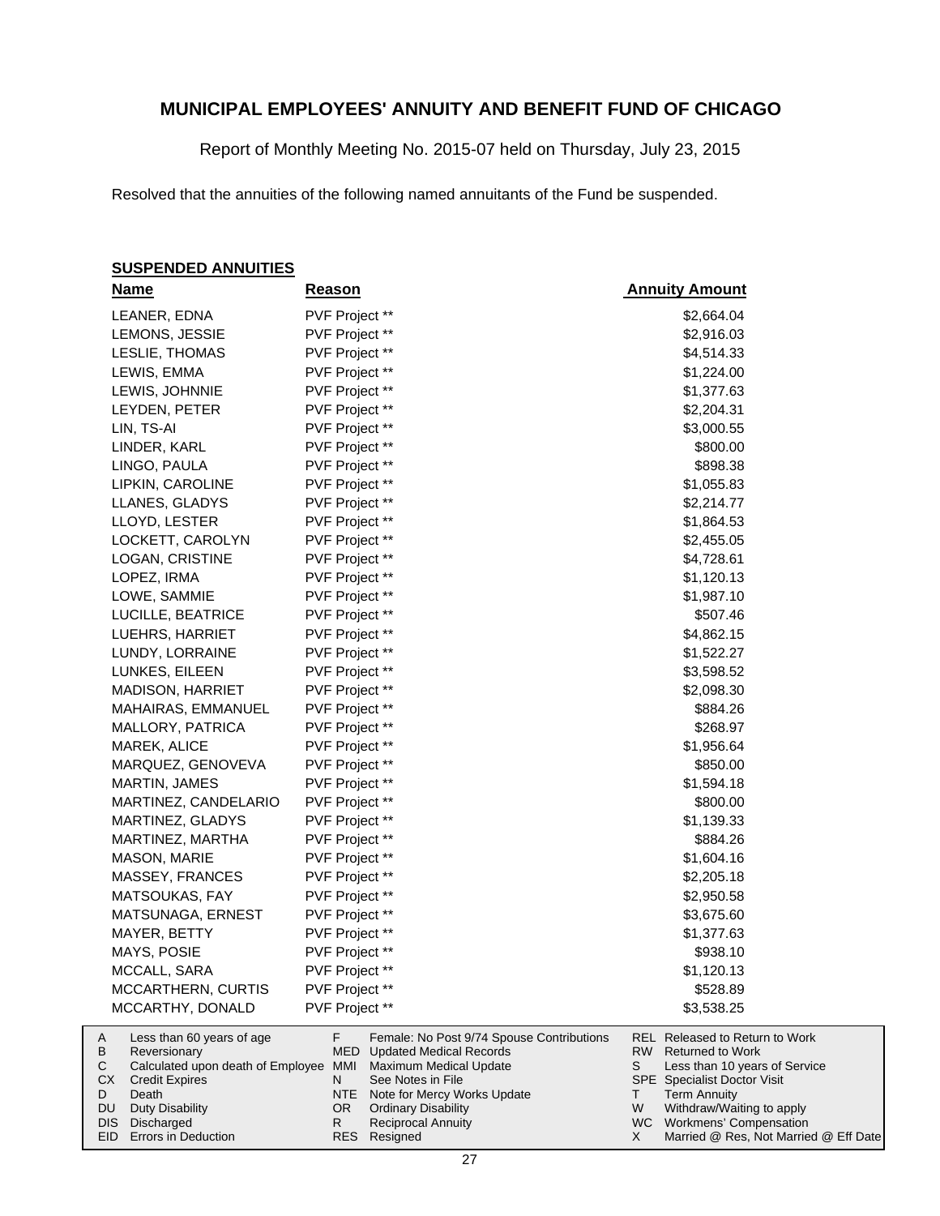# MUNICIPAL EMPLOYEES' ANNUITY AND BENEFIT FUND OF CHICAGO

Report of Monthly Meeting No. 2015-07 held on Thursday, July 23, 2015

Resolved that the annuities of the following named annuitants of the Fund be suspended.

**SUSPENDED ANNUITIES**

| Name | Reason | Annuity Amount |
|---|---|---|
| LEANER, EDNA | PVF Project ** | $2,664.04 |
| LEMONS, JESSIE | PVF Project ** | $2,916.03 |
| LESLIE, THOMAS | PVF Project ** | $4,514.33 |
| LEWIS, EMMA | PVF Project ** | $1,224.00 |
| LEWIS, JOHNNIE | PVF Project ** | $1,377.63 |
| LEYDEN, PETER | PVF Project ** | $2,204.31 |
| LIN, TS-AI | PVF Project ** | $3,000.55 |
| LINDER, KARL | PVF Project ** | $800.00 |
| LINGO, PAULA | PVF Project ** | $898.38 |
| LIPKIN, CAROLINE | PVF Project ** | $1,055.83 |
| LLANES, GLADYS | PVF Project ** | $2,214.77 |
| LLOYD, LESTER | PVF Project ** | $1,864.53 |
| LOCKETT, CAROLYN | PVF Project ** | $2,455.05 |
| LOGAN, CRISTINE | PVF Project ** | $4,728.61 |
| LOPEZ, IRMA | PVF Project ** | $1,120.13 |
| LOWE, SAMMIE | PVF Project ** | $1,987.10 |
| LUCILLE, BEATRICE | PVF Project ** | $507.46 |
| LUEHRS, HARRIET | PVF Project ** | $4,862.15 |
| LUNDY, LORRAINE | PVF Project ** | $1,522.27 |
| LUNKES, EILEEN | PVF Project ** | $3,598.52 |
| MADISON, HARRIET | PVF Project ** | $2,098.30 |
| MAHAIRAS, EMMANUEL | PVF Project ** | $884.26 |
| MALLORY, PATRICA | PVF Project ** | $268.97 |
| MAREK, ALICE | PVF Project ** | $1,956.64 |
| MARQUEZ, GENOVEVA | PVF Project ** | $850.00 |
| MARTIN, JAMES | PVF Project ** | $1,594.18 |
| MARTINEZ, CANDELARIO | PVF Project ** | $800.00 |
| MARTINEZ, GLADYS | PVF Project ** | $1,139.33 |
| MARTINEZ, MARTHA | PVF Project ** | $884.26 |
| MASON, MARIE | PVF Project ** | $1,604.16 |
| MASSEY, FRANCES | PVF Project ** | $2,205.18 |
| MATSOUKAS, FAY | PVF Project ** | $2,950.58 |
| MATSUNAGA, ERNEST | PVF Project ** | $3,675.60 |
| MAYER, BETTY | PVF Project ** | $1,377.63 |
| MAYS, POSIE | PVF Project ** | $938.10 |
| MCCALL, SARA | PVF Project ** | $1,120.13 |
| MCCARTHERN, CURTIS | PVF Project ** | $528.89 |
| MCCARTHY, DONALD | PVF Project ** | $3,538.25 |

| | | | | | |
|---|---|---|---|---|---|
| A | Less than 60 years of age | F | Female: No Post 9/74 Spouse Contributions | REL | Released to Return to Work |
| B | Reversionary | MED | Updated Medical Records | RW | Returned to Work |
| C | Calculated upon death of Employee | MMI | Maximum Medical Update | S | Less than 10 years of Service |
| CX | Credit Expires | N | See Notes in File | SPE | Specialist Doctor Visit |
| D | Death | NTE | Note for Mercy Works Update | T | Term Annuity |
| DU | Duty Disability | OR | Ordinary Disability | W | Withdraw/Waiting to apply |
| DIS | Discharged | R | Reciprocal Annuity | WC | Workmens' Compensation |
| EID | Errors in Deduction | RES | Resigned | X | Married @ Res, Not Married @ Eff Date |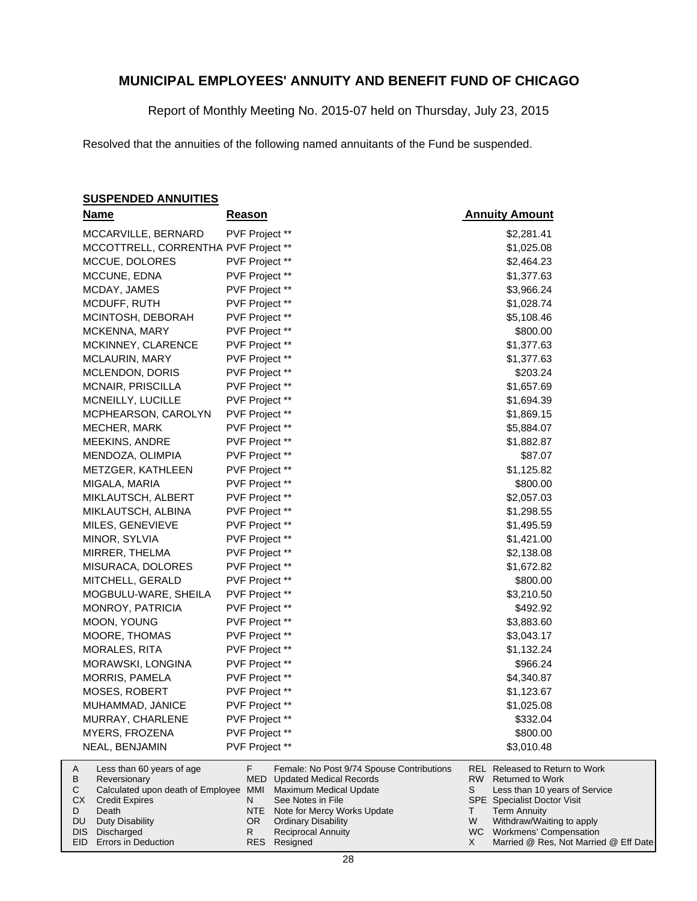# MUNICIPAL EMPLOYEES' ANNUITY AND BENEFIT FUND OF CHICAGO

Report of Monthly Meeting No. 2015-07 held on Thursday, July 23, 2015

Resolved that the annuities of the following named annuitants of the Fund be suspended.

## SUSPENDED ANNUITIES

| Name | Reason | Annuity Amount |
|---|---|---|
| MCCARVILLE, BERNARD | PVF Project ** | $2,281.41 |
| MCCOTTRELL, CORRENTHA | PVF Project ** | $1,025.08 |
| MCCUE, DOLORES | PVF Project ** | $2,464.23 |
| MCCUNE, EDNA | PVF Project ** | $1,377.63 |
| MCDAY, JAMES | PVF Project ** | $3,966.24 |
| MCDUFF, RUTH | PVF Project ** | $1,028.74 |
| MCINTOSH, DEBORAH | PVF Project ** | $5,108.46 |
| MCKENNA, MARY | PVF Project ** | $800.00 |
| MCKINNEY, CLARENCE | PVF Project ** | $1,377.63 |
| MCLAURIN, MARY | PVF Project ** | $1,377.63 |
| MCLENDON, DORIS | PVF Project ** | $203.24 |
| MCNAIR, PRISCILLA | PVF Project ** | $1,657.69 |
| MCNEILLY, LUCILLE | PVF Project ** | $1,694.39 |
| MCPHEARSON, CAROLYN | PVF Project ** | $1,869.15 |
| MECHER, MARK | PVF Project ** | $5,884.07 |
| MEEKINS, ANDRE | PVF Project ** | $1,882.87 |
| MENDOZA, OLIMPIA | PVF Project ** | $87.07 |
| METZGER, KATHLEEN | PVF Project ** | $1,125.82 |
| MIGALA, MARIA | PVF Project ** | $800.00 |
| MIKLAUTSCH, ALBERT | PVF Project ** | $2,057.03 |
| MIKLAUTSCH, ALBINA | PVF Project ** | $1,298.55 |
| MILES, GENEVIEVE | PVF Project ** | $1,495.59 |
| MINOR, SYLVIA | PVF Project ** | $1,421.00 |
| MIRRER, THELMA | PVF Project ** | $2,138.08 |
| MISURACA, DOLORES | PVF Project ** | $1,672.82 |
| MITCHELL, GERALD | PVF Project ** | $800.00 |
| MOGBULU-WARE, SHEILA | PVF Project ** | $3,210.50 |
| MONROY, PATRICIA | PVF Project ** | $492.92 |
| MOON, YOUNG | PVF Project ** | $3,883.60 |
| MOORE, THOMAS | PVF Project ** | $3,043.17 |
| MORALES, RITA | PVF Project ** | $1,132.24 |
| MORAWSKI, LONGINA | PVF Project ** | $966.24 |
| MORRIS, PAMELA | PVF Project ** | $4,340.87 |
| MOSES, ROBERT | PVF Project ** | $1,123.67 |
| MUHAMMAD, JANICE | PVF Project ** | $1,025.08 |
| MURRAY, CHARLENE | PVF Project ** | $332.04 |
| MYERS, FROZENA | PVF Project ** | $800.00 |
| NEAL, BENJAMIN | PVF Project ** | $3,010.48 |

| | | | | | |
|---|---|---|---|---|---|
| A | Less than 60 years of age | F | Female: No Post 9/74 Spouse Contributions | REL | Released to Return to Work |
| B | Reversionary | MED | Updated Medical Records | RW | Returned to Work |
| C | Calculated upon death of Employee | MMI | Maximum Medical Update | S | Less than 10 years of Service |
| CX | Credit Expires | N | See Notes in File | SPE | Specialist Doctor Visit |
| D | Death | NTE | Note for Mercy Works Update | T | Term Annuity |
| DU | Duty Disability | OR | Ordinary Disability | W | Withdraw/Waiting to apply |
| DIS | Discharged | R | Reciprocal Annuity | WC | Workmens' Compensation |
| EID | Errors in Deduction | RES | Resigned | X | Married @ Res, Not Married @ Eff Date |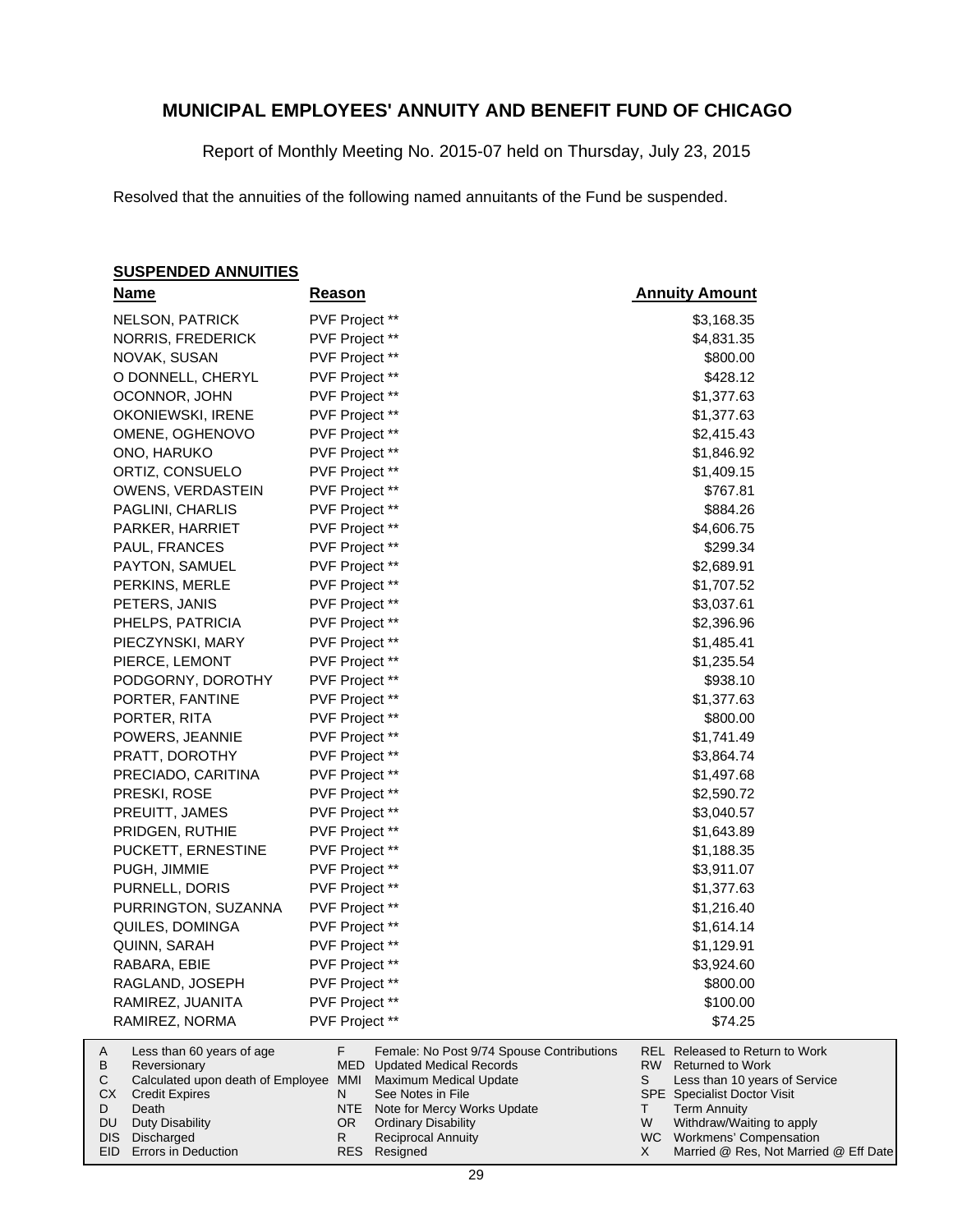# MUNICIPAL EMPLOYEES' ANNUITY AND BENEFIT FUND OF CHICAGO

Report of Monthly Meeting No. 2015-07 held on Thursday, July 23, 2015

Resolved that the annuities of the following named annuitants of the Fund be suspended.

**SUSPENDED ANNUITIES**

| Name | Reason | Annuity Amount |
|---|---|---|
| NELSON, PATRICK | PVF Project ** | $3,168.35 |
| NORRIS, FREDERICK | PVF Project ** | $4,831.35 |
| NOVAK, SUSAN | PVF Project ** | $800.00 |
| O DONNELL, CHERYL | PVF Project ** | $428.12 |
| OCONNOR, JOHN | PVF Project ** | $1,377.63 |
| OKONIEWSKI, IRENE | PVF Project ** | $1,377.63 |
| OMENE, OGHENOVO | PVF Project ** | $2,415.43 |
| ONO, HARUKO | PVF Project ** | $1,846.92 |
| ORTIZ, CONSUELO | PVF Project ** | $1,409.15 |
| OWENS, VERDASTEIN | PVF Project ** | $767.81 |
| PAGLINI, CHARLIS | PVF Project ** | $884.26 |
| PARKER, HARRIET | PVF Project ** | $4,606.75 |
| PAUL, FRANCES | PVF Project ** | $299.34 |
| PAYTON, SAMUEL | PVF Project ** | $2,689.91 |
| PERKINS, MERLE | PVF Project ** | $1,707.52 |
| PETERS, JANIS | PVF Project ** | $3,037.61 |
| PHELPS, PATRICIA | PVF Project ** | $2,396.96 |
| PIECZYNSKI, MARY | PVF Project ** | $1,485.41 |
| PIERCE, LEMONT | PVF Project ** | $1,235.54 |
| PODGORNY, DOROTHY | PVF Project ** | $938.10 |
| PORTER, FANTINE | PVF Project ** | $1,377.63 |
| PORTER, RITA | PVF Project ** | $800.00 |
| POWERS, JEANNIE | PVF Project ** | $1,741.49 |
| PRATT, DOROTHY | PVF Project ** | $3,864.74 |
| PRECIADO, CARITINA | PVF Project ** | $1,497.68 |
| PRESKI, ROSE | PVF Project ** | $2,590.72 |
| PREUITT, JAMES | PVF Project ** | $3,040.57 |
| PRIDGEN, RUTHIE | PVF Project ** | $1,643.89 |
| PUCKETT, ERNESTINE | PVF Project ** | $1,188.35 |
| PUGH, JIMMIE | PVF Project ** | $3,911.07 |
| PURNELL, DORIS | PVF Project ** | $1,377.63 |
| PURRINGTON, SUZANNA | PVF Project ** | $1,216.40 |
| QUILES, DOMINGA | PVF Project ** | $1,614.14 |
| QUINN, SARAH | PVF Project ** | $1,129.91 |
| RABARA, EBIE | PVF Project ** | $3,924.60 |
| RAGLAND, JOSEPH | PVF Project ** | $800.00 |
| RAMIREZ, JUANITA | PVF Project ** | $100.00 |
| RAMIREZ, NORMA | PVF Project ** | $74.25 |

| | | | | | |
|---|---|---|---|---|---|
| A | Less than 60 years of age | F | Female: No Post 9/74 Spouse Contributions | REL | Released to Return to Work |
| B | Reversionary | MED | Updated Medical Records | RW | Returned to Work |
| C | Calculated upon death of Employee | MMI | Maximum Medical Update | S | Less than 10 years of Service |
| CX | Credit Expires | N | See Notes in File | SPE | Specialist Doctor Visit |
| D | Death | NTE | Note for Mercy Works Update | T | Term Annuity |
| DU | Duty Disability | OR | Ordinary Disability | W | Withdraw/Waiting to apply |
| DIS | Discharged | R | Reciprocal Annuity | WC | Workmens' Compensation |
| EID | Errors in Deduction | RES | Resigned | X | Married @ Res, Not Married @ Eff Date |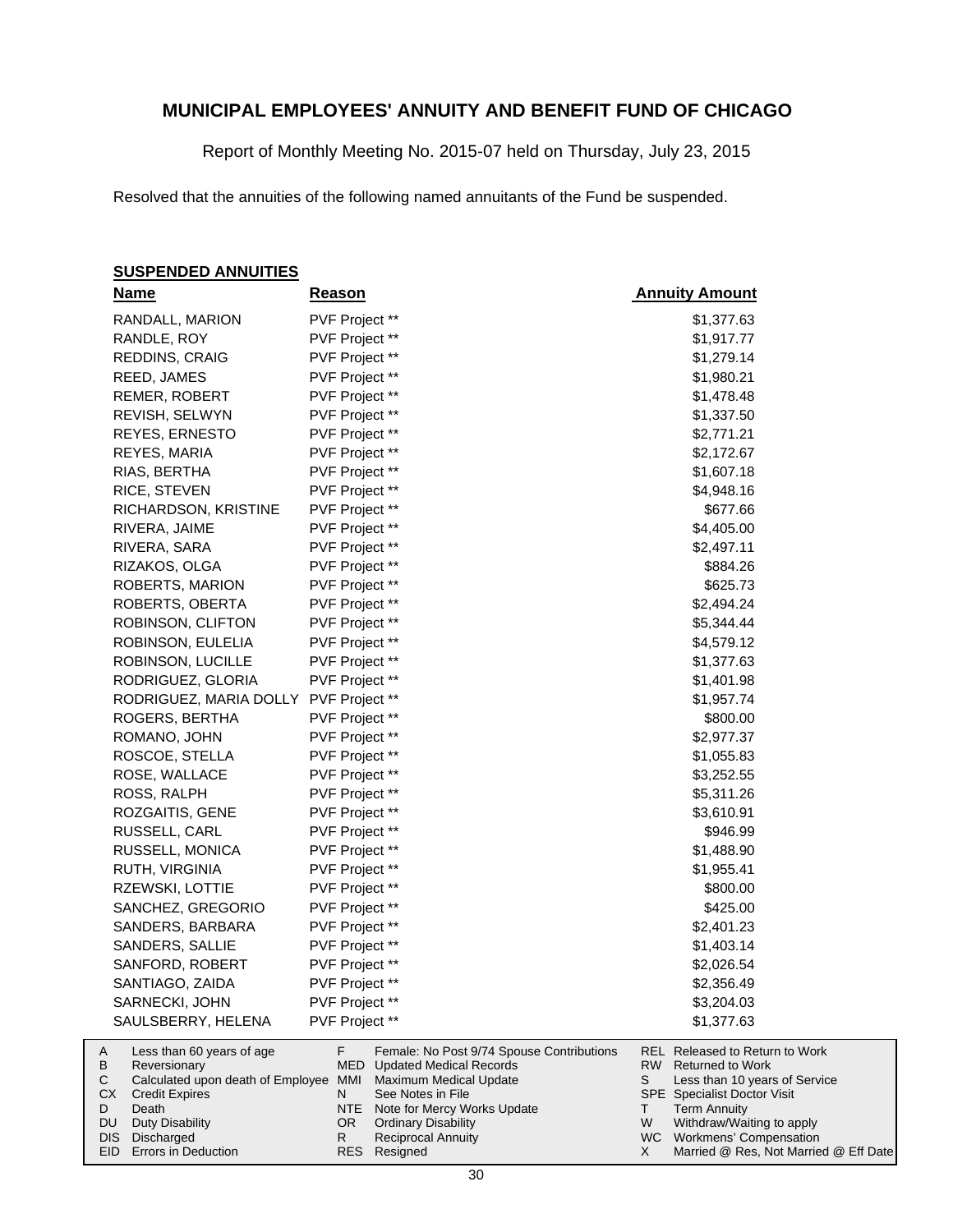# MUNICIPAL EMPLOYEES' ANNUITY AND BENEFIT FUND OF CHICAGO

Report of Monthly Meeting No. 2015-07 held on Thursday, July 23, 2015

Resolved that the annuities of the following named annuitants of the Fund be suspended.

**SUSPENDED ANNUITIES**

| Name | Reason | Annuity Amount |
|---|---|---|
| RANDALL, MARION | PVF Project ** | $1,377.63 |
| RANDLE, ROY | PVF Project ** | $1,917.77 |
| REDDINS, CRAIG | PVF Project ** | $1,279.14 |
| REED, JAMES | PVF Project ** | $1,980.21 |
| REMER, ROBERT | PVF Project ** | $1,478.48 |
| REVISH, SELWYN | PVF Project ** | $1,337.50 |
| REYES, ERNESTO | PVF Project ** | $2,771.21 |
| REYES, MARIA | PVF Project ** | $2,172.67 |
| RIAS, BERTHA | PVF Project ** | $1,607.18 |
| RICE, STEVEN | PVF Project ** | $4,948.16 |
| RICHARDSON, KRISTINE | PVF Project ** | $677.66 |
| RIVERA, JAIME | PVF Project ** | $4,405.00 |
| RIVERA, SARA | PVF Project ** | $2,497.11 |
| RIZAKOS, OLGA | PVF Project ** | $884.26 |
| ROBERTS, MARION | PVF Project ** | $625.73 |
| ROBERTS, OBERTA | PVF Project ** | $2,494.24 |
| ROBINSON, CLIFTON | PVF Project ** | $5,344.44 |
| ROBINSON, EULELIA | PVF Project ** | $4,579.12 |
| ROBINSON, LUCILLE | PVF Project ** | $1,377.63 |
| RODRIGUEZ, GLORIA | PVF Project ** | $1,401.98 |
| RODRIGUEZ, MARIA DOLLY | PVF Project ** | $1,957.74 |
| ROGERS, BERTHA | PVF Project ** | $800.00 |
| ROMANO, JOHN | PVF Project ** | $2,977.37 |
| ROSCOE, STELLA | PVF Project ** | $1,055.83 |
| ROSE, WALLACE | PVF Project ** | $3,252.55 |
| ROSS, RALPH | PVF Project ** | $5,311.26 |
| ROZGAITIS, GENE | PVF Project ** | $3,610.91 |
| RUSSELL, CARL | PVF Project ** | $946.99 |
| RUSSELL, MONICA | PVF Project ** | $1,488.90 |
| RUTH, VIRGINIA | PVF Project ** | $1,955.41 |
| RZEWSKI, LOTTIE | PVF Project ** | $800.00 |
| SANCHEZ, GREGORIO | PVF Project ** | $425.00 |
| SANDERS, BARBARA | PVF Project ** | $2,401.23 |
| SANDERS, SALLIE | PVF Project ** | $1,403.14 |
| SANFORD, ROBERT | PVF Project ** | $2,026.54 |
| SANTIAGO, ZAIDA | PVF Project ** | $2,356.49 |
| SARNECKI, JOHN | PVF Project ** | $3,204.03 |
| SAULSBERRY, HELENA | PVF Project ** | $1,377.63 |

| | | | | | |
|---|---|---|---|---|---|
| A | Less than 60 years of age | F | Female: No Post 9/74 Spouse Contributions | REL | Released to Return to Work |
| B | Reversionary | MED | Updated Medical Records | RW | Returned to Work |
| C | Calculated upon death of Employee | MMI | Maximum Medical Update | S | Less than 10 years of Service |
| CX | Credit Expires | N | See Notes in File | SPE | Specialist Doctor Visit |
| D | Death | NTE | Note for Mercy Works Update | T | Term Annuity |
| DU | Duty Disability | OR | Ordinary Disability | W | Withdraw/Waiting to apply |
| DIS | Discharged | R | Reciprocal Annuity | WC | Workmens' Compensation |
| EID | Errors in Deduction | RES | Resigned | X | Married @ Res, Not Married @ Eff Date |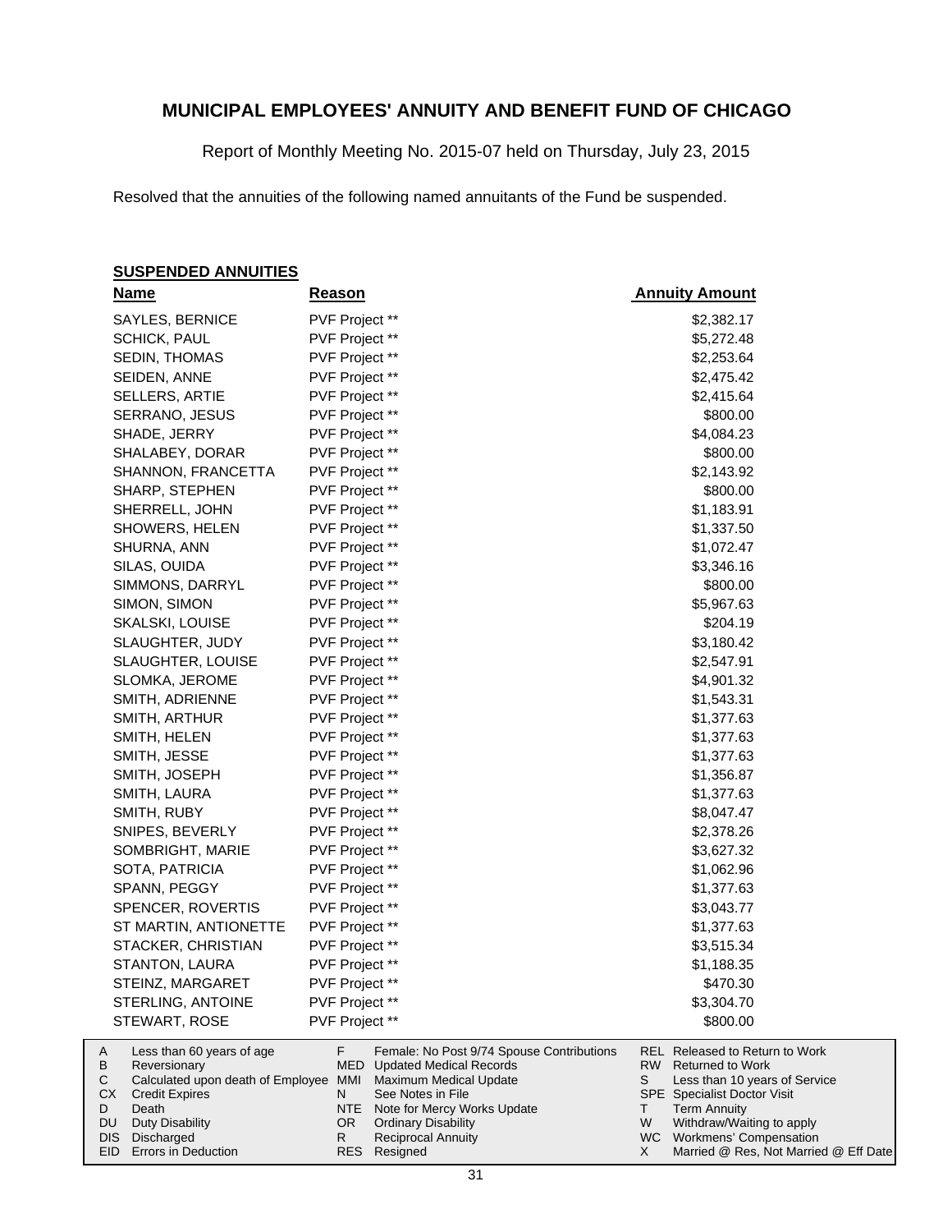# MUNICIPAL EMPLOYEES' ANNUITY AND BENEFIT FUND OF CHICAGO

Report of Monthly Meeting No. 2015-07 held on Thursday, July 23, 2015

Resolved that the annuities of the following named annuitants of the Fund be suspended.

## SUSPENDED ANNUITIES

| Name | Reason | Annuity Amount |
|---|---|---|
| SAYLES, BERNICE | PVF Project ** | $2,382.17 |
| SCHICK, PAUL | PVF Project ** | $5,272.48 |
| SEDIN, THOMAS | PVF Project ** | $2,253.64 |
| SEIDEN, ANNE | PVF Project ** | $2,475.42 |
| SELLERS, ARTIE | PVF Project ** | $2,415.64 |
| SERRANO, JESUS | PVF Project ** | $800.00 |
| SHADE, JERRY | PVF Project ** | $4,084.23 |
| SHALABEY, DORAR | PVF Project ** | $800.00 |
| SHANNON, FRANCETTA | PVF Project ** | $2,143.92 |
| SHARP, STEPHEN | PVF Project ** | $800.00 |
| SHERRELL, JOHN | PVF Project ** | $1,183.91 |
| SHOWERS, HELEN | PVF Project ** | $1,337.50 |
| SHURNA, ANN | PVF Project ** | $1,072.47 |
| SILAS, OUIDA | PVF Project ** | $3,346.16 |
| SIMMONS, DARRYL | PVF Project ** | $800.00 |
| SIMON, SIMON | PVF Project ** | $5,967.63 |
| SKALSKI, LOUISE | PVF Project ** | $204.19 |
| SLAUGHTER, JUDY | PVF Project ** | $3,180.42 |
| SLAUGHTER, LOUISE | PVF Project ** | $2,547.91 |
| SLOMKA, JEROME | PVF Project ** | $4,901.32 |
| SMITH, ADRIENNE | PVF Project ** | $1,543.31 |
| SMITH, ARTHUR | PVF Project ** | $1,377.63 |
| SMITH, HELEN | PVF Project ** | $1,377.63 |
| SMITH, JESSE | PVF Project ** | $1,377.63 |
| SMITH, JOSEPH | PVF Project ** | $1,356.87 |
| SMITH, LAURA | PVF Project ** | $1,377.63 |
| SMITH, RUBY | PVF Project ** | $8,047.47 |
| SNIPES, BEVERLY | PVF Project ** | $2,378.26 |
| SOMBRIGHT, MARIE | PVF Project ** | $3,627.32 |
| SOTA, PATRICIA | PVF Project ** | $1,062.96 |
| SPANN, PEGGY | PVF Project ** | $1,377.63 |
| SPENCER, ROVERTIS | PVF Project ** | $3,043.77 |
| ST MARTIN, ANTIONETTE | PVF Project ** | $1,377.63 |
| STACKER, CHRISTIAN | PVF Project ** | $3,515.34 |
| STANTON, LAURA | PVF Project ** | $1,188.35 |
| STEINZ, MARGARET | PVF Project ** | $470.30 |
| STERLING, ANTOINE | PVF Project ** | $3,304.70 |
| STEWART, ROSE | PVF Project ** | $800.00 |

| | | | | | |
|---|---|---|---|---|---|
| A | Less than 60 years of age | F | Female: No Post 9/74 Spouse Contributions | REL | Released to Return to Work |
| B | Reversionary | MED | Updated Medical Records | RW | Returned to Work |
| C | Calculated upon death of Employee | MMI | Maximum Medical Update | S | Less than 10 years of Service |
| CX | Credit Expires | N | See Notes in File | SPE | Specialist Doctor Visit |
| D | Death | NTE | Note for Mercy Works Update | T | Term Annuity |
| DU | Duty Disability | OR | Ordinary Disability | W | Withdraw/Waiting to apply |
| DIS | Discharged | R | Reciprocal Annuity | WC | Workmens' Compensation |
| EID | Errors in Deduction | RES | Resigned | X | Married @ Res, Not Married @ Eff Date |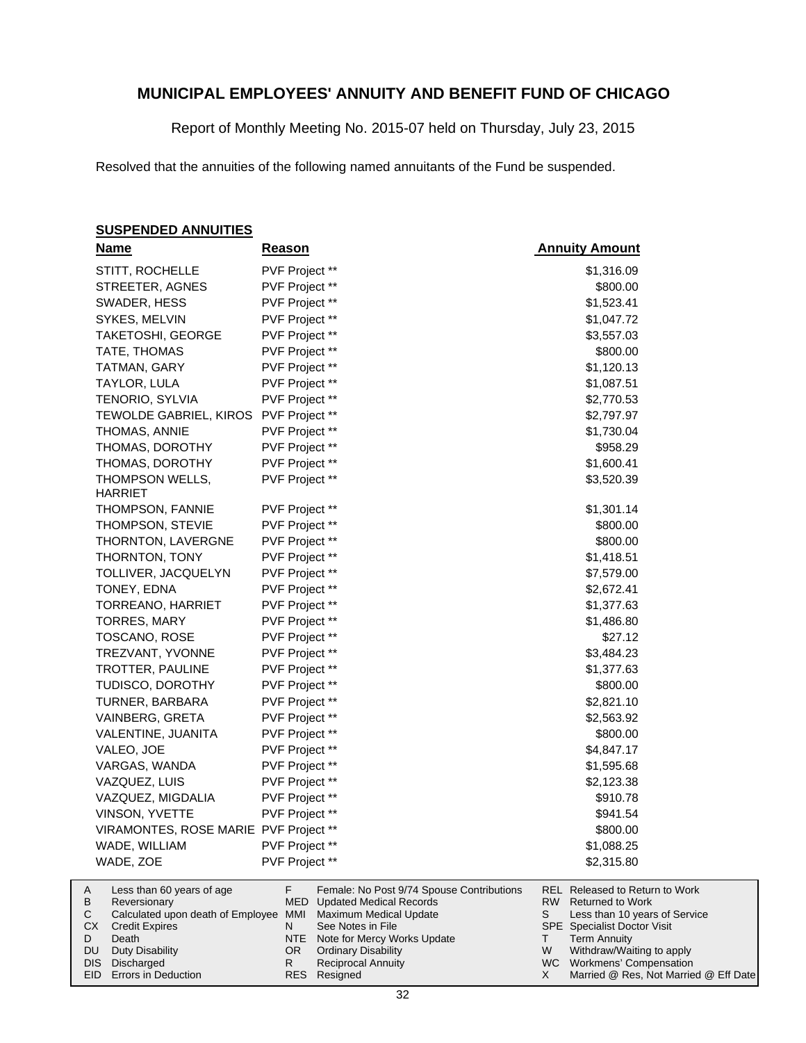# MUNICIPAL EMPLOYEES' ANNUITY AND BENEFIT FUND OF CHICAGO

Report of Monthly Meeting No. 2015-07 held on Thursday, July 23, 2015

Resolved that the annuities of the following named annuitants of the Fund be suspended.

**SUSPENDED ANNUITIES**

| Name | Reason | Annuity Amount |
|---|---|---|
| STITT, ROCHELLE | PVF Project ** | $1,316.09 |
| STREETER, AGNES | PVF Project ** | $800.00 |
| SWADER, HESS | PVF Project ** | $1,523.41 |
| SYKES, MELVIN | PVF Project ** | $1,047.72 |
| TAKETOSHI, GEORGE | PVF Project ** | $3,557.03 |
| TATE, THOMAS | PVF Project ** | $800.00 |
| TATMAN, GARY | PVF Project ** | $1,120.13 |
| TAYLOR, LULA | PVF Project ** | $1,087.51 |
| TENORIO, SYLVIA | PVF Project ** | $2,770.53 |
| TEWOLDE GABRIEL, KIROS | PVF Project ** | $2,797.97 |
| THOMAS, ANNIE | PVF Project ** | $1,730.04 |
| THOMAS, DOROTHY | PVF Project ** | $958.29 |
| THOMAS, DOROTHY | PVF Project ** | $1,600.41 |
| THOMPSON WELLS, HARRIET | PVF Project ** | $3,520.39 |
| THOMPSON, FANNIE | PVF Project ** | $1,301.14 |
| THOMPSON, STEVIE | PVF Project ** | $800.00 |
| THORNTON, LAVERGNE | PVF Project ** | $800.00 |
| THORNTON, TONY | PVF Project ** | $1,418.51 |
| TOLLIVER, JACQUELYN | PVF Project ** | $7,579.00 |
| TONEY, EDNA | PVF Project ** | $2,672.41 |
| TORREANO, HARRIET | PVF Project ** | $1,377.63 |
| TORRES, MARY | PVF Project ** | $1,486.80 |
| TOSCANO, ROSE | PVF Project ** | $27.12 |
| TREZVANT, YVONNE | PVF Project ** | $3,484.23 |
| TROTTER, PAULINE | PVF Project ** | $1,377.63 |
| TUDISCO, DOROTHY | PVF Project ** | $800.00 |
| TURNER, BARBARA | PVF Project ** | $2,821.10 |
| VAINBERG, GRETA | PVF Project ** | $2,563.92 |
| VALENTINE, JUANITA | PVF Project ** | $800.00 |
| VALEO, JOE | PVF Project ** | $4,847.17 |
| VARGAS, WANDA | PVF Project ** | $1,595.68 |
| VAZQUEZ, LUIS | PVF Project ** | $2,123.38 |
| VAZQUEZ, MIGDALIA | PVF Project ** | $910.78 |
| VINSON, YVETTE | PVF Project ** | $941.54 |
| VIRAMONTES, ROSE MARIE | PVF Project ** | $800.00 |
| WADE, WILLIAM | PVF Project ** | $1,088.25 |
| WADE, ZOE | PVF Project ** | $2,315.80 |

| Code | Description | Code | Description | Code | Description |
|---|---|---|---|---|---|
| A | Less than 60 years of age | F | Female: No Post 9/74 Spouse Contributions | REL | Released to Return to Work |
| B | Reversionary | MED | Updated Medical Records | RW | Returned to Work |
| C | Calculated upon death of Employee | MMI | Maximum Medical Update | S | Less than 10 years of Service |
| CX | Credit Expires | N | See Notes in File | SPE | Specialist Doctor Visit |
| D | Death | NTE | Note for Mercy Works Update | T | Term Annuity |
| DU | Duty Disability | OR | Ordinary Disability | W | Withdraw/Waiting to apply |
| DIS | Discharged | R | Reciprocal Annuity | WC | Workmens' Compensation |
| EID | Errors in Deduction | RES | Resigned | X | Married @ Res, Not Married @ Eff Date |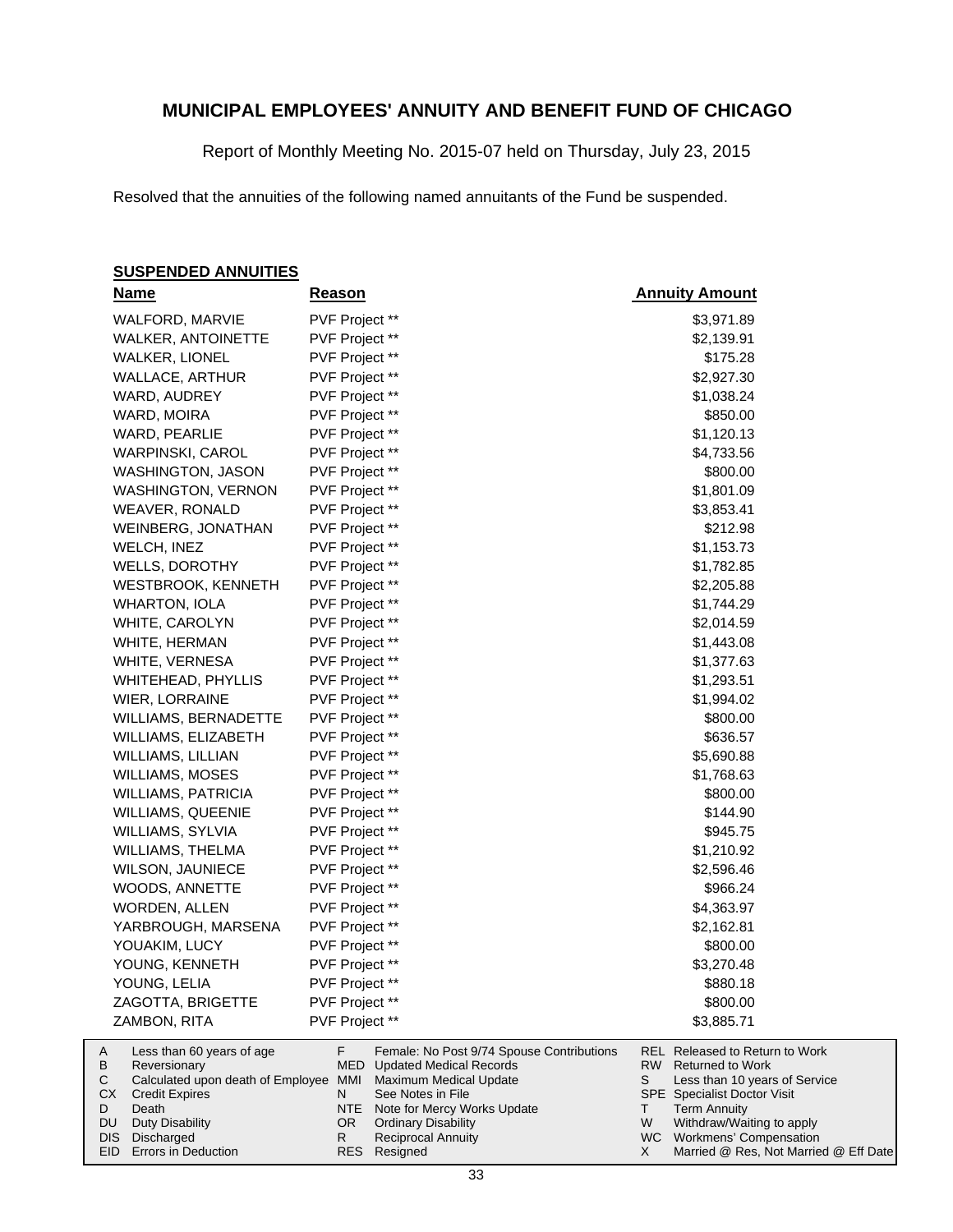# MUNICIPAL EMPLOYEES' ANNUITY AND BENEFIT FUND OF CHICAGO

Report of Monthly Meeting No. 2015-07 held on Thursday, July 23, 2015

Resolved that the annuities of the following named annuitants of the Fund be suspended.

## SUSPENDED ANNUITIES

| Name | Reason | Annuity Amount |
|---|---|---|
| WALFORD, MARVIE | PVF Project ** | $3,971.89 |
| WALKER, ANTOINETTE | PVF Project ** | $2,139.91 |
| WALKER, LIONEL | PVF Project ** | $175.28 |
| WALLACE, ARTHUR | PVF Project ** | $2,927.30 |
| WARD, AUDREY | PVF Project ** | $1,038.24 |
| WARD, MOIRA | PVF Project ** | $850.00 |
| WARD, PEARLIE | PVF Project ** | $1,120.13 |
| WARPINSKI, CAROL | PVF Project ** | $4,733.56 |
| WASHINGTON, JASON | PVF Project ** | $800.00 |
| WASHINGTON, VERNON | PVF Project ** | $1,801.09 |
| WEAVER, RONALD | PVF Project ** | $3,853.41 |
| WEINBERG, JONATHAN | PVF Project ** | $212.98 |
| WELCH, INEZ | PVF Project ** | $1,153.73 |
| WELLS, DOROTHY | PVF Project ** | $1,782.85 |
| WESTBROOK, KENNETH | PVF Project ** | $2,205.88 |
| WHARTON, IOLA | PVF Project ** | $1,744.29 |
| WHITE, CAROLYN | PVF Project ** | $2,014.59 |
| WHITE, HERMAN | PVF Project ** | $1,443.08 |
| WHITE, VERNESA | PVF Project ** | $1,377.63 |
| WHITEHEAD, PHYLLIS | PVF Project ** | $1,293.51 |
| WIER, LORRAINE | PVF Project ** | $1,994.02 |
| WILLIAMS, BERNADETTE | PVF Project ** | $800.00 |
| WILLIAMS, ELIZABETH | PVF Project ** | $636.57 |
| WILLIAMS, LILLIAN | PVF Project ** | $5,690.88 |
| WILLIAMS, MOSES | PVF Project ** | $1,768.63 |
| WILLIAMS, PATRICIA | PVF Project ** | $800.00 |
| WILLIAMS, QUEENIE | PVF Project ** | $144.90 |
| WILLIAMS, SYLVIA | PVF Project ** | $945.75 |
| WILLIAMS, THELMA | PVF Project ** | $1,210.92 |
| WILSON, JAUNIECE | PVF Project ** | $2,596.46 |
| WOODS, ANNETTE | PVF Project ** | $966.24 |
| WORDEN, ALLEN | PVF Project ** | $4,363.97 |
| YARBROUGH, MARSENA | PVF Project ** | $2,162.81 |
| YOUAKIM, LUCY | PVF Project ** | $800.00 |
| YOUNG, KENNETH | PVF Project ** | $3,270.48 |
| YOUNG, LELIA | PVF Project ** | $880.18 |
| ZAGOTTA, BRIGETTE | PVF Project ** | $800.00 |
| ZAMBON, RITA | PVF Project ** | $3,885.71 |

| | | | | | |
|---|---|---|---|---|---|
| A | Less than 60 years of age | F | Female: No Post 9/74 Spouse Contributions | REL | Released to Return to Work |
| B | Reversionary | MED | Updated Medical Records | RW | Returned to Work |
| C | Calculated upon death of Employee | MMI | Maximum Medical Update | S | Less than 10 years of Service |
| CX | Credit Expires | N | See Notes in File | SPE | Specialist Doctor Visit |
| D | Death | NTE | Note for Mercy Works Update | T | Term Annuity |
| DU | Duty Disability | OR | Ordinary Disability | W | Withdraw/Waiting to apply |
| DIS | Discharged | R | Reciprocal Annuity | WC | Workmens' Compensation |
| EID | Errors in Deduction | RES | Resigned | X | Married @ Res, Not Married @ Eff Date |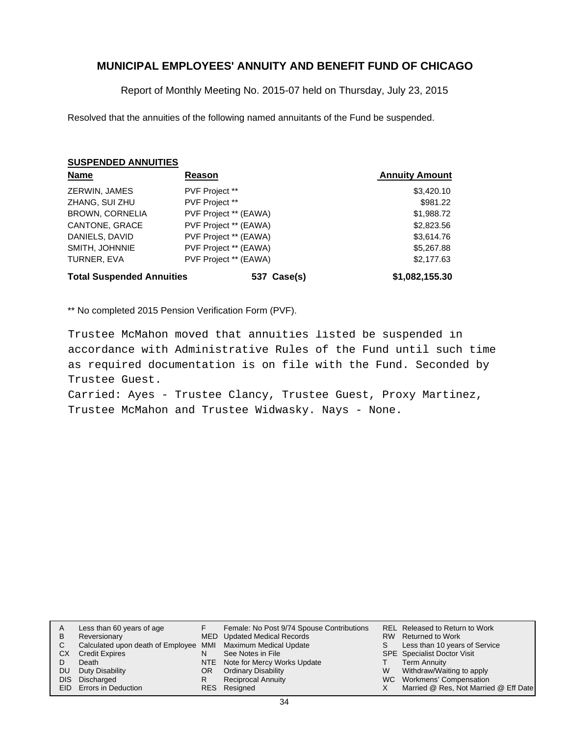## MUNICIPAL EMPLOYEES' ANNUITY AND BENEFIT FUND OF CHICAGO

Report of Monthly Meeting No. 2015-07 held on Thursday, July 23, 2015

Resolved that the annuities of the following named annuitants of the Fund be suspended.

**SUSPENDED ANNUITIES**

| Name | Reason | Annuity Amount |
|---|---|---|
| ZERWIN, JAMES | PVF Project ** | $3,420.10 |
| ZHANG, SUI ZHU | PVF Project ** | $981.22 |
| BROWN, CORNELIA | PVF Project ** (EAWA) | $1,988.72 |
| CANTONE, GRACE | PVF Project ** (EAWA) | $2,823.56 |
| DANIELS, DAVID | PVF Project ** (EAWA) | $3,614.76 |
| SMITH, JOHNNIE | PVF Project ** (EAWA) | $5,267.88 |
| TURNER, EVA | PVF Project ** (EAWA) | $2,177.63 |
| **Total Suspended Annuities** | **537 Case(s)** | **$1,082,155.30** |

** No completed 2015 Pension Verification Form (PVF).

Trustee McMahon moved that annuities listed be suspended in accordance with Administrative Rules of the Fund until such time as required documentation is on file with the Fund. Seconded by Trustee Guest.
Carried: Ayes - Trustee Clancy, Trustee Guest, Proxy Martinez, Trustee McMahon and Trustee Widwasky. Nays - None.

| | | | | | |
|---|---|---|---|---|---|
| A | Less than 60 years of age | F | Female: No Post 9/74 Spouse Contributions | REL | Released to Return to Work |
| B | Reversionary | MED | Updated Medical Records | RW | Returned to Work |
| C | Calculated upon death of Employee | MMI | Maximum Medical Update | S | Less than 10 years of Service |
| CX | Credit Expires | N | See Notes in File | SPE | Specialist Doctor Visit |
| D | Death | NTE | Note for Mercy Works Update | T | Term Annuity |
| DU | Duty Disability | OR | Ordinary Disability | W | Withdraw/Waiting to apply |
| DIS | Discharged | R | Reciprocal Annuity | WC | Workmens' Compensation |
| EID | Errors in Deduction | RES | Resigned | X | Married @ Res, Not Married @ Eff Date |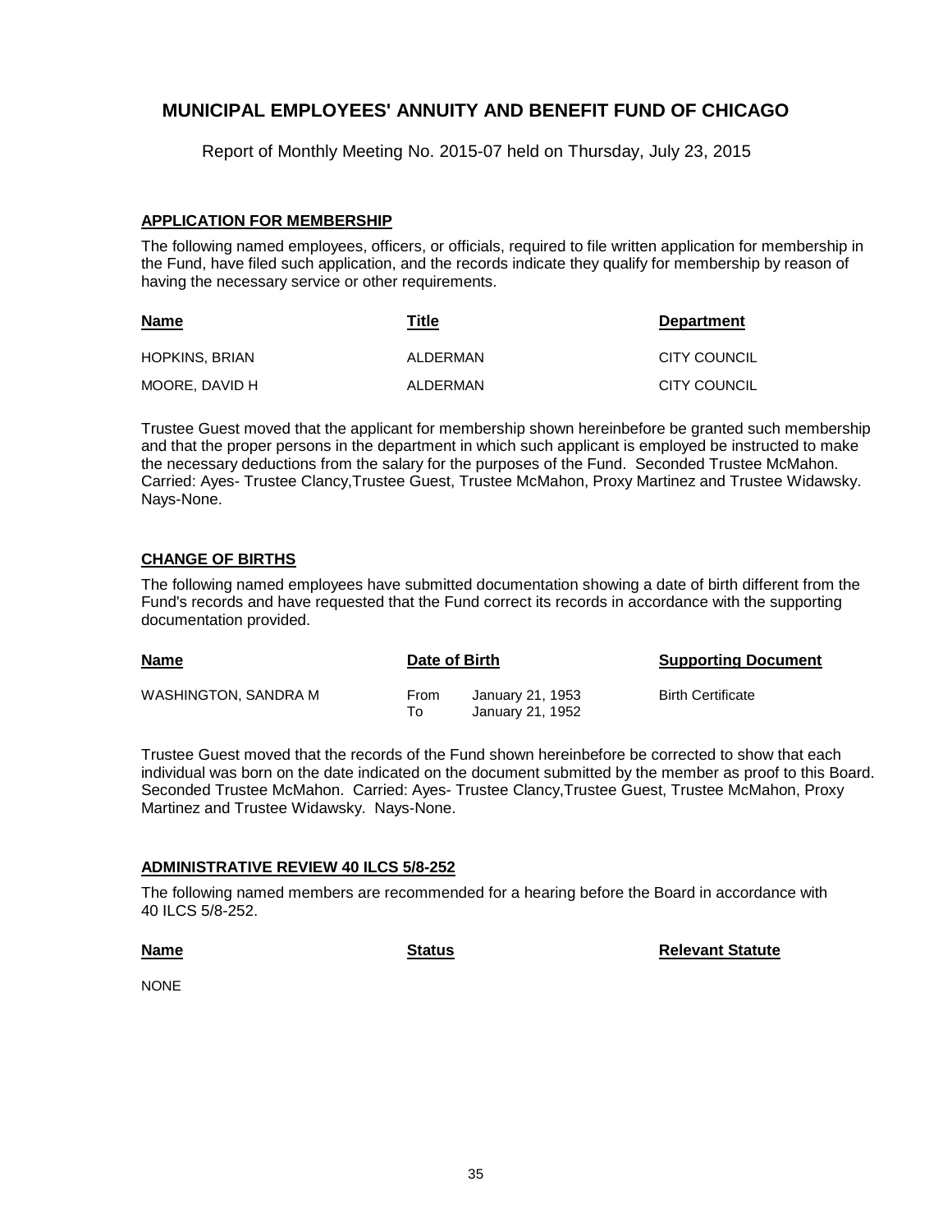# MUNICIPAL EMPLOYEES' ANNUITY AND BENEFIT FUND OF CHICAGO

Report of Monthly Meeting No. 2015-07 held on Thursday, July 23, 2015

## APPLICATION FOR MEMBERSHIP

The following named employees, officers, or officials, required to file written application for membership in the Fund, have filed such application, and the records indicate they qualify for membership by reason of having the necessary service or other requirements.

| Name | Title | Department |
|---|---|---|
| HOPKINS, BRIAN | ALDERMAN | CITY COUNCIL |
| MOORE, DAVID H | ALDERMAN | CITY COUNCIL |

Trustee Guest moved that the applicant for membership shown hereinbefore be granted such membership and that the proper persons in the department in which such applicant is employed be instructed to make the necessary deductions from the salary for the purposes of the Fund. Seconded Trustee McMahon. Carried: Ayes- Trustee Clancy,Trustee Guest, Trustee McMahon, Proxy Martinez and Trustee Widawsky. Nays-None.

## CHANGE OF BIRTHS

The following named employees have submitted documentation showing a date of birth different from the Fund's records and have requested that the Fund correct its records in accordance with the supporting documentation provided.

| Name | Date of Birth | | Supporting Document |
|---|---|---|---|
| WASHINGTON, SANDRA M | From | January 21, 1953 | Birth Certificate |
| | To | January 21, 1952 | |

Trustee Guest moved that the records of the Fund shown hereinbefore be corrected to show that each individual was born on the date indicated on the document submitted by the member as proof to this Board. Seconded Trustee McMahon. Carried: Ayes- Trustee Clancy,Trustee Guest, Trustee McMahon, Proxy Martinez and Trustee Widawsky. Nays-None.

## ADMINISTRATIVE REVIEW 40 ILCS 5/8-252

The following named members are recommended for a hearing before the Board in accordance with 40 ILCS 5/8-252.

| Name | Status | Relevant Statute |
|---|---|---|
| NONE | | |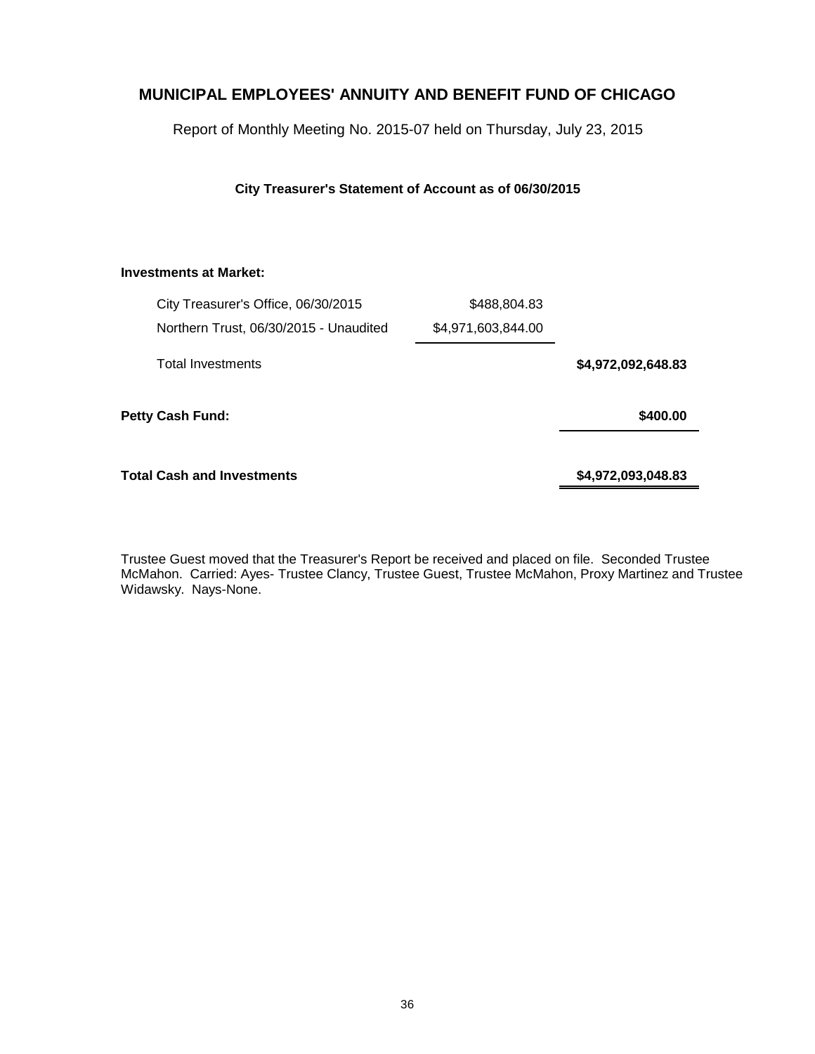# MUNICIPAL EMPLOYEES' ANNUITY AND BENEFIT FUND OF CHICAGO

Report of Monthly Meeting No. 2015-07 held on Thursday, July 23, 2015

**City Treasurer's Statement of Account as of 06/30/2015**

| **Investments at Market:** | | |
|---|---|---|
| City Treasurer's Office, 06/30/2015 | $488,804.83 | |
| Northern Trust, 06/30/2015 - Unaudited | $4,971,603,844.00 | |
| Total Investments | | **$4,972,092,648.83** |
| **Petty Cash Fund:** | | **$400.00** |
| **Total Cash and Investments** | | **$4,972,093,048.83** |

Trustee Guest moved that the Treasurer's Report be received and placed on file. Seconded Trustee McMahon. Carried: Ayes- Trustee Clancy, Trustee Guest, Trustee McMahon, Proxy Martinez and Trustee Widawsky. Nays-None.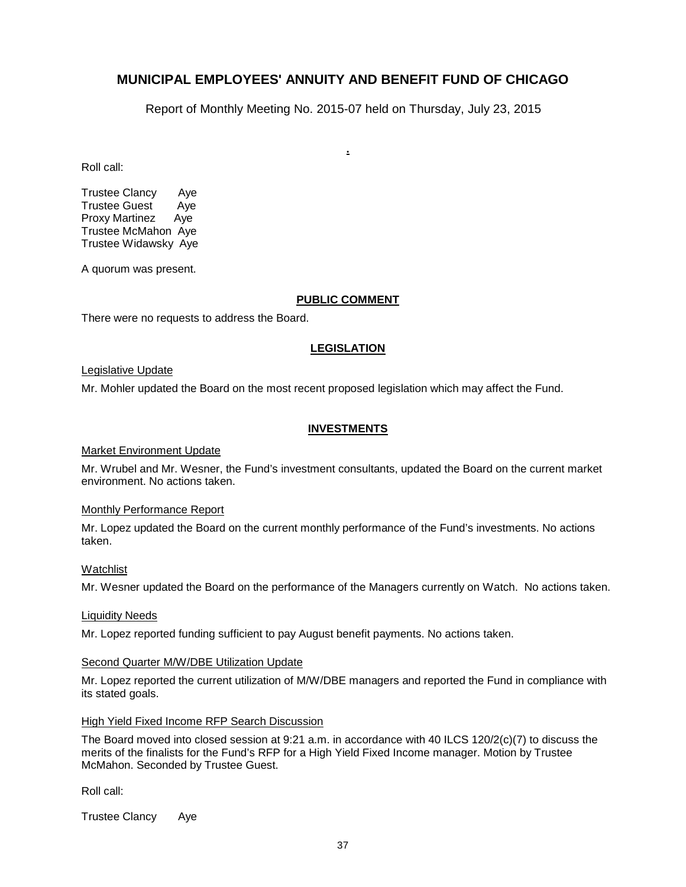# MUNICIPAL EMPLOYEES' ANNUITY AND BENEFIT FUND OF CHICAGO

Report of Monthly Meeting No. 2015-07 held on Thursday, July 23, 2015

Roll call:

Trustee Clancy Aye
Trustee Guest Aye
Proxy Martinez Aye
Trustee McMahon Aye
Trustee Widawsky Aye

A quorum was present.

## PUBLIC COMMENT

There were no requests to address the Board.

## LEGISLATION

### Legislative Update

Mr. Mohler updated the Board on the most recent proposed legislation which may affect the Fund.

## INVESTMENTS

### Market Environment Update

Mr. Wrubel and Mr. Wesner, the Fund's investment consultants, updated the Board on the current market environment. No actions taken.

### Monthly Performance Report

Mr. Lopez updated the Board on the current monthly performance of the Fund's investments. No actions taken.

### Watchlist

Mr. Wesner updated the Board on the performance of the Managers currently on Watch. No actions taken.

### Liquidity Needs

Mr. Lopez reported funding sufficient to pay August benefit payments. No actions taken.

### Second Quarter M/W/DBE Utilization Update

Mr. Lopez reported the current utilization of M/W/DBE managers and reported the Fund in compliance with its stated goals.

### High Yield Fixed Income RFP Search Discussion

The Board moved into closed session at 9:21 a.m. in accordance with 40 ILCS 120/2(c)(7) to discuss the merits of the finalists for the Fund's RFP for a High Yield Fixed Income manager. Motion by Trustee McMahon. Seconded by Trustee Guest.

Roll call:

Trustee Clancy Aye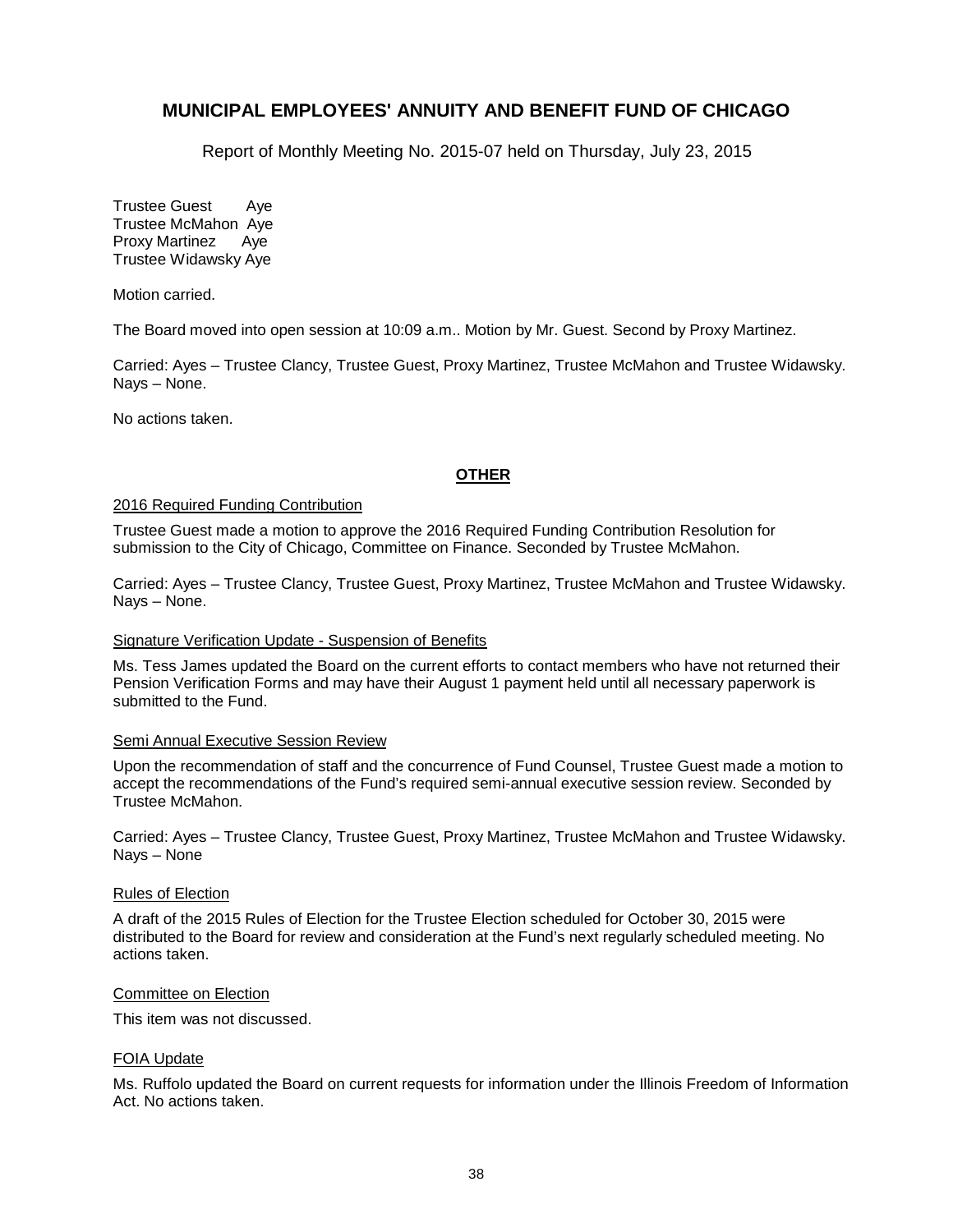Trustee Guest Aye
Trustee McMahon Aye
Proxy Martinez Aye
Trustee Widawsky Aye

Motion carried.

The Board moved into open session at 10:09 a.m.. Motion by Mr. Guest. Second by Proxy Martinez.

Carried: Ayes – Trustee Clancy, Trustee Guest, Proxy Martinez, Trustee McMahon and Trustee Widawsky. Nays – None.

No actions taken.

## OTHER

### 2016 Required Funding Contribution

Trustee Guest made a motion to approve the 2016 Required Funding Contribution Resolution for submission to the City of Chicago, Committee on Finance. Seconded by Trustee McMahon.

Carried: Ayes – Trustee Clancy, Trustee Guest, Proxy Martinez, Trustee McMahon and Trustee Widawsky. Nays – None.

### Signature Verification Update - Suspension of Benefits

Ms. Tess James updated the Board on the current efforts to contact members who have not returned their Pension Verification Forms and may have their August 1 payment held until all necessary paperwork is submitted to the Fund.

### Semi Annual Executive Session Review

Upon the recommendation of staff and the concurrence of Fund Counsel, Trustee Guest made a motion to accept the recommendations of the Fund's required semi-annual executive session review. Seconded by Trustee McMahon.

Carried: Ayes – Trustee Clancy, Trustee Guest, Proxy Martinez, Trustee McMahon and Trustee Widawsky. Nays – None

### Rules of Election

A draft of the 2015 Rules of Election for the Trustee Election scheduled for October 30, 2015 were distributed to the Board for review and consideration at the Fund's next regularly scheduled meeting. No actions taken.

### Committee on Election

This item was not discussed.

### FOIA Update

Ms. Ruffolo updated the Board on current requests for information under the Illinois Freedom of Information Act. No actions taken.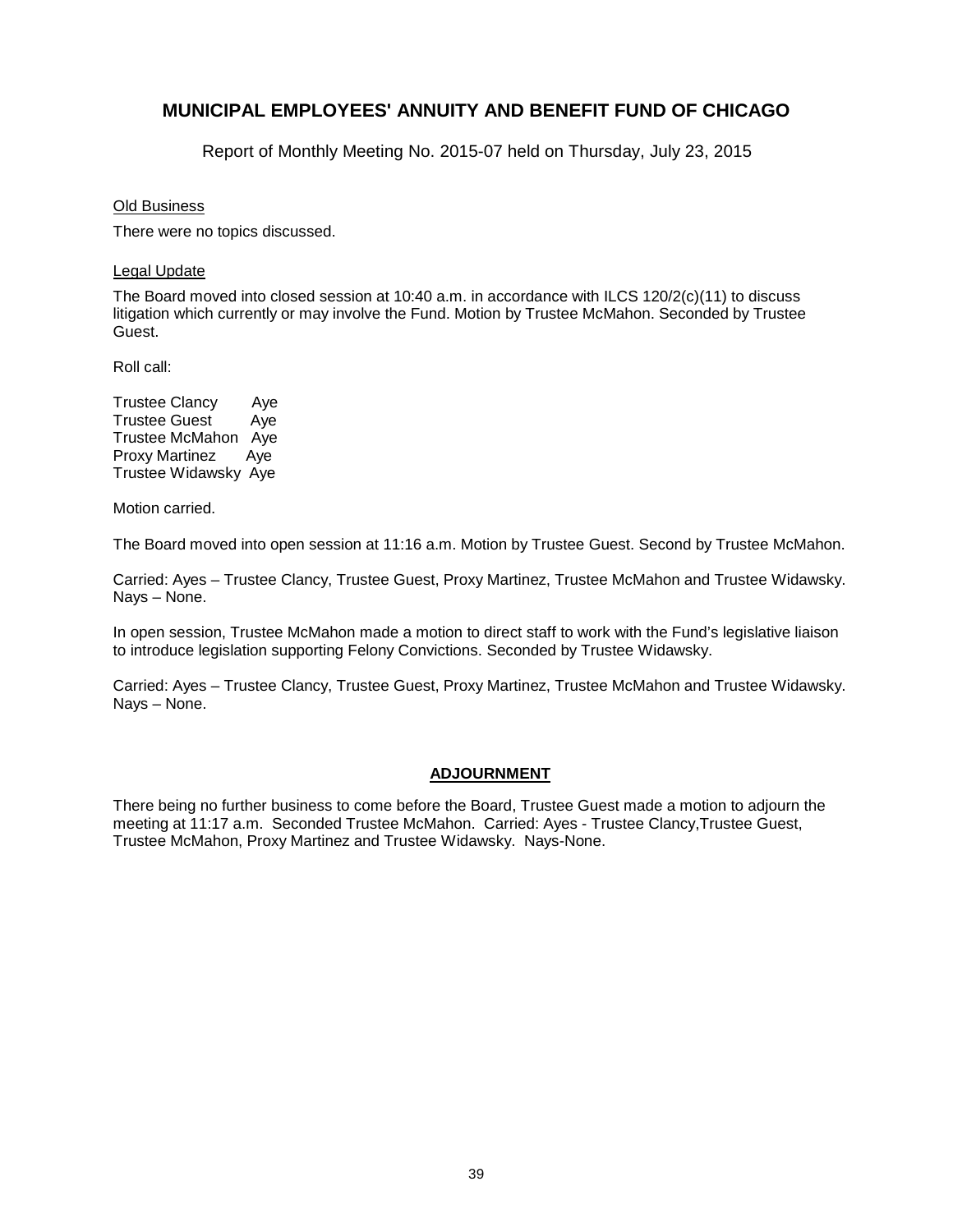# MUNICIPAL EMPLOYEES' ANNUITY AND BENEFIT FUND OF CHICAGO

Report of Monthly Meeting No. 2015-07 held on Thursday, July 23, 2015

Old Business

There were no topics discussed.

Legal Update

The Board moved into closed session at 10:40 a.m. in accordance with ILCS 120/2(c)(11) to discuss litigation which currently or may involve the Fund. Motion by Trustee McMahon. Seconded by Trustee Guest.

Roll call:

Trustee Clancy Aye
Trustee Guest Aye
Trustee McMahon Aye
Proxy Martinez Aye
Trustee Widawsky Aye

Motion carried.

The Board moved into open session at 11:16 a.m. Motion by Trustee Guest. Second by Trustee McMahon.

Carried: Ayes – Trustee Clancy, Trustee Guest, Proxy Martinez, Trustee McMahon and Trustee Widawsky. Nays – None.

In open session, Trustee McMahon made a motion to direct staff to work with the Fund's legislative liaison to introduce legislation supporting Felony Convictions. Seconded by Trustee Widawsky.

Carried: Ayes – Trustee Clancy, Trustee Guest, Proxy Martinez, Trustee McMahon and Trustee Widawsky. Nays – None.

## ADJOURNMENT

There being no further business to come before the Board, Trustee Guest made a motion to adjourn the meeting at 11:17 a.m. Seconded Trustee McMahon. Carried: Ayes - Trustee Clancy,Trustee Guest, Trustee McMahon, Proxy Martinez and Trustee Widawsky. Nays-None.